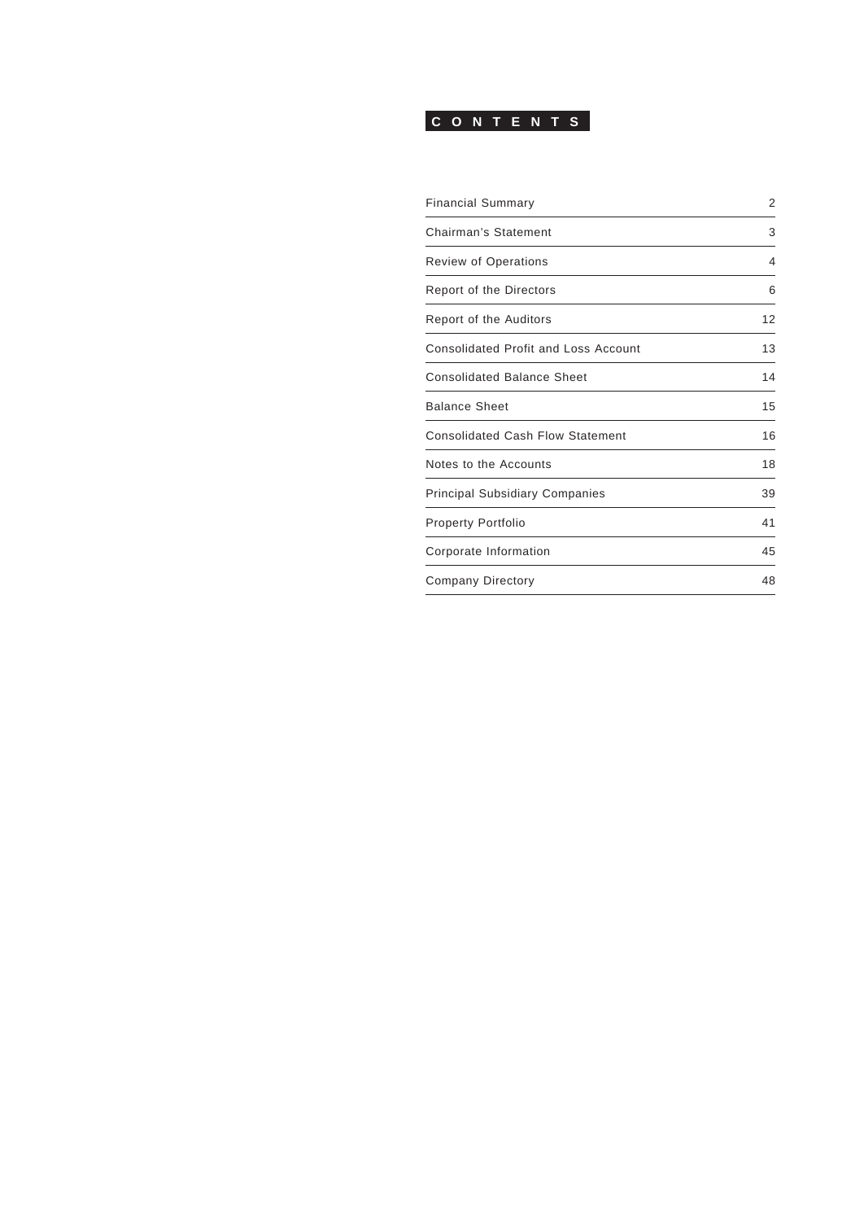# CONTENTS

| | |
|---|---|
| Financial Summary | 2 |
| Chairman's Statement | 3 |
| Review of Operations | 4 |
| Report of the Directors | 6 |
| Report of the Auditors | 12 |
| Consolidated Profit and Loss Account | 13 |
| Consolidated Balance Sheet | 14 |
| Balance Sheet | 15 |
| Consolidated Cash Flow Statement | 16 |
| Notes to the Accounts | 18 |
| Principal Subsidiary Companies | 39 |
| Property Portfolio | 41 |
| Corporate Information | 45 |
| Company Directory | 48 |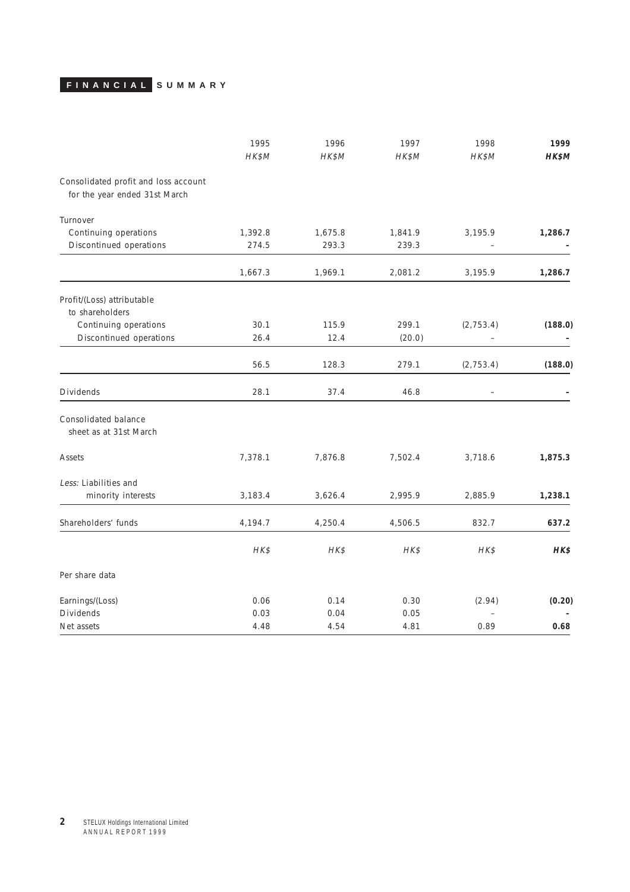# FINANCIAL SUMMARY

| | 1995 | 1996 | 1997 | 1998 | **1999** |
|---|---|---|---|---|---|
| | *HK$M* | *HK$M* | *HK$M* | *HK$M* | ***HK$M*** |
| Consolidated profit and loss account for the year ended 31st March | | | | | |
| Turnover | | | | | |
| Continuing operations | 1,392.8 | 1,675.8 | 1,841.9 | 3,195.9 | **1,286.7** |
| Discontinued operations | 274.5 | 293.3 | 239.3 | – | **-** |
| | 1,667.3 | 1,969.1 | 2,081.2 | 3,195.9 | **1,286.7** |
| Profit/(Loss) attributable to shareholders | | | | | |
| Continuing operations | 30.1 | 115.9 | 299.1 | (2,753.4) | **(188.0)** |
| Discontinued operations | 26.4 | 12.4 | (20.0) | – | **-** |
| | 56.5 | 128.3 | 279.1 | (2,753.4) | **(188.0)** |
| Dividends | 28.1 | 37.4 | 46.8 | – | **-** |
| Consolidated balance sheet as at 31st March | | | | | |
| Assets | 7,378.1 | 7,876.8 | 7,502.4 | 3,718.6 | **1,875.3** |
| *Less:* Liabilities and minority interests | 3,183.4 | 3,626.4 | 2,995.9 | 2,885.9 | **1,238.1** |
| Shareholders' funds | 4,194.7 | 4,250.4 | 4,506.5 | 832.7 | **637.2** |
| | *HK$* | *HK$* | *HK$* | *HK$* | ***HK$*** |
| Per share data | | | | | |
| Earnings/(Loss) | 0.06 | 0.14 | 0.30 | (2.94) | **(0.20)** |
| Dividends | 0.03 | 0.04 | 0.05 | – | **-** |
| Net assets | 4.48 | 4.54 | 4.81 | 0.89 | **0.68** |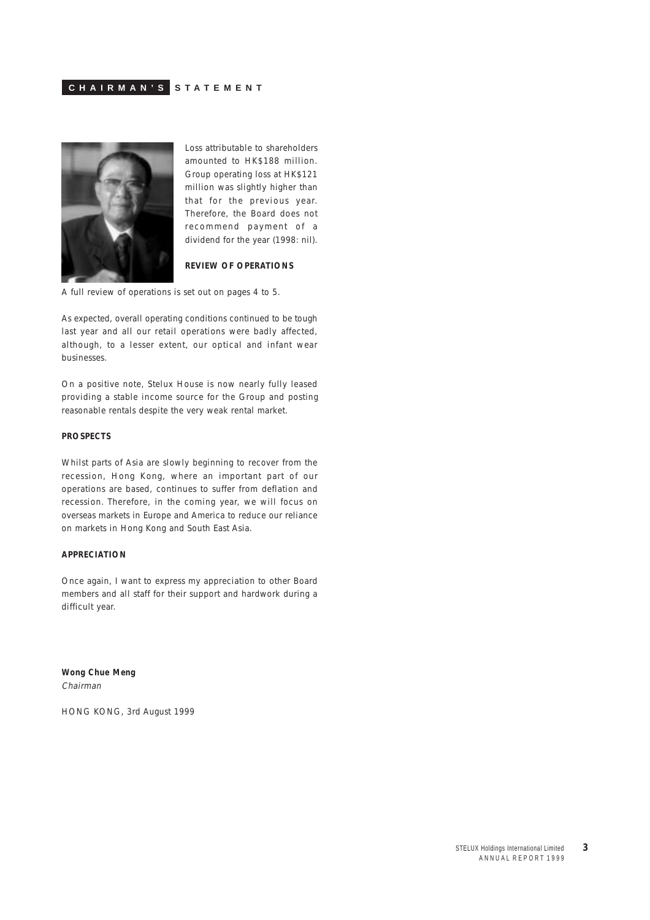# CHAIRMAN'S STATEMENT

Loss attributable to shareholders amounted to HK$188 million. Group operating loss at HK$121 million was slightly higher than that for the previous year. Therefore, the Board does not recommend payment of a dividend for the year (1998: nil).

**REVIEW OF OPERATIONS**

A full review of operations is set out on pages 4 to 5.

As expected, overall operating conditions continued to be tough last year and all our retail operations were badly affected, although, to a lesser extent, our optical and infant wear businesses.

On a positive note, Stelux House is now nearly fully leased providing a stable income source for the Group and posting reasonable rentals despite the very weak rental market.

**PROSPECTS**

Whilst parts of Asia are slowly beginning to recover from the recession, Hong Kong, where an important part of our operations are based, continues to suffer from deflation and recession. Therefore, in the coming year, we will focus on overseas markets in Europe and America to reduce our reliance on markets in Hong Kong and South East Asia.

**APPRECIATION**

Once again, I want to express my appreciation to other Board members and all staff for their support and hardwork during a difficult year.

**Wong Chue Meng**
*Chairman*

HONG KONG, 3rd August 1999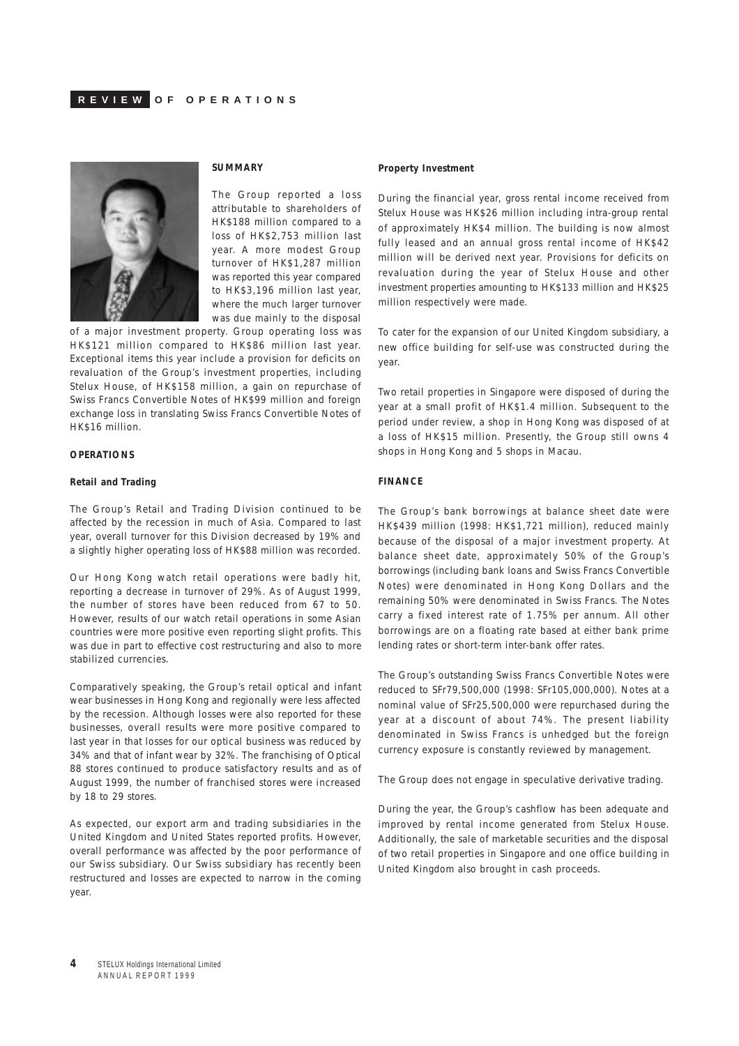# REVIEW OF OPERATIONS

## SUMMARY

The Group reported a loss attributable to shareholders of HK$188 million compared to a loss of HK$2,753 million last year. A more modest Group turnover of HK$1,287 million was reported this year compared to HK$3,196 million last year, where the much larger turnover was due mainly to the disposal of a major investment property. Group operating loss was HK$121 million compared to HK$86 million last year. Exceptional items this year include a provision for deficits on revaluation of the Group's investment properties, including Stelux House, of HK$158 million, a gain on repurchase of Swiss Francs Convertible Notes of HK$99 million and foreign exchange loss in translating Swiss Francs Convertible Notes of HK$16 million.

## OPERATIONS

### Retail and Trading

The Group's Retail and Trading Division continued to be affected by the recession in much of Asia. Compared to last year, overall turnover for this Division decreased by 19% and a slightly higher operating loss of HK$88 million was recorded.

Our Hong Kong watch retail operations were badly hit, reporting a decrease in turnover of 29%. As of August 1999, the number of stores have been reduced from 67 to 50. However, results of our watch retail operations in some Asian countries were more positive even reporting slight profits. This was due in part to effective cost restructuring and also to more stabilized currencies.

Comparatively speaking, the Group's retail optical and infant wear businesses in Hong Kong and regionally were less affected by the recession. Although losses were also reported for these businesses, overall results were more positive compared to last year in that losses for our optical business was reduced by 34% and that of infant wear by 32%. The franchising of Optical 88 stores continued to produce satisfactory results and as of August 1999, the number of franchised stores were increased by 18 to 29 stores.

As expected, our export arm and trading subsidiaries in the United Kingdom and United States reported profits. However, overall performance was affected by the poor performance of our Swiss subsidiary. Our Swiss subsidiary has recently been restructured and losses are expected to narrow in the coming year.

### Property Investment

During the financial year, gross rental income received from Stelux House was HK$26 million including intra-group rental of approximately HK$4 million. The building is now almost fully leased and an annual gross rental income of HK$42 million will be derived next year. Provisions for deficits on revaluation during the year of Stelux House and other investment properties amounting to HK$133 million and HK$25 million respectively were made.

To cater for the expansion of our United Kingdom subsidiary, a new office building for self-use was constructed during the year.

Two retail properties in Singapore were disposed of during the year at a small profit of HK$1.4 million. Subsequent to the period under review, a shop in Hong Kong was disposed of at a loss of HK$15 million. Presently, the Group still owns 4 shops in Hong Kong and 5 shops in Macau.

## FINANCE

The Group's bank borrowings at balance sheet date were HK$439 million (1998: HK$1,721 million), reduced mainly because of the disposal of a major investment property. At balance sheet date, approximately 50% of the Group's borrowings (including bank loans and Swiss Francs Convertible Notes) were denominated in Hong Kong Dollars and the remaining 50% were denominated in Swiss Francs. The Notes carry a fixed interest rate of 1.75% per annum. All other borrowings are on a floating rate based at either bank prime lending rates or short-term inter-bank offer rates.

The Group's outstanding Swiss Francs Convertible Notes were reduced to SFr79,500,000 (1998: SFr105,000,000). Notes at a nominal value of SFr25,500,000 were repurchased during the year at a discount of about 74%. The present liability denominated in Swiss Francs is unhedged but the foreign currency exposure is constantly reviewed by management.

The Group does not engage in speculative derivative trading.

During the year, the Group's cashflow has been adequate and improved by rental income generated from Stelux House. Additionally, the sale of marketable securities and the disposal of two retail properties in Singapore and one office building in United Kingdom also brought in cash proceeds.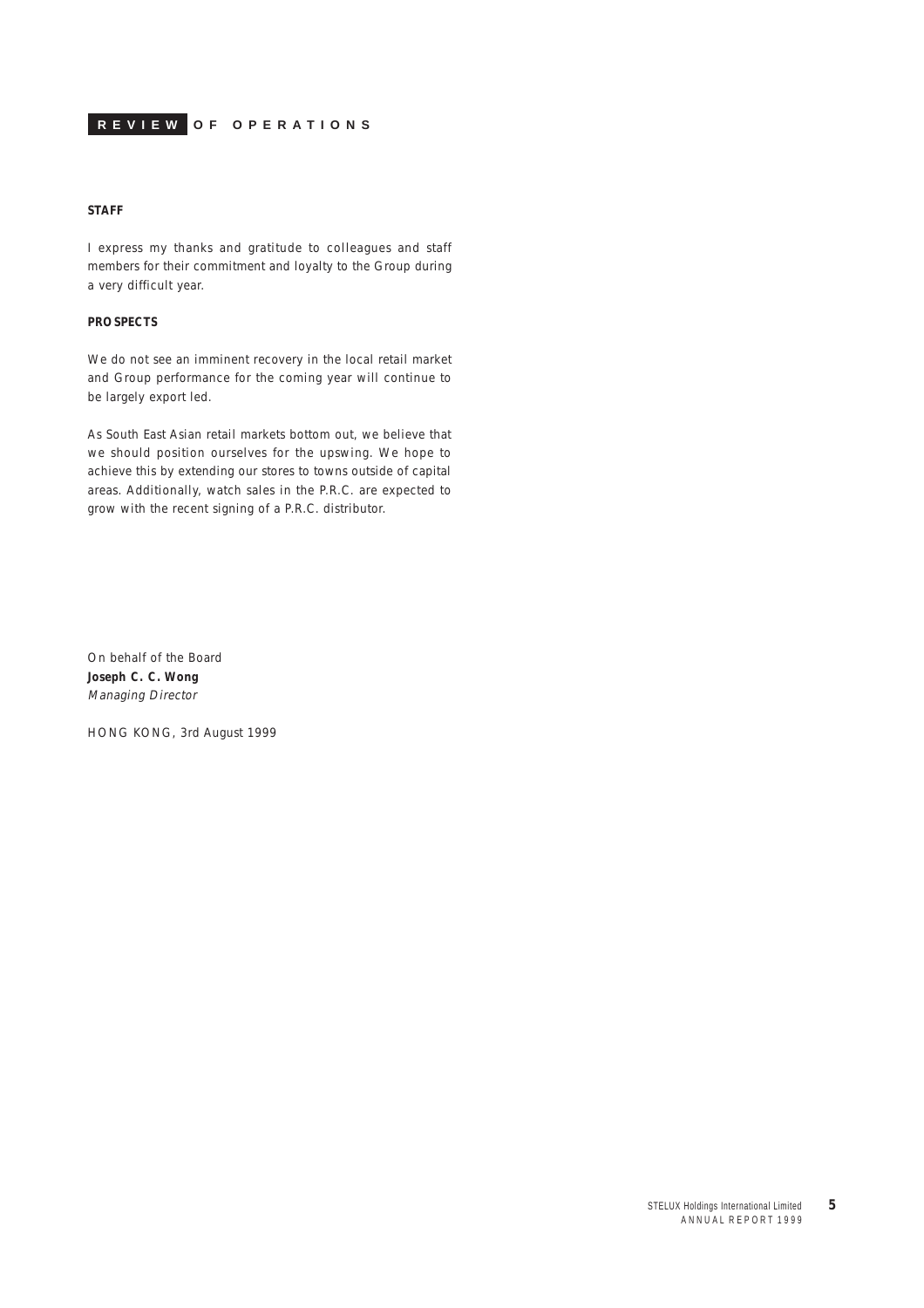## REVIEW OF OPERATIONS

**STAFF**

I express my thanks and gratitude to colleagues and staff members for their commitment and loyalty to the Group during a very difficult year.

**PROSPECTS**

We do not see an imminent recovery in the local retail market and Group performance for the coming year will continue to be largely export led.

As South East Asian retail markets bottom out, we believe that we should position ourselves for the upswing. We hope to achieve this by extending our stores to towns outside of capital areas. Additionally, watch sales in the P.R.C. are expected to grow with the recent signing of a P.R.C. distributor.

On behalf of the Board
**Joseph C. C. Wong**
*Managing Director*

HONG KONG, 3rd August 1999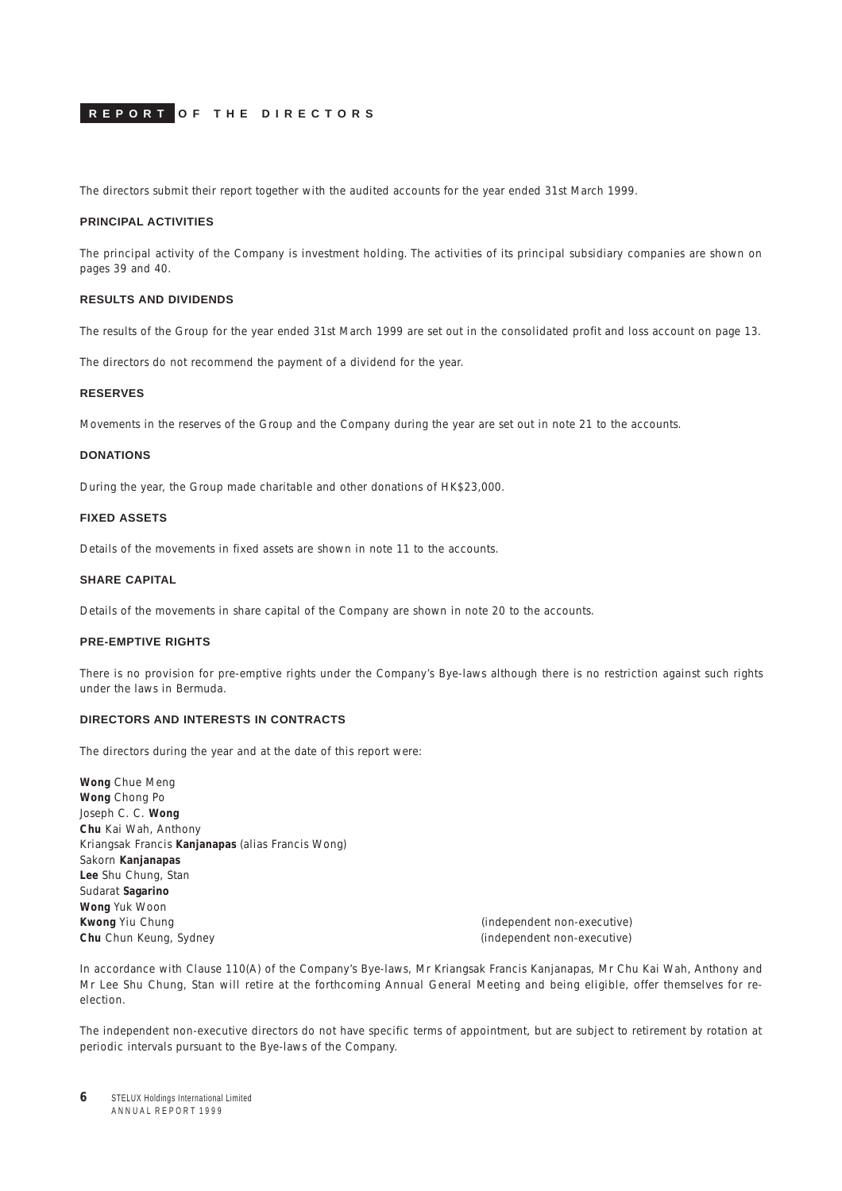# REPORT OF THE DIRECTORS

The directors submit their report together with the audited accounts for the year ended 31st March 1999.

## PRINCIPAL ACTIVITIES

The principal activity of the Company is investment holding. The activities of its principal subsidiary companies are shown on pages 39 and 40.

## RESULTS AND DIVIDENDS

The results of the Group for the year ended 31st March 1999 are set out in the consolidated profit and loss account on page 13.

The directors do not recommend the payment of a dividend for the year.

## RESERVES

Movements in the reserves of the Group and the Company during the year are set out in note 21 to the accounts.

## DONATIONS

During the year, the Group made charitable and other donations of HK$23,000.

## FIXED ASSETS

Details of the movements in fixed assets are shown in note 11 to the accounts.

## SHARE CAPITAL

Details of the movements in share capital of the Company are shown in note 20 to the accounts.

## PRE-EMPTIVE RIGHTS

There is no provision for pre-emptive rights under the Company's Bye-laws although there is no restriction against such rights under the laws in Bermuda.

## DIRECTORS AND INTERESTS IN CONTRACTS

The directors during the year and at the date of this report were:

**Wong** Chue Meng
**Wong** Chong Po
Joseph C. C. **Wong**
**Chu** Kai Wah, Anthony
Kriangsak Francis **Kanjanapas** (alias Francis Wong)
Sakorn **Kanjanapas**
**Lee** Shu Chung, Stan
Sudarat **Sagarino**
**Wong** Yuk Woon
**Kwong** Yiu Chung (independent non-executive)
**Chu** Chun Keung, Sydney (independent non-executive)

In accordance with Clause 110(A) of the Company's Bye-laws, Mr Kriangsak Francis Kanjanapas, Mr Chu Kai Wah, Anthony and Mr Lee Shu Chung, Stan will retire at the forthcoming Annual General Meeting and being eligible, offer themselves for re-election.

The independent non-executive directors do not have specific terms of appointment, but are subject to retirement by rotation at periodic intervals pursuant to the Bye-laws of the Company.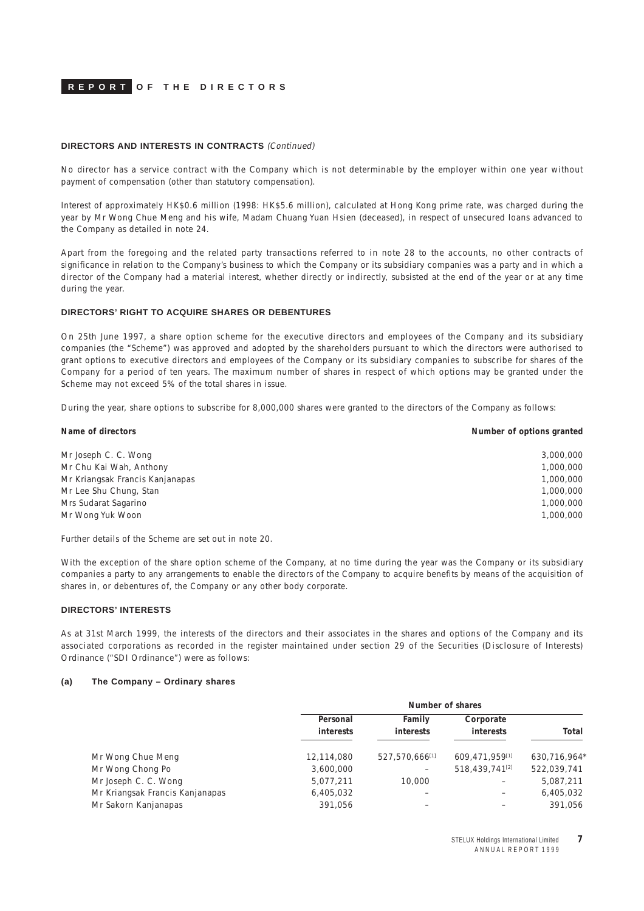**DIRECTORS AND INTERESTS IN CONTRACTS** *(Continued)*

No director has a service contract with the Company which is not determinable by the employer within one year without payment of compensation (other than statutory compensation).

Interest of approximately HK$0.6 million (1998: HK$5.6 million), calculated at Hong Kong prime rate, was charged during the year by Mr Wong Chue Meng and his wife, Madam Chuang Yuan Hsien (deceased), in respect of unsecured loans advanced to the Company as detailed in note 24.

Apart from the foregoing and the related party transactions referred to in note 28 to the accounts, no other contracts of significance in relation to the Company's business to which the Company or its subsidiary companies was a party and in which a director of the Company had a material interest, whether directly or indirectly, subsisted at the end of the year or at any time during the year.

**DIRECTORS' RIGHT TO ACQUIRE SHARES OR DEBENTURES**

On 25th June 1997, a share option scheme for the executive directors and employees of the Company and its subsidiary companies (the "Scheme") was approved and adopted by the shareholders pursuant to which the directors were authorised to grant options to executive directors and employees of the Company or its subsidiary companies to subscribe for shares of the Company for a period of ten years. The maximum number of shares in respect of which options may be granted under the Scheme may not exceed 5% of the total shares in issue.

During the year, share options to subscribe for 8,000,000 shares were granted to the directors of the Company as follows:

| Name of directors | Number of options granted |
|---|---|
| Mr Joseph C. C. Wong | 3,000,000 |
| Mr Chu Kai Wah, Anthony | 1,000,000 |
| Mr Kriangsak Francis Kanjanapas | 1,000,000 |
| Mr Lee Shu Chung, Stan | 1,000,000 |
| Mrs Sudarat Sagarino | 1,000,000 |
| Mr Wong Yuk Woon | 1,000,000 |

Further details of the Scheme are set out in note 20.

With the exception of the share option scheme of the Company, at no time during the year was the Company or its subsidiary companies a party to any arrangements to enable the directors of the Company to acquire benefits by means of the acquisition of shares in, or debentures of, the Company or any other body corporate.

**DIRECTORS' INTERESTS**

As at 31st March 1999, the interests of the directors and their associates in the shares and options of the Company and its associated corporations as recorded in the register maintained under section 29 of the Securities (Disclosure of Interests) Ordinance ("SDI Ordinance") were as follows:

**(a) The Company – Ordinary shares**

| | Number of shares | | | |
|---|---|---|---|---|
| | Personal interests | Family interests | Corporate interests | Total |
| Mr Wong Chue Meng | 12,114,080 | 527,570,666[1] | 609,471,959[1] | 630,716,964* |
| Mr Wong Chong Po | 3,600,000 | – | 518,439,741[2] | 522,039,741 |
| Mr Joseph C. C. Wong | 5,077,211 | 10,000 | – | 5,087,211 |
| Mr Kriangsak Francis Kanjanapas | 6,405,032 | – | – | 6,405,032 |
| Mr Sakorn Kanjanapas | 391,056 | – | – | 391,056 |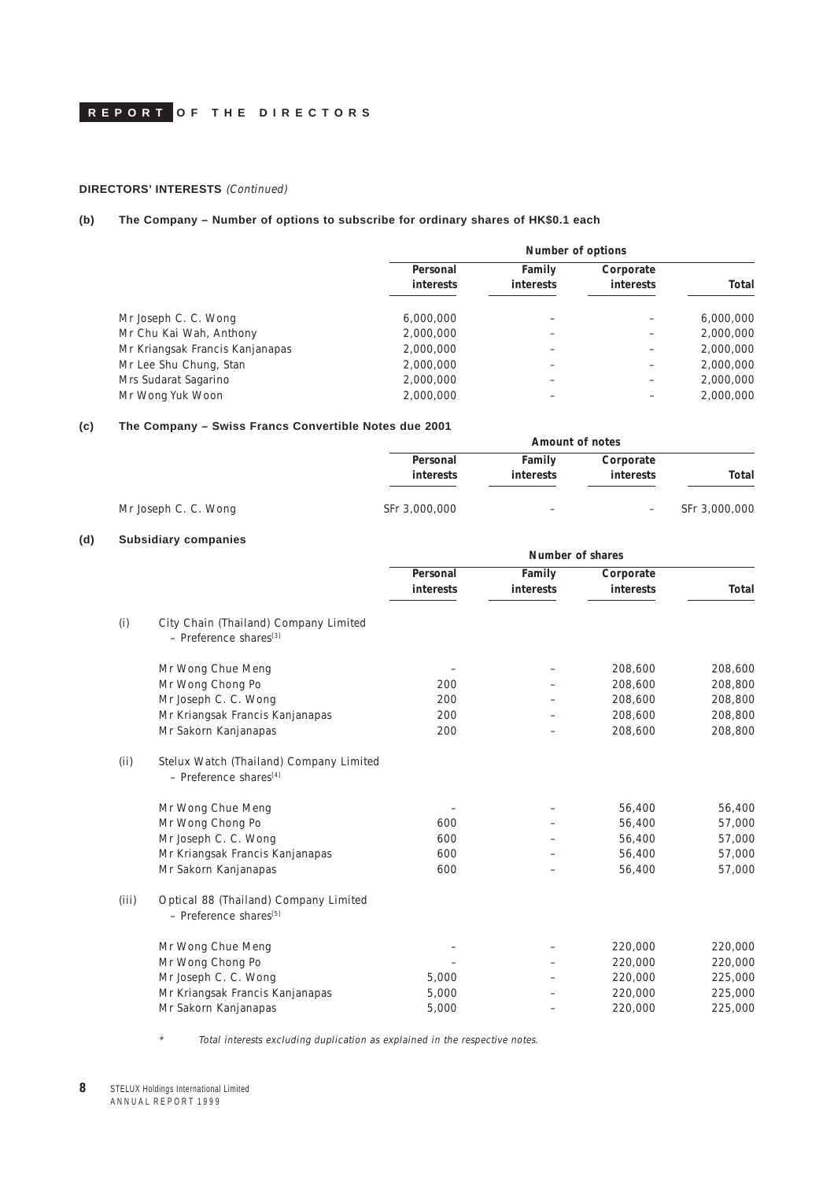**DIRECTORS' INTERESTS** *(Continued)*

**(b) The Company – Number of options to subscribe for ordinary shares of HK$0.1 each**

| | Number of options | | | |
|---|---|---|---|---|
| | Personal interests | Family interests | Corporate interests | Total |
| Mr Joseph C. C. Wong | 6,000,000 | – | – | 6,000,000 |
| Mr Chu Kai Wah, Anthony | 2,000,000 | – | – | 2,000,000 |
| Mr Kriangsak Francis Kanjanapas | 2,000,000 | – | – | 2,000,000 |
| Mr Lee Shu Chung, Stan | 2,000,000 | – | – | 2,000,000 |
| Mrs Sudarat Sagarino | 2,000,000 | – | – | 2,000,000 |
| Mr Wong Yuk Woon | 2,000,000 | – | – | 2,000,000 |

**(c) The Company – Swiss Francs Convertible Notes due 2001**

| | Amount of notes | | | |
|---|---|---|---|---|
| | Personal interests | Family interests | Corporate interests | Total |
| Mr Joseph C. C. Wong | SFr 3,000,000 | – | – | SFr 3,000,000 |

**(d) Subsidiary companies**

| | | Number of shares | | | |
|---|---|---|---|---|---|
| | | Personal interests | Family interests | Corporate interests | Total |
| (i) | City Chain (Thailand) Company Limited – Preference shares[3] | | | | |
| | Mr Wong Chue Meng | – | – | 208,600 | 208,600 |
| | Mr Wong Chong Po | 200 | – | 208,600 | 208,800 |
| | Mr Joseph C. C. Wong | 200 | – | 208,600 | 208,800 |
| | Mr Kriangsak Francis Kanjanapas | 200 | – | 208,600 | 208,800 |
| | Mr Sakorn Kanjanapas | 200 | – | 208,600 | 208,800 |
| (ii) | Stelux Watch (Thailand) Company Limited – Preference shares[4] | | | | |
| | Mr Wong Chue Meng | – | – | 56,400 | 56,400 |
| | Mr Wong Chong Po | 600 | – | 56,400 | 57,000 |
| | Mr Joseph C. C. Wong | 600 | – | 56,400 | 57,000 |
| | Mr Kriangsak Francis Kanjanapas | 600 | – | 56,400 | 57,000 |
| | Mr Sakorn Kanjanapas | 600 | – | 56,400 | 57,000 |
| (iii) | Optical 88 (Thailand) Company Limited – Preference shares[5] | | | | |
| | Mr Wong Chue Meng | – | – | 220,000 | 220,000 |
| | Mr Wong Chong Po | – | – | 220,000 | 220,000 |
| | Mr Joseph C. C. Wong | 5,000 | – | 220,000 | 225,000 |
| | Mr Kriangsak Francis Kanjanapas | 5,000 | – | 220,000 | 225,000 |
| | Mr Sakorn Kanjanapas | 5,000 | – | 220,000 | 225,000 |

\* *Total interests excluding duplication as explained in the respective notes.*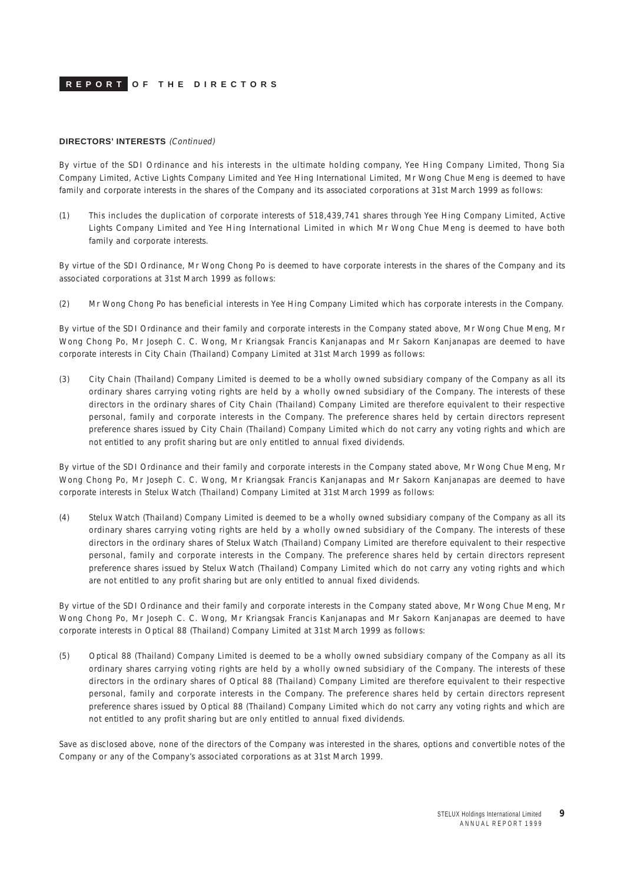## DIRECTORS' INTERESTS *(Continued)*

By virtue of the SDI Ordinance and his interests in the ultimate holding company, Yee Hing Company Limited, Thong Sia Company Limited, Active Lights Company Limited and Yee Hing International Limited, Mr Wong Chue Meng is deemed to have family and corporate interests in the shares of the Company and its associated corporations at 31st March 1999 as follows:

(1) This includes the duplication of corporate interests of 518,439,741 shares through Yee Hing Company Limited, Active Lights Company Limited and Yee Hing International Limited in which Mr Wong Chue Meng is deemed to have both family and corporate interests.

By virtue of the SDI Ordinance, Mr Wong Chong Po is deemed to have corporate interests in the shares of the Company and its associated corporations at 31st March 1999 as follows:

(2) Mr Wong Chong Po has beneficial interests in Yee Hing Company Limited which has corporate interests in the Company.

By virtue of the SDI Ordinance and their family and corporate interests in the Company stated above, Mr Wong Chue Meng, Mr Wong Chong Po, Mr Joseph C. C. Wong, Mr Kriangsak Francis Kanjanapas and Mr Sakorn Kanjanapas are deemed to have corporate interests in City Chain (Thailand) Company Limited at 31st March 1999 as follows:

(3) City Chain (Thailand) Company Limited is deemed to be a wholly owned subsidiary company of the Company as all its ordinary shares carrying voting rights are held by a wholly owned subsidiary of the Company. The interests of these directors in the ordinary shares of City Chain (Thailand) Company Limited are therefore equivalent to their respective personal, family and corporate interests in the Company. The preference shares held by certain directors represent preference shares issued by City Chain (Thailand) Company Limited which do not carry any voting rights and which are not entitled to any profit sharing but are only entitled to annual fixed dividends.

By virtue of the SDI Ordinance and their family and corporate interests in the Company stated above, Mr Wong Chue Meng, Mr Wong Chong Po, Mr Joseph C. C. Wong, Mr Kriangsak Francis Kanjanapas and Mr Sakorn Kanjanapas are deemed to have corporate interests in Stelux Watch (Thailand) Company Limited at 31st March 1999 as follows:

(4) Stelux Watch (Thailand) Company Limited is deemed to be a wholly owned subsidiary company of the Company as all its ordinary shares carrying voting rights are held by a wholly owned subsidiary of the Company. The interests of these directors in the ordinary shares of Stelux Watch (Thailand) Company Limited are therefore equivalent to their respective personal, family and corporate interests in the Company. The preference shares held by certain directors represent preference shares issued by Stelux Watch (Thailand) Company Limited which do not carry any voting rights and which are not entitled to any profit sharing but are only entitled to annual fixed dividends.

By virtue of the SDI Ordinance and their family and corporate interests in the Company stated above, Mr Wong Chue Meng, Mr Wong Chong Po, Mr Joseph C. C. Wong, Mr Kriangsak Francis Kanjanapas and Mr Sakorn Kanjanapas are deemed to have corporate interests in Optical 88 (Thailand) Company Limited at 31st March 1999 as follows:

(5) Optical 88 (Thailand) Company Limited is deemed to be a wholly owned subsidiary company of the Company as all its ordinary shares carrying voting rights are held by a wholly owned subsidiary of the Company. The interests of these directors in the ordinary shares of Optical 88 (Thailand) Company Limited are therefore equivalent to their respective personal, family and corporate interests in the Company. The preference shares held by certain directors represent preference shares issued by Optical 88 (Thailand) Company Limited which do not carry any voting rights and which are not entitled to any profit sharing but are only entitled to annual fixed dividends.

Save as disclosed above, none of the directors of the Company was interested in the shares, options and convertible notes of the Company or any of the Company's associated corporations as at 31st March 1999.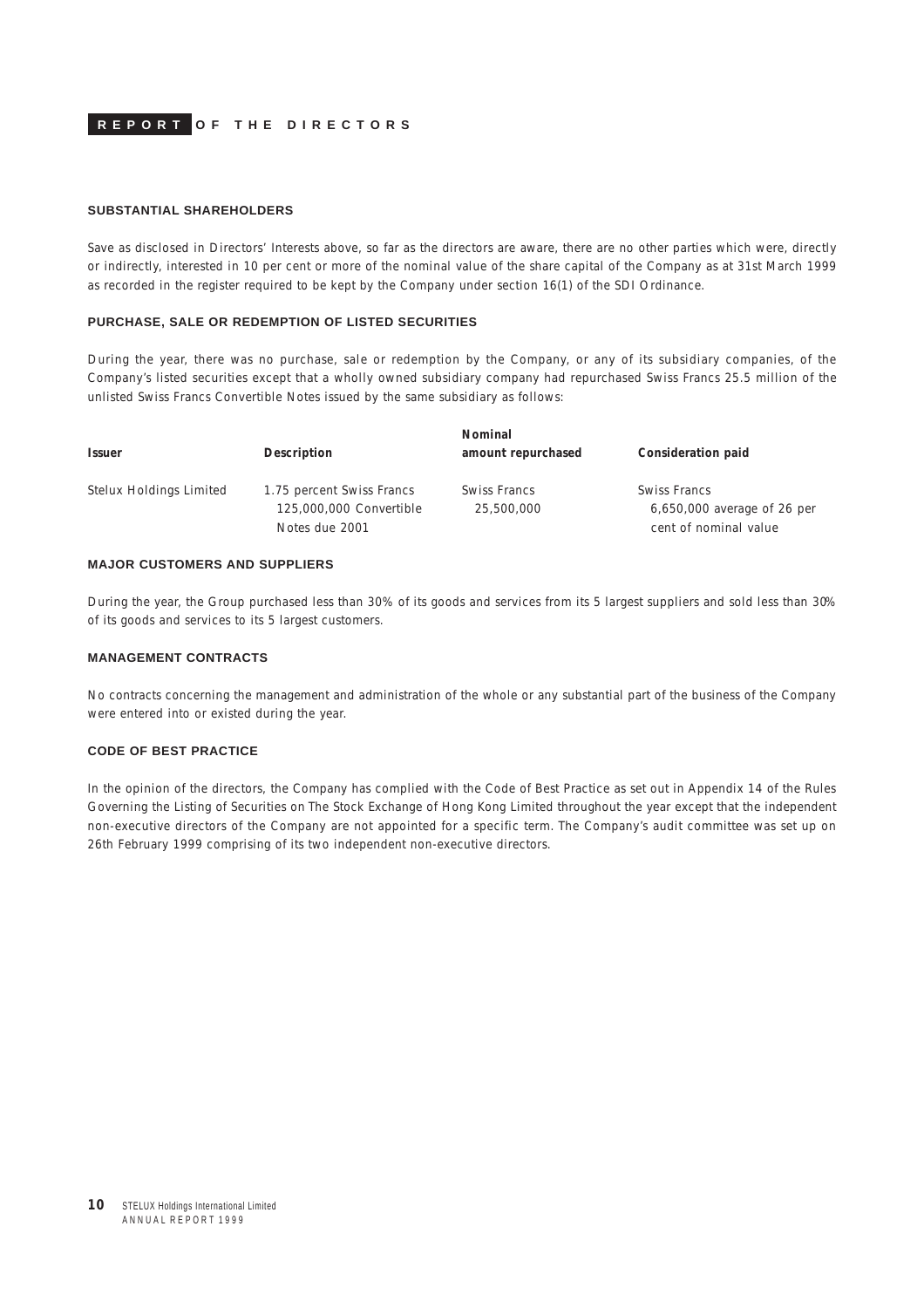# REPORT OF THE DIRECTORS

## SUBSTANTIAL SHAREHOLDERS

Save as disclosed in Directors' Interests above, so far as the directors are aware, there are no other parties which were, directly or indirectly, interested in 10 per cent or more of the nominal value of the share capital of the Company as at 31st March 1999 as recorded in the register required to be kept by the Company under section 16(1) of the SDI Ordinance.

## PURCHASE, SALE OR REDEMPTION OF LISTED SECURITIES

During the year, there was no purchase, sale or redemption by the Company, or any of its subsidiary companies, of the Company's listed securities except that a wholly owned subsidiary company had repurchased Swiss Francs 25.5 million of the unlisted Swiss Francs Convertible Notes issued by the same subsidiary as follows:

| Issuer | Description | Nominal amount repurchased | Consideration paid |
|---|---|---|---|
| Stelux Holdings Limited | 1.75 percent Swiss Francs 125,000,000 Convertible Notes due 2001 | Swiss Francs 25,500,000 | Swiss Francs 6,650,000 average of 26 per cent of nominal value |

## MAJOR CUSTOMERS AND SUPPLIERS

During the year, the Group purchased less than 30% of its goods and services from its 5 largest suppliers and sold less than 30% of its goods and services to its 5 largest customers.

## MANAGEMENT CONTRACTS

No contracts concerning the management and administration of the whole or any substantial part of the business of the Company were entered into or existed during the year.

## CODE OF BEST PRACTICE

In the opinion of the directors, the Company has complied with the Code of Best Practice as set out in Appendix 14 of the Rules Governing the Listing of Securities on The Stock Exchange of Hong Kong Limited throughout the year except that the independent non-executive directors of the Company are not appointed for a specific term. The Company's audit committee was set up on 26th February 1999 comprising of its two independent non-executive directors.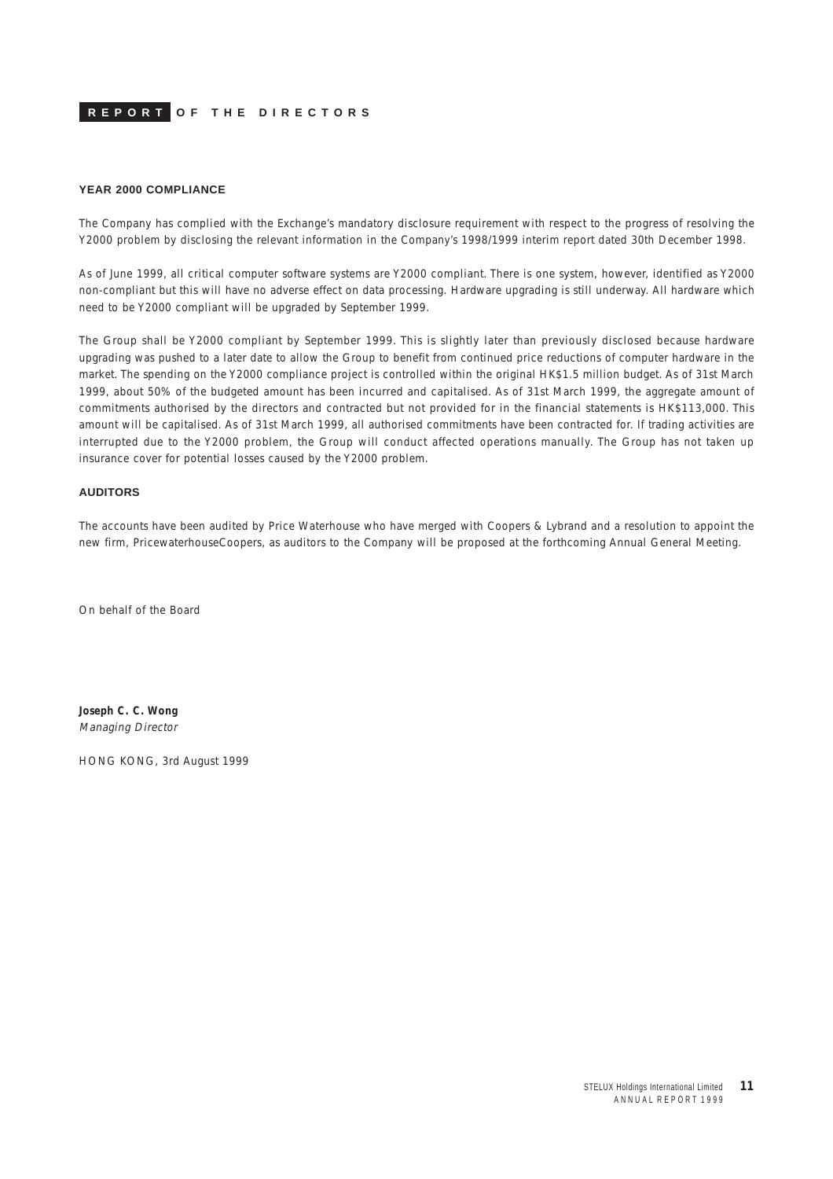# REPORT OF THE DIRECTORS

## YEAR 2000 COMPLIANCE

The Company has complied with the Exchange's mandatory disclosure requirement with respect to the progress of resolving the Y2000 problem by disclosing the relevant information in the Company's 1998/1999 interim report dated 30th December 1998.

As of June 1999, all critical computer software systems are Y2000 compliant. There is one system, however, identified as Y2000 non-compliant but this will have no adverse effect on data processing. Hardware upgrading is still underway. All hardware which need to be Y2000 compliant will be upgraded by September 1999.

The Group shall be Y2000 compliant by September 1999. This is slightly later than previously disclosed because hardware upgrading was pushed to a later date to allow the Group to benefit from continued price reductions of computer hardware in the market. The spending on the Y2000 compliance project is controlled within the original HK$1.5 million budget. As of 31st March 1999, about 50% of the budgeted amount has been incurred and capitalised. As of 31st March 1999, the aggregate amount of commitments authorised by the directors and contracted but not provided for in the financial statements is HK$113,000. This amount will be capitalised. As of 31st March 1999, all authorised commitments have been contracted for. If trading activities are interrupted due to the Y2000 problem, the Group will conduct affected operations manually. The Group has not taken up insurance cover for potential losses caused by the Y2000 problem.

## AUDITORS

The accounts have been audited by Price Waterhouse who have merged with Coopers & Lybrand and a resolution to appoint the new firm, PricewaterhouseCoopers, as auditors to the Company will be proposed at the forthcoming Annual General Meeting.

On behalf of the Board

**Joseph C. C. Wong**
*Managing Director*

HONG KONG, 3rd August 1999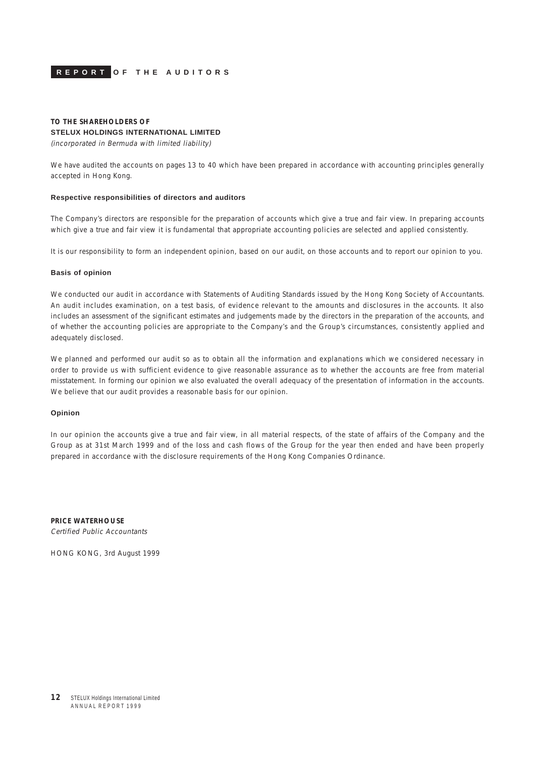# REPORT OF THE AUDITORS

**TO THE SHAREHOLDERS OF**
**STELUX HOLDINGS INTERNATIONAL LIMITED**
*(incorporated in Bermuda with limited liability)*

We have audited the accounts on pages 13 to 40 which have been prepared in accordance with accounting principles generally accepted in Hong Kong.

### Respective responsibilities of directors and auditors

The Company's directors are responsible for the preparation of accounts which give a true and fair view. In preparing accounts which give a true and fair view it is fundamental that appropriate accounting policies are selected and applied consistently.

It is our responsibility to form an independent opinion, based on our audit, on those accounts and to report our opinion to you.

### Basis of opinion

We conducted our audit in accordance with Statements of Auditing Standards issued by the Hong Kong Society of Accountants. An audit includes examination, on a test basis, of evidence relevant to the amounts and disclosures in the accounts. It also includes an assessment of the significant estimates and judgements made by the directors in the preparation of the accounts, and of whether the accounting policies are appropriate to the Company's and the Group's circumstances, consistently applied and adequately disclosed.

We planned and performed our audit so as to obtain all the information and explanations which we considered necessary in order to provide us with sufficient evidence to give reasonable assurance as to whether the accounts are free from material misstatement. In forming our opinion we also evaluated the overall adequacy of the presentation of information in the accounts. We believe that our audit provides a reasonable basis for our opinion.

### Opinion

In our opinion the accounts give a true and fair view, in all material respects, of the state of affairs of the Company and the Group as at 31st March 1999 and of the loss and cash flows of the Group for the year then ended and have been properly prepared in accordance with the disclosure requirements of the Hong Kong Companies Ordinance.

**PRICE WATERHOUSE**
*Certified Public Accountants*

HONG KONG, 3rd August 1999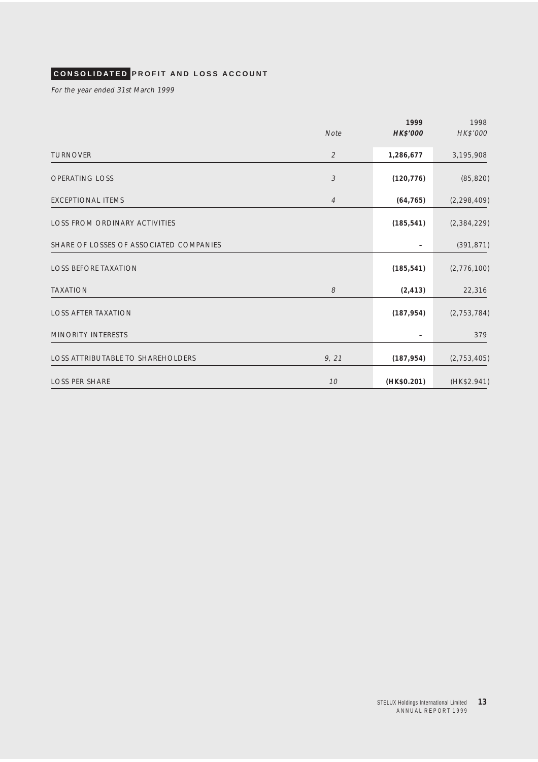## CONSOLIDATED PROFIT AND LOSS ACCOUNT

*For the year ended 31st March 1999*

| | Note | **1999** **HK$'000** | 1998 HK$'000 |
|---|---|---|---|
| TURNOVER | 2 | **1,286,677** | 3,195,908 |
| OPERATING LOSS | 3 | **(120,776)** | (85,820) |
| EXCEPTIONAL ITEMS | 4 | **(64,765)** | (2,298,409) |
| LOSS FROM ORDINARY ACTIVITIES | | **(185,541)** | (2,384,229) |
| SHARE OF LOSSES OF ASSOCIATED COMPANIES | | **-** | (391,871) |
| LOSS BEFORE TAXATION | | **(185,541)** | (2,776,100) |
| TAXATION | 8 | **(2,413)** | 22,316 |
| LOSS AFTER TAXATION | | **(187,954)** | (2,753,784) |
| MINORITY INTERESTS | | **-** | 379 |
| LOSS ATTRIBUTABLE TO SHAREHOLDERS | 9, 21 | **(187,954)** | (2,753,405) |
| LOSS PER SHARE | 10 | **(HK$0.201)** | (HK$2.941) |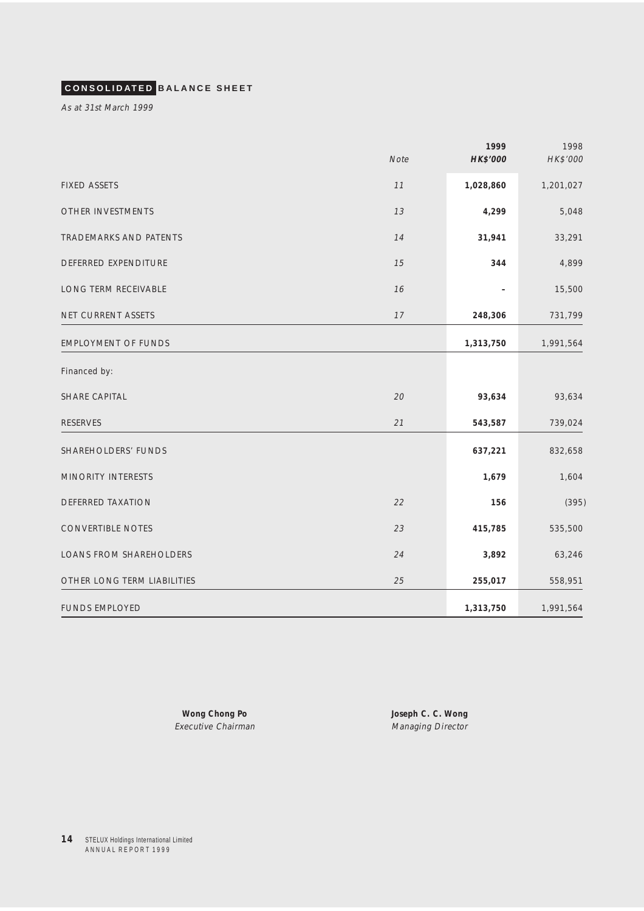## CONSOLIDATED BALANCE SHEET

*As at 31st March 1999*

| | Note | 1999 HK$'000 | 1998 HK$'000 |
|---|---|---|---|
| FIXED ASSETS | 11 | **1,028,860** | 1,201,027 |
| OTHER INVESTMENTS | 13 | **4,299** | 5,048 |
| TRADEMARKS AND PATENTS | 14 | **31,941** | 33,291 |
| DEFERRED EXPENDITURE | 15 | **344** | 4,899 |
| LONG TERM RECEIVABLE | 16 | **-** | 15,500 |
| NET CURRENT ASSETS | 17 | **248,306** | 731,799 |
| EMPLOYMENT OF FUNDS | | **1,313,750** | 1,991,564 |
| Financed by: | | | |
| SHARE CAPITAL | 20 | **93,634** | 93,634 |
| RESERVES | 21 | **543,587** | 739,024 |
| SHAREHOLDERS' FUNDS | | **637,221** | 832,658 |
| MINORITY INTERESTS | | **1,679** | 1,604 |
| DEFERRED TAXATION | 22 | **156** | (395) |
| CONVERTIBLE NOTES | 23 | **415,785** | 535,500 |
| LOANS FROM SHAREHOLDERS | 24 | **3,892** | 63,246 |
| OTHER LONG TERM LIABILITIES | 25 | **255,017** | 558,951 |
| FUNDS EMPLOYED | | **1,313,750** | 1,991,564 |

**Wong Chong Po**
*Executive Chairman*

**Joseph C. C. Wong**
*Managing Director*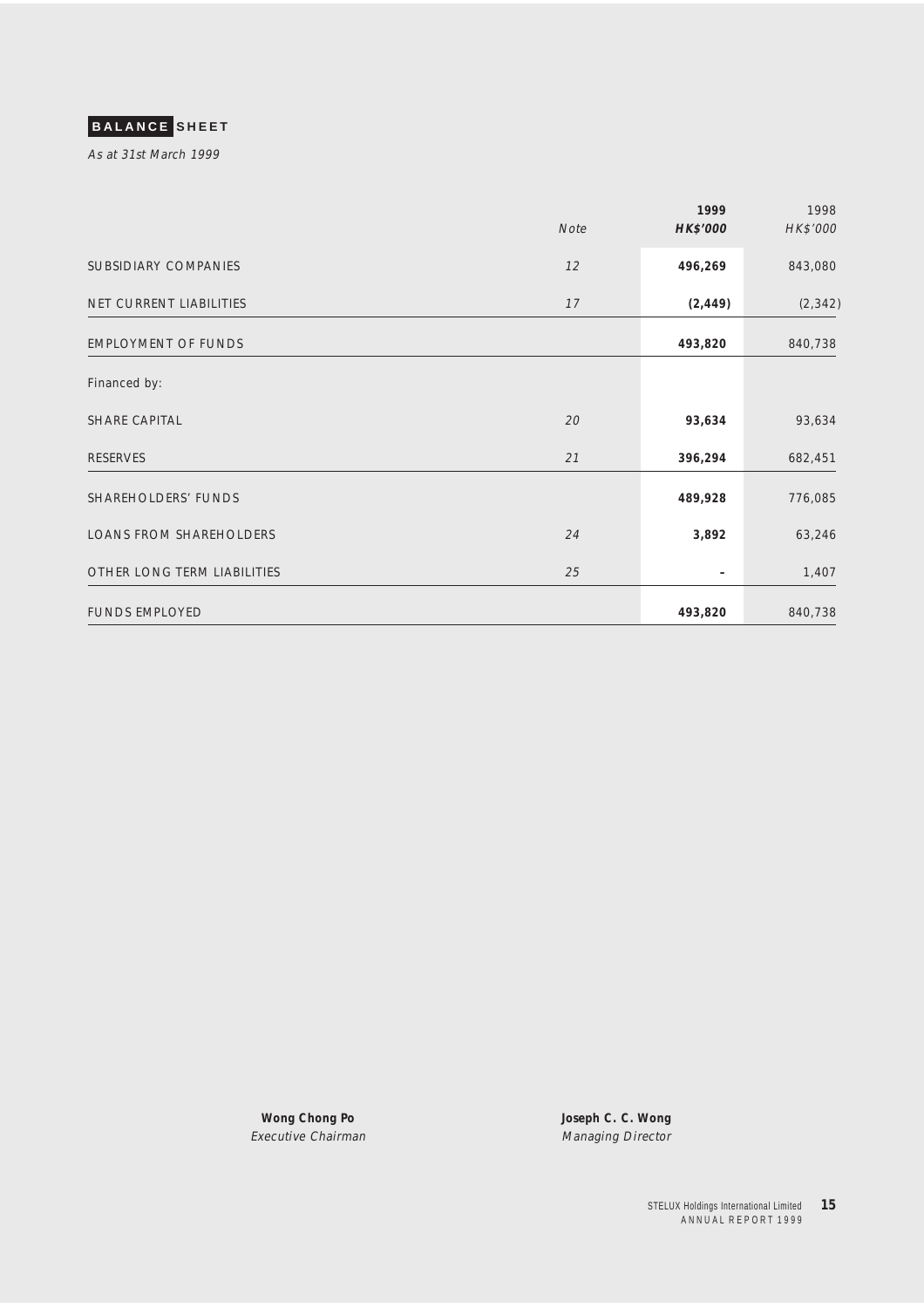## BALANCE SHEET

*As at 31st March 1999*

| | Note | 1999 HK$'000 | 1998 HK$'000 |
|---|---|---|---|
| SUBSIDIARY COMPANIES | 12 | **496,269** | 843,080 |
| NET CURRENT LIABILITIES | 17 | **(2,449)** | (2,342) |
| EMPLOYMENT OF FUNDS | | **493,820** | 840,738 |
| Financed by: | | | |
| SHARE CAPITAL | 20 | **93,634** | 93,634 |
| RESERVES | 21 | **396,294** | 682,451 |
| SHAREHOLDERS' FUNDS | | **489,928** | 776,085 |
| LOANS FROM SHAREHOLDERS | 24 | **3,892** | 63,246 |
| OTHER LONG TERM LIABILITIES | 25 | **-** | 1,407 |
| FUNDS EMPLOYED | | **493,820** | 840,738 |

**Wong Chong Po**
*Executive Chairman*

**Joseph C. C. Wong**
*Managing Director*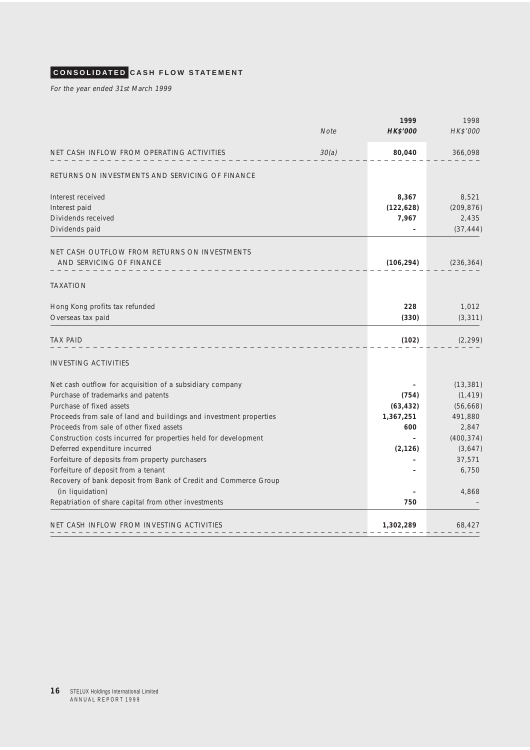## CONSOLIDATED CASH FLOW STATEMENT

*For the year ended 31st March 1999*

| | Note | 1999 HK$'000 | 1998 HK$'000 |
|---|---|---|---|
| NET CASH INFLOW FROM OPERATING ACTIVITIES | 30(a) | **80,040** | 366,098 |
| RETURNS ON INVESTMENTS AND SERVICING OF FINANCE | | | |
| Interest received | | **8,367** | 8,521 |
| Interest paid | | **(122,628)** | (209,876) |
| Dividends received | | **7,967** | 2,435 |
| Dividends paid | | **-** | (37,444) |
| NET CASH OUTFLOW FROM RETURNS ON INVESTMENTS AND SERVICING OF FINANCE | | **(106,294)** | (236,364) |
| TAXATION | | | |
| Hong Kong profits tax refunded | | **228** | 1,012 |
| Overseas tax paid | | **(330)** | (3,311) |
| TAX PAID | | **(102)** | (2,299) |
| INVESTING ACTIVITIES | | | |
| Net cash outflow for acquisition of a subsidiary company | | **-** | (13,381) |
| Purchase of trademarks and patents | | **(754)** | (1,419) |
| Purchase of fixed assets | | **(63,432)** | (56,668) |
| Proceeds from sale of land and buildings and investment properties | | **1,367,251** | 491,880 |
| Proceeds from sale of other fixed assets | | **600** | 2,847 |
| Construction costs incurred for properties held for development | | **-** | (400,374) |
| Deferred expenditure incurred | | **(2,126)** | (3,647) |
| Forfeiture of deposits from property purchasers | | **-** | 37,571 |
| Forfeiture of deposit from a tenant | | **-** | 6,750 |
| Recovery of bank deposit from Bank of Credit and Commerce Group (in liquidation) | | **-** | 4,868 |
| Repatriation of share capital from other investments | | **750** | – |
| NET CASH INFLOW FROM INVESTING ACTIVITIES | | **1,302,289** | 68,427 |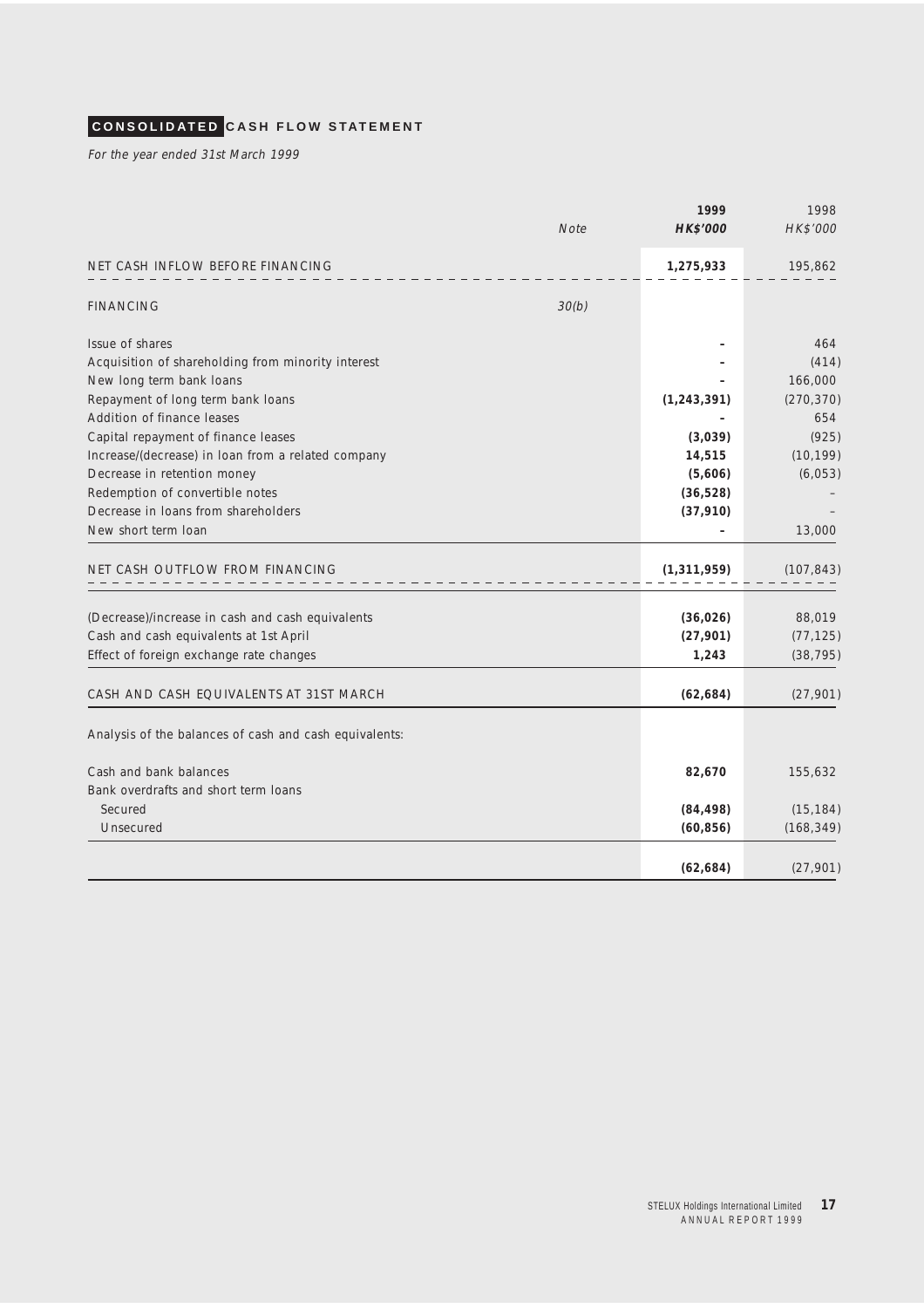## CONSOLIDATED CASH FLOW STATEMENT

*For the year ended 31st March 1999*

| | Note | 1999 HK$'000 | 1998 HK$'000 |
|---|---|---|---|
| NET CASH INFLOW BEFORE FINANCING | | **1,275,933** | 195,862 |
| FINANCING | 30(b) | | |
| Issue of shares | | **-** | 464 |
| Acquisition of shareholding from minority interest | | **-** | (414) |
| New long term bank loans | | **-** | 166,000 |
| Repayment of long term bank loans | | **(1,243,391)** | (270,370) |
| Addition of finance leases | | **-** | 654 |
| Capital repayment of finance leases | | **(3,039)** | (925) |
| Increase/(decrease) in loan from a related company | | **14,515** | (10,199) |
| Decrease in retention money | | **(5,606)** | (6,053) |
| Redemption of convertible notes | | **(36,528)** | – |
| Decrease in loans from shareholders | | **(37,910)** | – |
| New short term loan | | **-** | 13,000 |
| NET CASH OUTFLOW FROM FINANCING | | **(1,311,959)** | (107,843) |
| (Decrease)/increase in cash and cash equivalents | | **(36,026)** | 88,019 |
| Cash and cash equivalents at 1st April | | **(27,901)** | (77,125) |
| Effect of foreign exchange rate changes | | **1,243** | (38,795) |
| CASH AND CASH EQUIVALENTS AT 31ST MARCH | | **(62,684)** | (27,901) |
| Analysis of the balances of cash and cash equivalents: | | | |
| Cash and bank balances | | **82,670** | 155,632 |
| Bank overdrafts and short term loans | | | |
| Secured | | **(84,498)** | (15,184) |
| Unsecured | | **(60,856)** | (168,349) |
| | | **(62,684)** | (27,901) |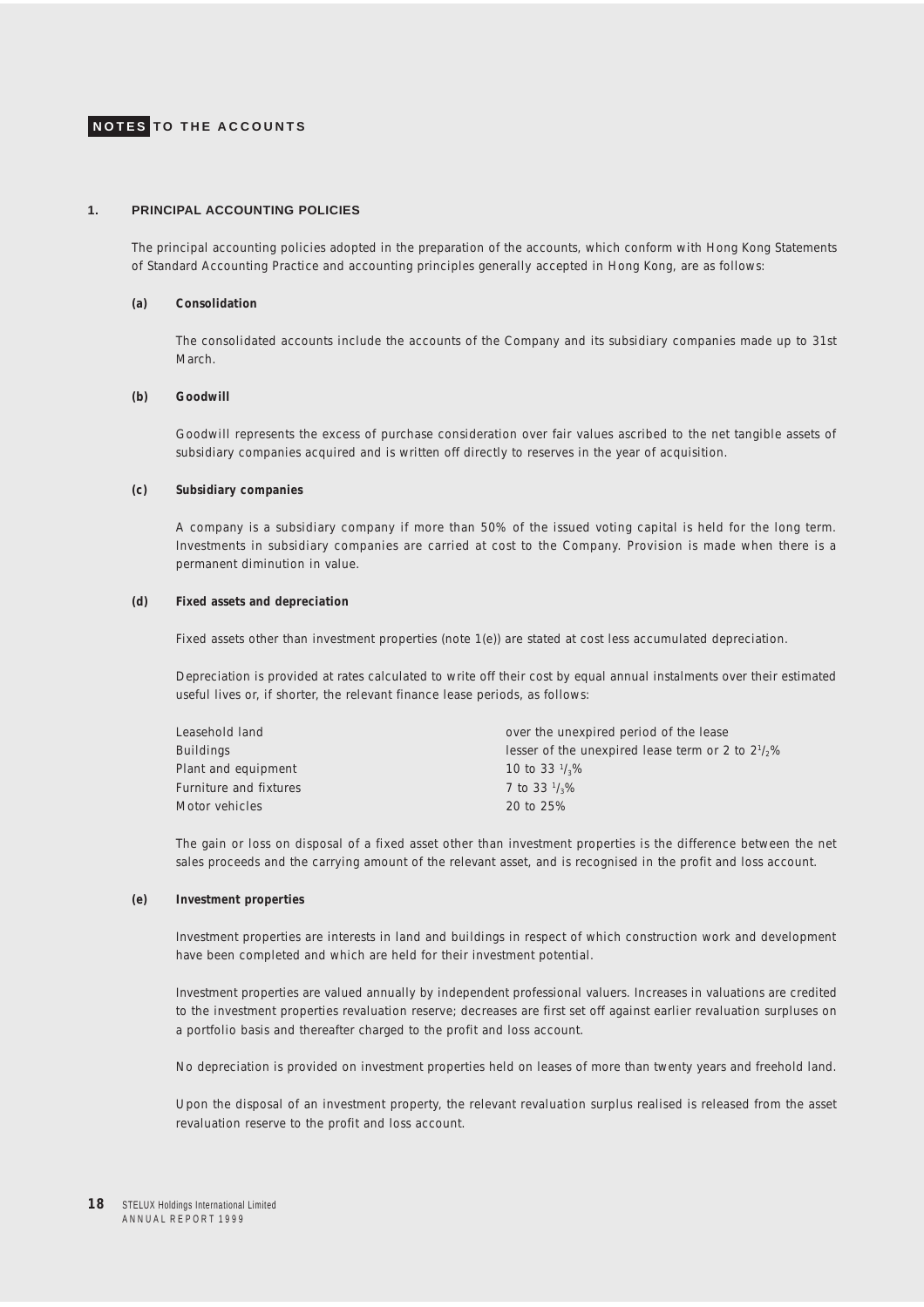# NOTES TO THE ACCOUNTS

## 1. PRINCIPAL ACCOUNTING POLICIES

The principal accounting policies adopted in the preparation of the accounts, which conform with Hong Kong Statements of Standard Accounting Practice and accounting principles generally accepted in Hong Kong, are as follows:

### (a) Consolidation

The consolidated accounts include the accounts of the Company and its subsidiary companies made up to 31st March.

### (b) Goodwill

Goodwill represents the excess of purchase consideration over fair values ascribed to the net tangible assets of subsidiary companies acquired and is written off directly to reserves in the year of acquisition.

### (c) Subsidiary companies

A company is a subsidiary company if more than 50% of the issued voting capital is held for the long term. Investments in subsidiary companies are carried at cost to the Company. Provision is made when there is a permanent diminution in value.

### (d) Fixed assets and depreciation

Fixed assets other than investment properties (note 1(e)) are stated at cost less accumulated depreciation.

Depreciation is provided at rates calculated to write off their cost by equal annual instalments over their estimated useful lives or, if shorter, the relevant finance lease periods, as follows:

| | |
|---|---|
| Leasehold land | over the unexpired period of the lease |
| Buildings | lesser of the unexpired lease term or 2 to $2^1/_2$% |
| Plant and equipment | 10 to 33 $^1/_3$% |
| Furniture and fixtures | 7 to 33 $^1/_3$% |
| Motor vehicles | 20 to 25% |

The gain or loss on disposal of a fixed asset other than investment properties is the difference between the net sales proceeds and the carrying amount of the relevant asset, and is recognised in the profit and loss account.

### (e) Investment properties

Investment properties are interests in land and buildings in respect of which construction work and development have been completed and which are held for their investment potential.

Investment properties are valued annually by independent professional valuers. Increases in valuations are credited to the investment properties revaluation reserve; decreases are first set off against earlier revaluation surpluses on a portfolio basis and thereafter charged to the profit and loss account.

No depreciation is provided on investment properties held on leases of more than twenty years and freehold land.

Upon the disposal of an investment property, the relevant revaluation surplus realised is released from the asset revaluation reserve to the profit and loss account.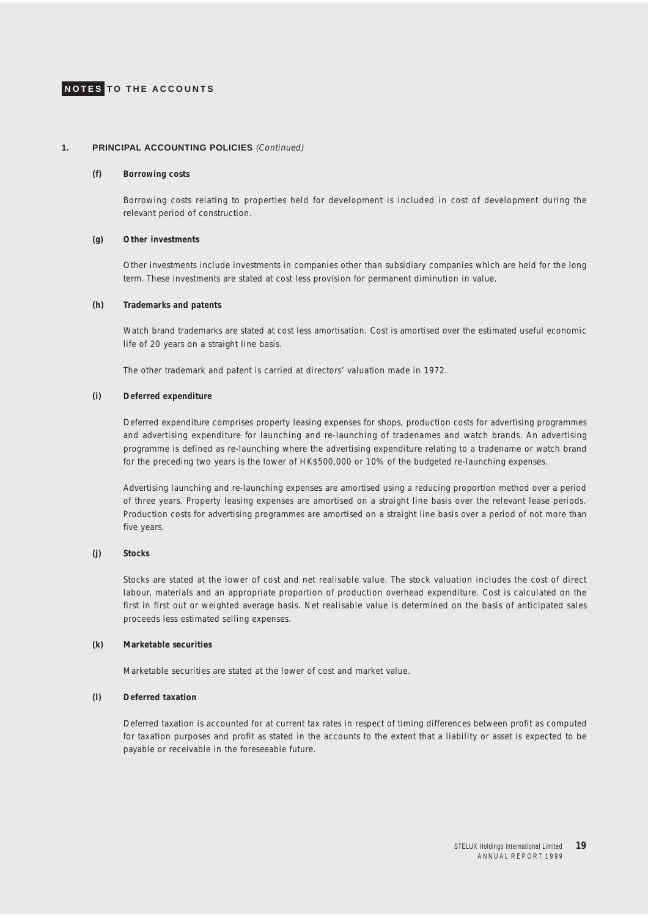## NOTES TO THE ACCOUNTS

### 1. PRINCIPAL ACCOUNTING POLICIES *(Continued)*

**(f) Borrowing costs**

Borrowing costs relating to properties held for development is included in cost of development during the relevant period of construction.

**(g) Other investments**

Other investments include investments in companies other than subsidiary companies which are held for the long term. These investments are stated at cost less provision for permanent diminution in value.

**(h) Trademarks and patents**

Watch brand trademarks are stated at cost less amortisation. Cost is amortised over the estimated useful economic life of 20 years on a straight line basis.

The other trademark and patent is carried at directors' valuation made in 1972.

**(i) Deferred expenditure**

Deferred expenditure comprises property leasing expenses for shops, production costs for advertising programmes and advertising expenditure for launching and re-launching of tradenames and watch brands. An advertising programme is defined as re-launching where the advertising expenditure relating to a tradename or watch brand for the preceding two years is the lower of HK$500,000 or 10% of the budgeted re-launching expenses.

Advertising launching and re-launching expenses are amortised using a reducing proportion method over a period of three years. Property leasing expenses are amortised on a straight line basis over the relevant lease periods. Production costs for advertising programmes are amortised on a straight line basis over a period of not more than five years.

**(j) Stocks**

Stocks are stated at the lower of cost and net realisable value. The stock valuation includes the cost of direct labour, materials and an appropriate proportion of production overhead expenditure. Cost is calculated on the first in first out or weighted average basis. Net realisable value is determined on the basis of anticipated sales proceeds less estimated selling expenses.

**(k) Marketable securities**

Marketable securities are stated at the lower of cost and market value.

**(l) Deferred taxation**

Deferred taxation is accounted for at current tax rates in respect of timing differences between profit as computed for taxation purposes and profit as stated in the accounts to the extent that a liability or asset is expected to be payable or receivable in the foreseeable future.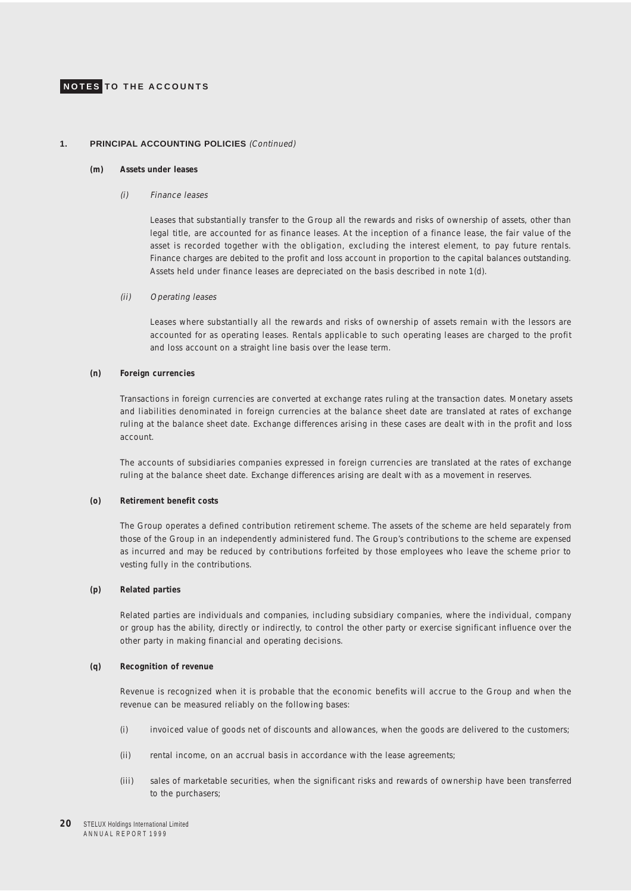**NOTES** TO THE ACCOUNTS

## 1. PRINCIPAL ACCOUNTING POLICIES *(Continued)*

### (m) Assets under leases

*(i) Finance leases*

Leases that substantially transfer to the Group all the rewards and risks of ownership of assets, other than legal title, are accounted for as finance leases. At the inception of a finance lease, the fair value of the asset is recorded together with the obligation, excluding the interest element, to pay future rentals. Finance charges are debited to the profit and loss account in proportion to the capital balances outstanding. Assets held under finance leases are depreciated on the basis described in note 1(d).

*(ii) Operating leases*

Leases where substantially all the rewards and risks of ownership of assets remain with the lessors are accounted for as operating leases. Rentals applicable to such operating leases are charged to the profit and loss account on a straight line basis over the lease term.

### (n) Foreign currencies

Transactions in foreign currencies are converted at exchange rates ruling at the transaction dates. Monetary assets and liabilities denominated in foreign currencies at the balance sheet date are translated at rates of exchange ruling at the balance sheet date. Exchange differences arising in these cases are dealt with in the profit and loss account.

The accounts of subsidiaries companies expressed in foreign currencies are translated at the rates of exchange ruling at the balance sheet date. Exchange differences arising are dealt with as a movement in reserves.

### (o) Retirement benefit costs

The Group operates a defined contribution retirement scheme. The assets of the scheme are held separately from those of the Group in an independently administered fund. The Group's contributions to the scheme are expensed as incurred and may be reduced by contributions forfeited by those employees who leave the scheme prior to vesting fully in the contributions.

### (p) Related parties

Related parties are individuals and companies, including subsidiary companies, where the individual, company or group has the ability, directly or indirectly, to control the other party or exercise significant influence over the other party in making financial and operating decisions.

### (q) Recognition of revenue

Revenue is recognized when it is probable that the economic benefits will accrue to the Group and when the revenue can be measured reliably on the following bases:

(i) invoiced value of goods net of discounts and allowances, when the goods are delivered to the customers;

(ii) rental income, on an accrual basis in accordance with the lease agreements;

(iii) sales of marketable securities, when the significant risks and rewards of ownership have been transferred to the purchasers;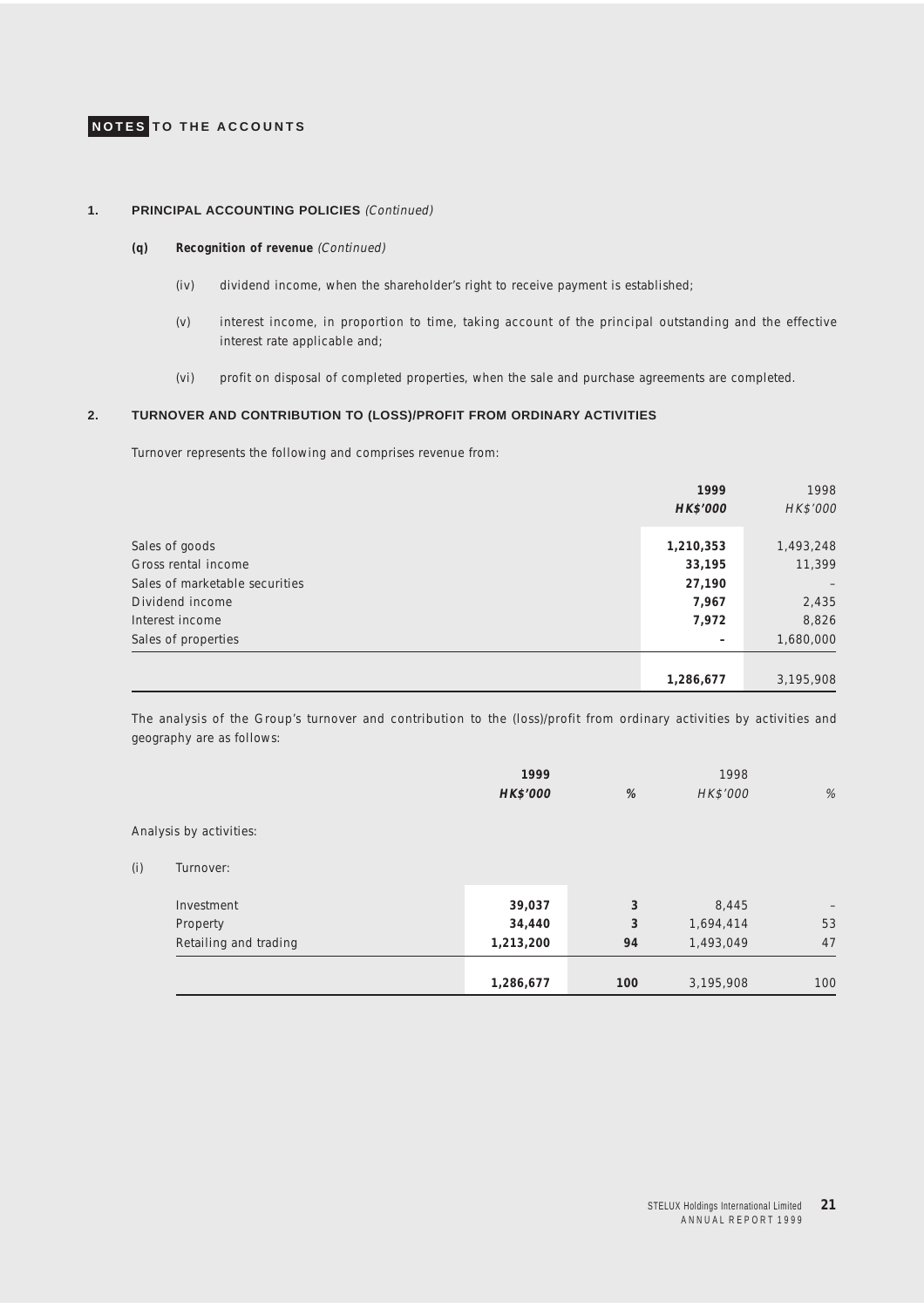## NOTES TO THE ACCOUNTS

### 1. PRINCIPAL ACCOUNTING POLICIES *(Continued)*

**(q) Recognition of revenue** *(Continued)*

(iv) dividend income, when the shareholder's right to receive payment is established;

(v) interest income, in proportion to time, taking account of the principal outstanding and the effective interest rate applicable and;

(vi) profit on disposal of completed properties, when the sale and purchase agreements are completed.

### 2. TURNOVER AND CONTRIBUTION TO (LOSS)/PROFIT FROM ORDINARY ACTIVITIES

Turnover represents the following and comprises revenue from:

| | **1999** | 1998 |
|---|---|---|
| | ***HK$'000*** | *HK$'000* |
| Sales of goods | **1,210,353** | 1,493,248 |
| Gross rental income | **33,195** | 11,399 |
| Sales of marketable securities | **27,190** | – |
| Dividend income | **7,967** | 2,435 |
| Interest income | **7,972** | 8,826 |
| Sales of properties | **–** | 1,680,000 |
| | **1,286,677** | 3,195,908 |

The analysis of the Group's turnover and contribution to the (loss)/profit from ordinary activities by activities and geography are as follows:

| | **1999** | | 1998 | |
|---|---|---|---|---|
| | ***HK$'000*** | ***%*** | *HK$'000* | *%* |
| Analysis by activities: | | | | |
| (i) Turnover: | | | | |
| Investment | **39,037** | **3** | 8,445 | – |
| Property | **34,440** | **3** | 1,694,414 | 53 |
| Retailing and trading | **1,213,200** | **94** | 1,493,049 | 47 |
| | **1,286,677** | **100** | 3,195,908 | 100 |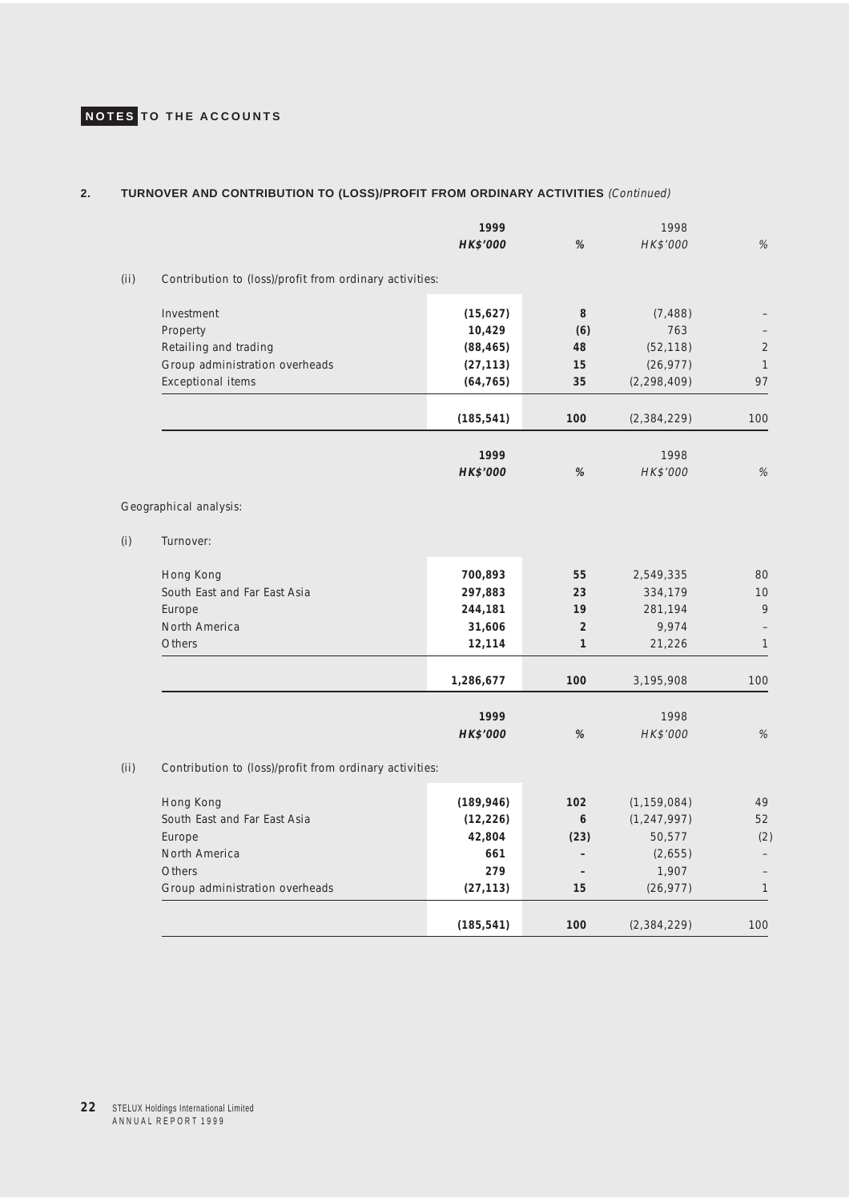**NOTES TO THE ACCOUNTS**

## 2. TURNOVER AND CONTRIBUTION TO (LOSS)/PROFIT FROM ORDINARY ACTIVITIES *(Continued)*

| | **1999 HK$'000** | **%** | 1998 HK$'000 | % |
|---|---|---|---|---|
| (ii) Contribution to (loss)/profit from ordinary activities: | | | | |
| Investment | **(15,627)** | **8** | (7,488) | – |
| Property | **10,429** | **(6)** | 763 | – |
| Retailing and trading | **(88,465)** | **48** | (52,118) | 2 |
| Group administration overheads | **(27,113)** | **15** | (26,977) | 1 |
| Exceptional items | **(64,765)** | **35** | (2,298,409) | 97 |
| | **(185,541)** | **100** | (2,384,229) | 100 |

Geographical analysis:

| | **1999 HK$'000** | **%** | 1998 HK$'000 | % |
|---|---|---|---|---|
| (i) Turnover: | | | | |
| Hong Kong | **700,893** | **55** | 2,549,335 | 80 |
| South East and Far East Asia | **297,883** | **23** | 334,179 | 10 |
| Europe | **244,181** | **19** | 281,194 | 9 |
| North America | **31,606** | **2** | 9,974 | – |
| Others | **12,114** | **1** | 21,226 | 1 |
| | **1,286,677** | **100** | 3,195,908 | 100 |

| | **1999 HK$'000** | **%** | 1998 HK$'000 | % |
|---|---|---|---|---|
| (ii) Contribution to (loss)/profit from ordinary activities: | | | | |
| Hong Kong | **(189,946)** | **102** | (1,159,084) | 49 |
| South East and Far East Asia | **(12,226)** | **6** | (1,247,997) | 52 |
| Europe | **42,804** | **(23)** | 50,577 | (2) |
| North America | **661** | **–** | (2,655) | – |
| Others | **279** | **–** | 1,907 | – |
| Group administration overheads | **(27,113)** | **15** | (26,977) | 1 |
| | **(185,541)** | **100** | (2,384,229) | 100 |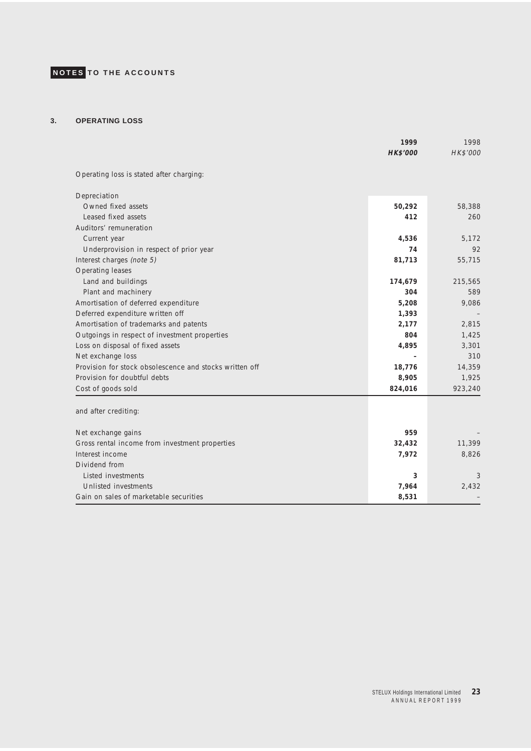**NOTES TO THE ACCOUNTS**

### 3. OPERATING LOSS

| | **1999** | 1998 |
|---|---|---|
| | ***HK$'000*** | *HK$'000* |
| Operating loss is stated after charging: | | |
| Depreciation | | |
| Owned fixed assets | **50,292** | 58,388 |
| Leased fixed assets | **412** | 260 |
| Auditors' remuneration | | |
| Current year | **4,536** | 5,172 |
| Underprovision in respect of prior year | **74** | 92 |
| Interest charges *(note 5)* | **81,713** | 55,715 |
| Operating leases | | |
| Land and buildings | **174,679** | 215,565 |
| Plant and machinery | **304** | 589 |
| Amortisation of deferred expenditure | **5,208** | 9,086 |
| Deferred expenditure written off | **1,393** | – |
| Amortisation of trademarks and patents | **2,177** | 2,815 |
| Outgoings in respect of investment properties | **804** | 1,425 |
| Loss on disposal of fixed assets | **4,895** | 3,301 |
| Net exchange loss | **–** | 310 |
| Provision for stock obsolescence and stocks written off | **18,776** | 14,359 |
| Provision for doubtful debts | **8,905** | 1,925 |
| Cost of goods sold | **824,016** | 923,240 |
| and after crediting: | | |
| Net exchange gains | **959** | – |
| Gross rental income from investment properties | **32,432** | 11,399 |
| Interest income | **7,972** | 8,826 |
| Dividend from | | |
| Listed investments | **3** | 3 |
| Unlisted investments | **7,964** | 2,432 |
| Gain on sales of marketable securities | **8,531** | – |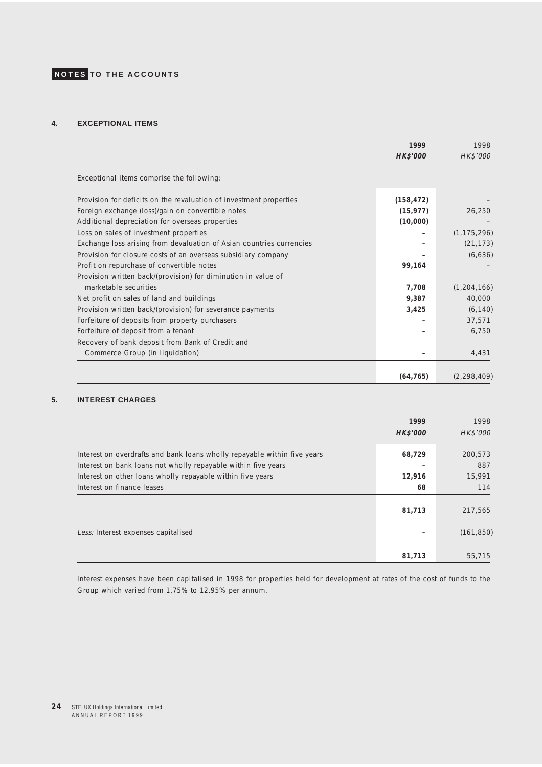## NOTES TO THE ACCOUNTS

### 4. EXCEPTIONAL ITEMS

| | **1999** | 1998 |
|---|---|---|
| | ***HK$'000*** | *HK$'000* |
| Exceptional items comprise the following: | | |
| Provision for deficits on the revaluation of investment properties | **(158,472)** | – |
| Foreign exchange (loss)/gain on convertible notes | **(15,977)** | 26,250 |
| Additional depreciation for overseas properties | **(10,000)** | – |
| Loss on sales of investment properties | **–** | (1,175,296) |
| Exchange loss arising from devaluation of Asian countries currencies | **–** | (21,173) |
| Provision for closure costs of an overseas subsidiary company | **–** | (6,636) |
| Profit on repurchase of convertible notes | **99,164** | – |
| Provision written back/(provision) for diminution in value of marketable securities | **7,708** | (1,204,166) |
| Net profit on sales of land and buildings | **9,387** | 40,000 |
| Provision written back/(provision) for severance payments | **3,425** | (6,140) |
| Forfeiture of deposits from property purchasers | **–** | 37,571 |
| Forfeiture of deposit from a tenant | **–** | 6,750 |
| Recovery of bank deposit from Bank of Credit and Commerce Group (in liquidation) | **–** | 4,431 |
| | **(64,765)** | (2,298,409) |

### 5. INTEREST CHARGES

| | **1999** | 1998 |
|---|---|---|
| | ***HK$'000*** | *HK$'000* |
| Interest on overdrafts and bank loans wholly repayable within five years | **68,729** | 200,573 |
| Interest on bank loans not wholly repayable within five years | **–** | 887 |
| Interest on other loans wholly repayable within five years | **12,916** | 15,991 |
| Interest on finance leases | **68** | 114 |
| | **81,713** | 217,565 |
| *Less:* Interest expenses capitalised | **–** | (161,850) |
| | **81,713** | 55,715 |

Interest expenses have been capitalised in 1998 for properties held for development at rates of the cost of funds to the Group which varied from 1.75% to 12.95% per annum.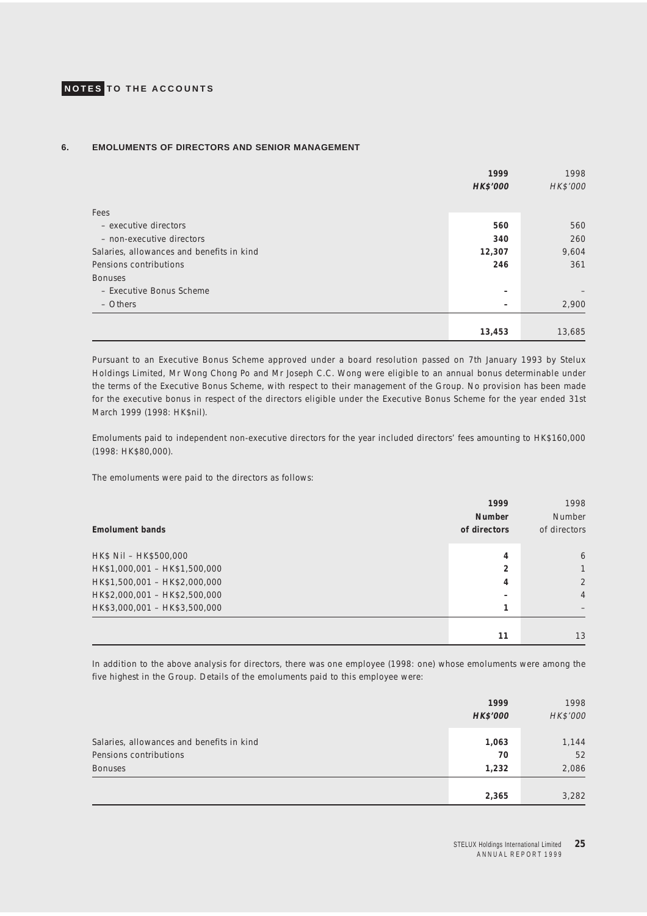NOTES TO THE ACCOUNTS

## 6. EMOLUMENTS OF DIRECTORS AND SENIOR MANAGEMENT

| | 1999 HK$'000 | 1998 HK$'000 |
|---|---|---|
| Fees | | |
| – executive directors | 560 | 560 |
| – non-executive directors | 340 | 260 |
| Salaries, allowances and benefits in kind | 12,307 | 9,604 |
| Pensions contributions | 246 | 361 |
| Bonuses | | |
| – Executive Bonus Scheme | – | – |
| – Others | – | 2,900 |
| | 13,453 | 13,685 |

Pursuant to an Executive Bonus Scheme approved under a board resolution passed on 7th January 1993 by Stelux Holdings Limited, Mr Wong Chong Po and Mr Joseph C.C. Wong were eligible to an annual bonus determinable under the terms of the Executive Bonus Scheme, with respect to their management of the Group. No provision has been made for the executive bonus in respect of the directors eligible under the Executive Bonus Scheme for the year ended 31st March 1999 (1998: HK$nil).

Emoluments paid to independent non-executive directors for the year included directors' fees amounting to HK$160,000 (1998: HK$80,000).

The emoluments were paid to the directors as follows:

| Emolument bands | 1999 Number of directors | 1998 Number of directors |
|---|---|---|
| HK$ Nil – HK$500,000 | 4 | 6 |
| HK$1,000,001 – HK$1,500,000 | 2 | 1 |
| HK$1,500,001 – HK$2,000,000 | 4 | 2 |
| HK$2,000,001 – HK$2,500,000 | – | 4 |
| HK$3,000,001 – HK$3,500,000 | 1 | – |
| | 11 | 13 |

In addition to the above analysis for directors, there was one employee (1998: one) whose emoluments were among the five highest in the Group. Details of the emoluments paid to this employee were:

| | 1999 HK$'000 | 1998 HK$'000 |
|---|---|---|
| Salaries, allowances and benefits in kind | 1,063 | 1,144 |
| Pensions contributions | 70 | 52 |
| Bonuses | 1,232 | 2,086 |
| | 2,365 | 3,282 |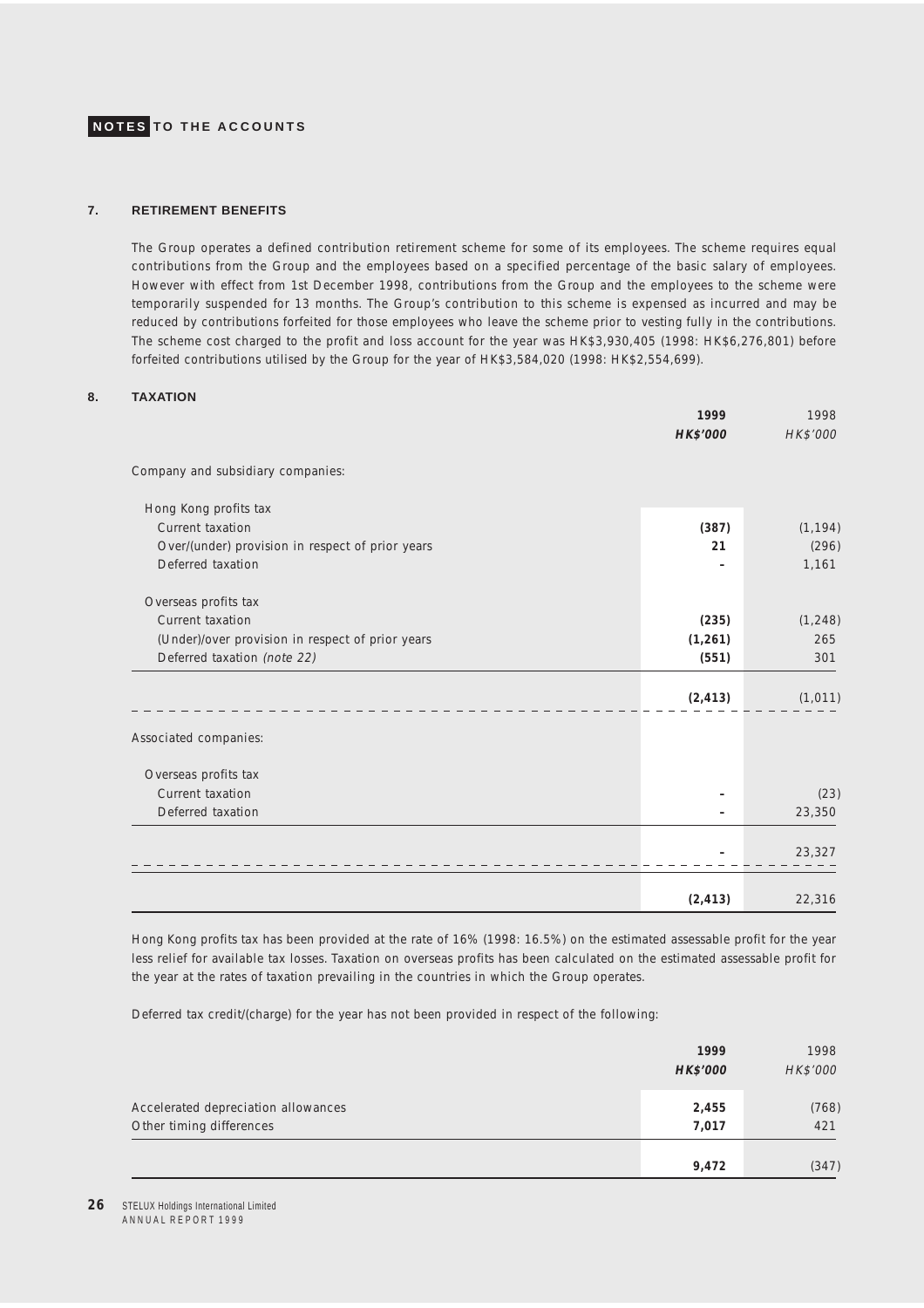**NOTES TO THE ACCOUNTS**

## 7. RETIREMENT BENEFITS

The Group operates a defined contribution retirement scheme for some of its employees. The scheme requires equal contributions from the Group and the employees based on a specified percentage of the basic salary of employees. However with effect from 1st December 1998, contributions from the Group and the employees to the scheme were temporarily suspended for 13 months. The Group's contribution to this scheme is expensed as incurred and may be reduced by contributions forfeited for those employees who leave the scheme prior to vesting fully in the contributions. The scheme cost charged to the profit and loss account for the year was HK$3,930,405 (1998: HK$6,276,801) before forfeited contributions utilised by the Group for the year of HK$3,584,020 (1998: HK$2,554,699).

## 8. TAXATION

| | **1999** | 1998 |
|---|---|---|
| | ***HK$'000*** | *HK$'000* |
| Company and subsidiary companies: | | |
| Hong Kong profits tax | | |
| Current taxation | **(387)** | (1,194) |
| Over/(under) provision in respect of prior years | **21** | (296) |
| Deferred taxation | **-** | 1,161 |
| Overseas profits tax | | |
| Current taxation | **(235)** | (1,248) |
| (Under)/over provision in respect of prior years | **(1,261)** | 265 |
| Deferred taxation *(note 22)* | **(551)** | 301 |
| | **(2,413)** | (1,011) |
| Associated companies: | | |
| Overseas profits tax | | |
| Current taxation | **-** | (23) |
| Deferred taxation | **-** | 23,350 |
| | **-** | 23,327 |
| | **(2,413)** | 22,316 |

Hong Kong profits tax has been provided at the rate of 16% (1998: 16.5%) on the estimated assessable profit for the year less relief for available tax losses. Taxation on overseas profits has been calculated on the estimated assessable profit for the year at the rates of taxation prevailing in the countries in which the Group operates.

Deferred tax credit/(charge) for the year has not been provided in respect of the following:

| | **1999** | 1998 |
|---|---|---|
| | ***HK$'000*** | *HK$'000* |
| Accelerated depreciation allowances | **2,455** | (768) |
| Other timing differences | **7,017** | 421 |
| | **9,472** | (347) |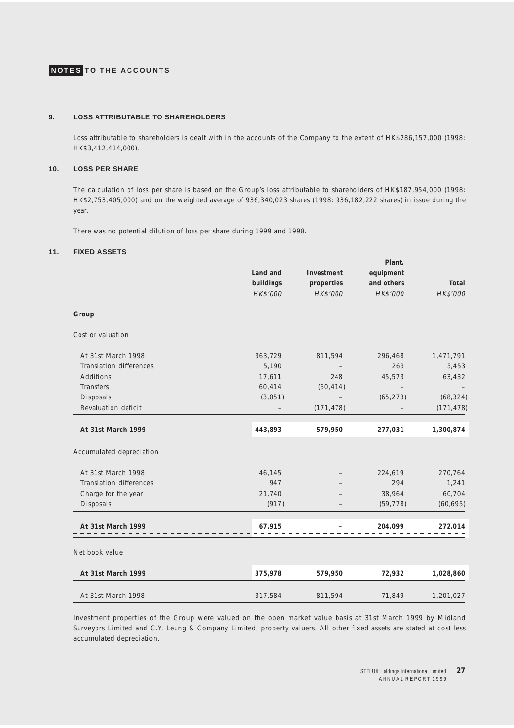## NOTES TO THE ACCOUNTS

### 9. LOSS ATTRIBUTABLE TO SHAREHOLDERS

Loss attributable to shareholders is dealt with in the accounts of the Company to the extent of HK$286,157,000 (1998: HK$3,412,414,000).

### 10. LOSS PER SHARE

The calculation of loss per share is based on the Group's loss attributable to shareholders of HK$187,954,000 (1998: HK$2,753,405,000) and on the weighted average of 936,340,023 shares (1998: 936,182,222 shares) in issue during the year.

There was no potential dilution of loss per share during 1999 and 1998.

### 11. FIXED ASSETS

| | Land and buildings | Investment properties | Plant, equipment and others | Total |
|---|---|---|---|---|
| | *HK$'000* | *HK$'000* | *HK$'000* | *HK$'000* |
| **Group** | | | | |
| Cost or valuation | | | | |
| At 31st March 1998 | 363,729 | 811,594 | 296,468 | 1,471,791 |
| Translation differences | 5,190 | – | 263 | 5,453 |
| Additions | 17,611 | 248 | 45,573 | 63,432 |
| Transfers | 60,414 | (60,414) | – | – |
| Disposals | (3,051) | – | (65,273) | (68,324) |
| Revaluation deficit | – | (171,478) | – | (171,478) |
| **At 31st March 1999** | **443,893** | **579,950** | **277,031** | **1,300,874** |
| Accumulated depreciation | | | | |
| At 31st March 1998 | 46,145 | – | 224,619 | 270,764 |
| Translation differences | 947 | – | 294 | 1,241 |
| Charge for the year | 21,740 | – | 38,964 | 60,704 |
| Disposals | (917) | – | (59,778) | (60,695) |
| **At 31st March 1999** | **67,915** | **–** | **204,099** | **272,014** |
| Net book value | | | | |
| **At 31st March 1999** | **375,978** | **579,950** | **72,932** | **1,028,860** |
| At 31st March 1998 | 317,584 | 811,594 | 71,849 | 1,201,027 |

Investment properties of the Group were valued on the open market value basis at 31st March 1999 by Midland Surveyors Limited and C.Y. Leung & Company Limited, property valuers. All other fixed assets are stated at cost less accumulated depreciation.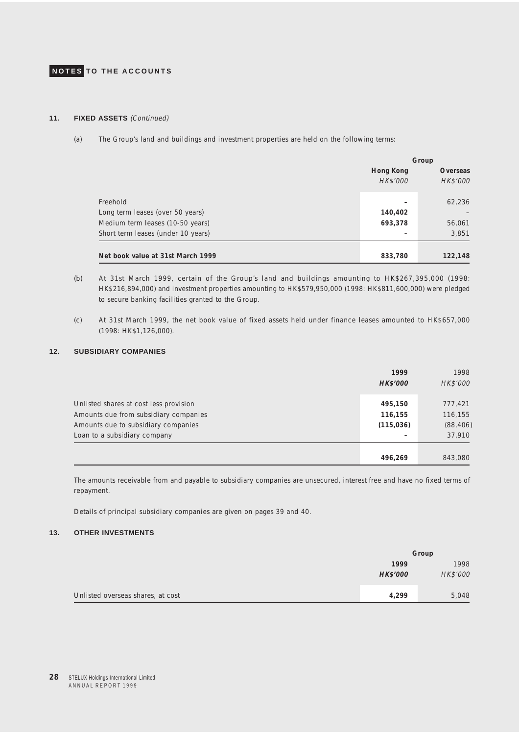# NOTES TO THE ACCOUNTS

## 11. FIXED ASSETS *(Continued)*

(a) The Group's land and buildings and investment properties are held on the following terms:

| | Group | |
|---|---|---|
| | **Hong Kong** | **Overseas** |
| | *HK$'000* | *HK$'000* |
| Freehold | - | 62,236 |
| Long term leases (over 50 years) | 140,402 | – |
| Medium term leases (10-50 years) | 693,378 | 56,061 |
| Short term leases (under 10 years) | - | 3,851 |
| **Net book value at 31st March 1999** | **833,780** | **122,148** |

(b) At 31st March 1999, certain of the Group's land and buildings amounting to HK$267,395,000 (1998: HK$216,894,000) and investment properties amounting to HK$579,950,000 (1998: HK$811,600,000) were pledged to secure banking facilities granted to the Group.

(c) At 31st March 1999, the net book value of fixed assets held under finance leases amounted to HK$657,000 (1998: HK$1,126,000).

## 12. SUBSIDIARY COMPANIES

| | **1999** | 1998 |
|---|---|---|
| | ***HK$'000*** | *HK$'000* |
| Unlisted shares at cost less provision | **495,150** | 777,421 |
| Amounts due from subsidiary companies | **116,155** | 116,155 |
| Amounts due to subsidiary companies | **(115,036)** | (88,406) |
| Loan to a subsidiary company | **-** | 37,910 |
| | **496,269** | 843,080 |

The amounts receivable from and payable to subsidiary companies are unsecured, interest free and have no fixed terms of repayment.

Details of principal subsidiary companies are given on pages 39 and 40.

## 13. OTHER INVESTMENTS

| | Group | |
|---|---|---|
| | **1999** | 1998 |
| | ***HK$'000*** | *HK$'000* |
| Unlisted overseas shares, at cost | **4,299** | 5,048 |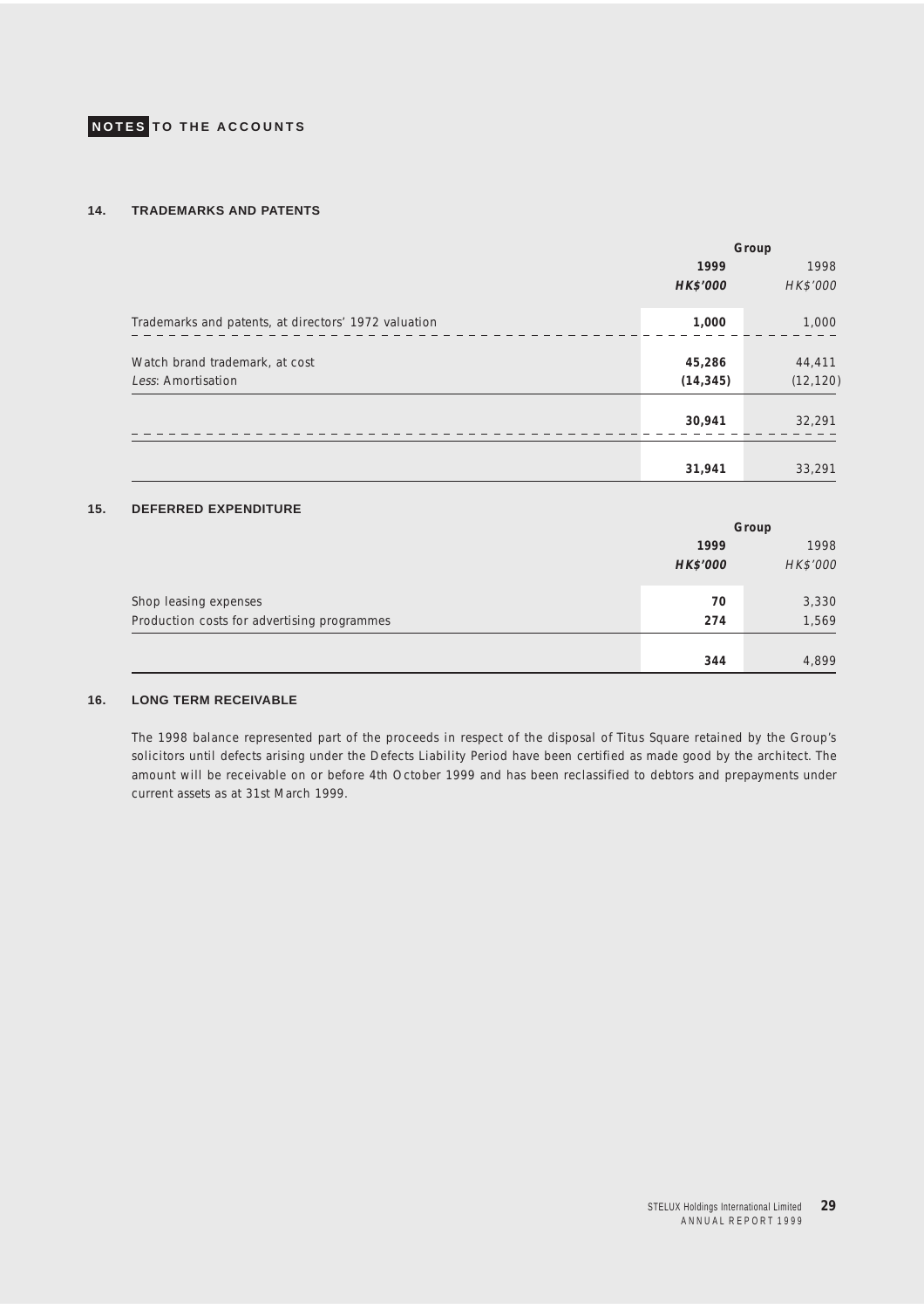# NOTES TO THE ACCOUNTS

## 14. TRADEMARKS AND PATENTS

| | Group | |
|---|---|---|
| | **1999** | 1998 |
| | ***HK$'000*** | *HK$'000* |
| Trademarks and patents, at directors' 1972 valuation | **1,000** | 1,000 |
| Watch brand trademark, at cost | **45,286** | 44,411 |
| *Less:* Amortisation | **(14,345)** | (12,120) |
| | **30,941** | 32,291 |
| | **31,941** | 33,291 |

## 15. DEFERRED EXPENDITURE

| | Group | |
|---|---|---|
| | **1999** | 1998 |
| | ***HK$'000*** | *HK$'000* |
| Shop leasing expenses | **70** | 3,330 |
| Production costs for advertising programmes | **274** | 1,569 |
| | **344** | 4,899 |

## 16. LONG TERM RECEIVABLE

The 1998 balance represented part of the proceeds in respect of the disposal of Titus Square retained by the Group's solicitors until defects arising under the Defects Liability Period have been certified as made good by the architect. The amount will be receivable on or before 4th October 1999 and has been reclassified to debtors and prepayments under current assets as at 31st March 1999.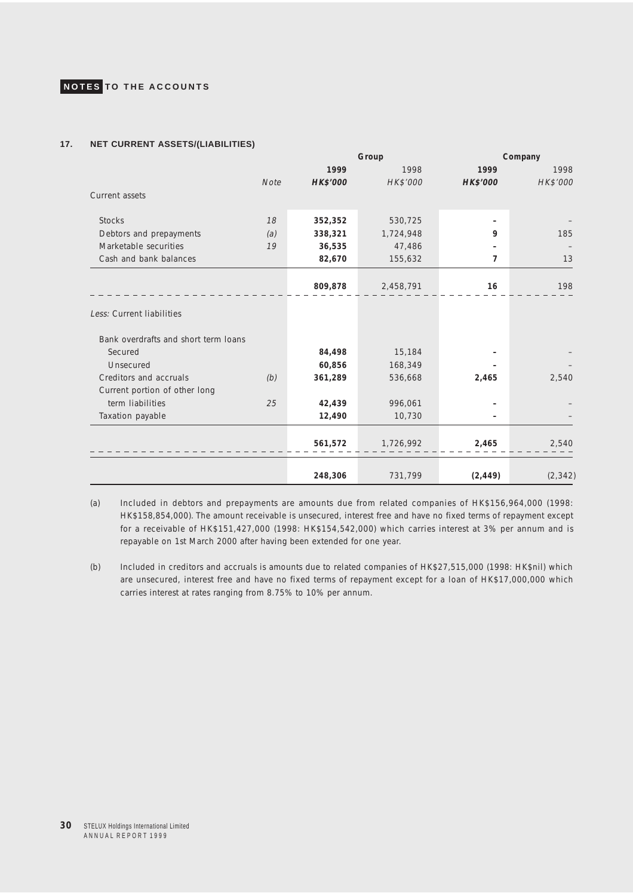## 17. NET CURRENT ASSETS/(LIABILITIES)

| | Note | Group 1999 HK$'000 | Group 1998 HK$'000 | Company 1999 HK$'000 | Company 1998 HK$'000 |
|---|---|---|---|---|---|
| **Current assets** | | | | | |
| Stocks | 18 | 352,352 | 530,725 | – | – |
| Debtors and prepayments | (a) | 338,321 | 1,724,948 | 9 | 185 |
| Marketable securities | 19 | 36,535 | 47,486 | – | – |
| Cash and bank balances | | 82,670 | 155,632 | 7 | 13 |
| | | 809,878 | 2,458,791 | 16 | 198 |
| *Less:* Current liabilities | | | | | |
| Bank overdrafts and short term loans | | | | | |
| Secured | | 84,498 | 15,184 | – | – |
| Unsecured | | 60,856 | 168,349 | – | – |
| Creditors and accruals | (b) | 361,289 | 536,668 | 2,465 | 2,540 |
| Current portion of other long term liabilities | 25 | 42,439 | 996,061 | – | – |
| Taxation payable | | 12,490 | 10,730 | – | – |
| | | 561,572 | 1,726,992 | 2,465 | 2,540 |
| | | 248,306 | 731,799 | (2,449) | (2,342) |

(a) Included in debtors and prepayments are amounts due from related companies of HK$156,964,000 (1998: HK$158,854,000). The amount receivable is unsecured, interest free and have no fixed terms of repayment except for a receivable of HK$151,427,000 (1998: HK$154,542,000) which carries interest at 3% per annum and is repayable on 1st March 2000 after having been extended for one year.

(b) Included in creditors and accruals is amounts due to related companies of HK$27,515,000 (1998: HK$nil) which are unsecured, interest free and have no fixed terms of repayment except for a loan of HK$17,000,000 which carries interest at rates ranging from 8.75% to 10% per annum.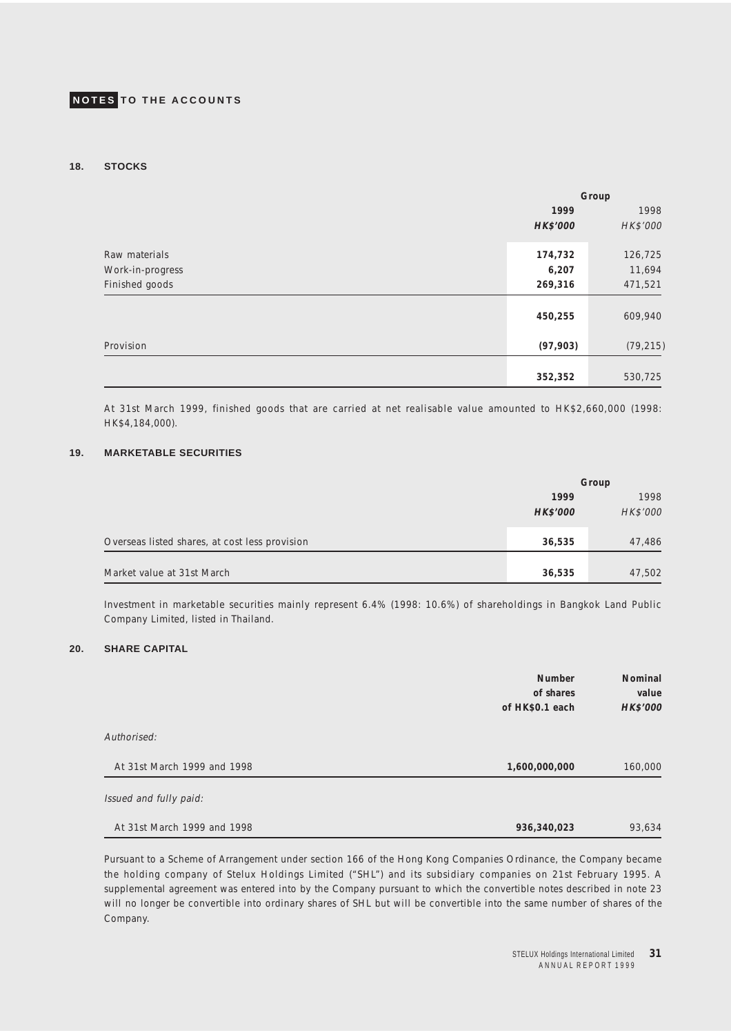## NOTES TO THE ACCOUNTS

### 18. STOCKS

| | Group | |
|---|---|---|
| | **1999** | 1998 |
| | ***HK$'000*** | *HK$'000* |
| Raw materials | **174,732** | 126,725 |
| Work-in-progress | **6,207** | 11,694 |
| Finished goods | **269,316** | 471,521 |
| | **450,255** | 609,940 |
| Provision | **(97,903)** | (79,215) |
| | **352,352** | 530,725 |

At 31st March 1999, finished goods that are carried at net realisable value amounted to HK$2,660,000 (1998: HK$4,184,000).

### 19. MARKETABLE SECURITIES

| | Group | |
|---|---|---|
| | **1999** | 1998 |
| | ***HK$'000*** | *HK$'000* |
| Overseas listed shares, at cost less provision | **36,535** | 47,486 |
| Market value at 31st March | **36,535** | 47,502 |

Investment in marketable securities mainly represent 6.4% (1998: 10.6%) of shareholdings in Bangkok Land Public Company Limited, listed in Thailand.

### 20. SHARE CAPITAL

| | Number of shares of HK$0.1 each | Nominal value *HK$'000* |
|---|---|---|
| *Authorised:* | | |
| At 31st March 1999 and 1998 | **1,600,000,000** | 160,000 |
| *Issued and fully paid:* | | |
| At 31st March 1999 and 1998 | **936,340,023** | 93,634 |

Pursuant to a Scheme of Arrangement under section 166 of the Hong Kong Companies Ordinance, the Company became the holding company of Stelux Holdings Limited ("SHL") and its subsidiary companies on 21st February 1995. A supplemental agreement was entered into by the Company pursuant to which the convertible notes described in note 23 will no longer be convertible into ordinary shares of SHL but will be convertible into the same number of shares of the Company.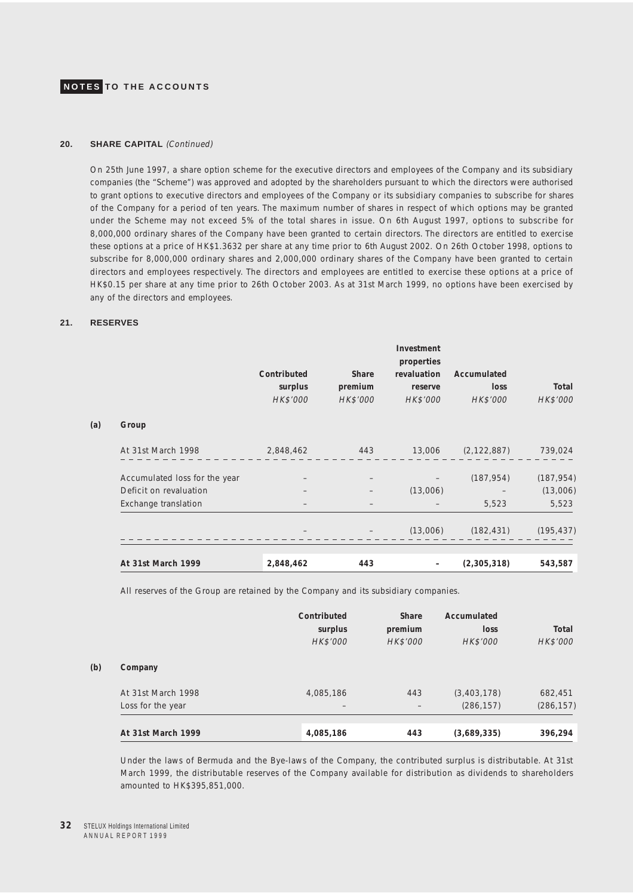## 20. SHARE CAPITAL *(Continued)*

On 25th June 1997, a share option scheme for the executive directors and employees of the Company and its subsidiary companies (the "Scheme") was approved and adopted by the shareholders pursuant to which the directors were authorised to grant options to executive directors and employees of the Company or its subsidiary companies to subscribe for shares of the Company for a period of ten years. The maximum number of shares in respect of which options may be granted under the Scheme may not exceed 5% of the total shares in issue. On 6th August 1997, options to subscribe for 8,000,000 ordinary shares of the Company have been granted to certain directors. The directors are entitled to exercise these options at a price of HK$1.3632 per share at any time prior to 6th August 2002. On 26th October 1998, options to subscribe for 8,000,000 ordinary shares and 2,000,000 ordinary shares of the Company have been granted to certain directors and employees respectively. The directors and employees are entitled to exercise these options at a price of HK$0.15 per share at any time prior to 26th October 2003. As at 31st March 1999, no options have been exercised by any of the directors and employees.

## 21. RESERVES

**(a) Group**

| | Contributed surplus *HK$'000* | Share premium *HK$'000* | Investment properties revaluation reserve *HK$'000* | Accumulated loss *HK$'000* | Total *HK$'000* |
|---|---|---|---|---|---|
| At 31st March 1998 | 2,848,462 | 443 | 13,006 | (2,122,887) | 739,024 |
| Accumulated loss for the year | – | – | – | (187,954) | (187,954) |
| Deficit on revaluation | – | – | (13,006) | – | (13,006) |
| Exchange translation | – | – | – | 5,523 | 5,523 |
| | – | – | (13,006) | (182,431) | (195,437) |
| **At 31st March 1999** | **2,848,462** | **443** | **–** | **(2,305,318)** | **543,587** |

All reserves of the Group are retained by the Company and its subsidiary companies.

**(b) Company**

| | Contributed surplus *HK$'000* | Share premium *HK$'000* | Accumulated loss *HK$'000* | Total *HK$'000* |
|---|---|---|---|---|
| At 31st March 1998 | 4,085,186 | 443 | (3,403,178) | 682,451 |
| Loss for the year | – | – | (286,157) | (286,157) |
| **At 31st March 1999** | **4,085,186** | **443** | **(3,689,335)** | **396,294** |

Under the laws of Bermuda and the Bye-laws of the Company, the contributed surplus is distributable. At 31st March 1999, the distributable reserves of the Company available for distribution as dividends to shareholders amounted to HK$395,851,000.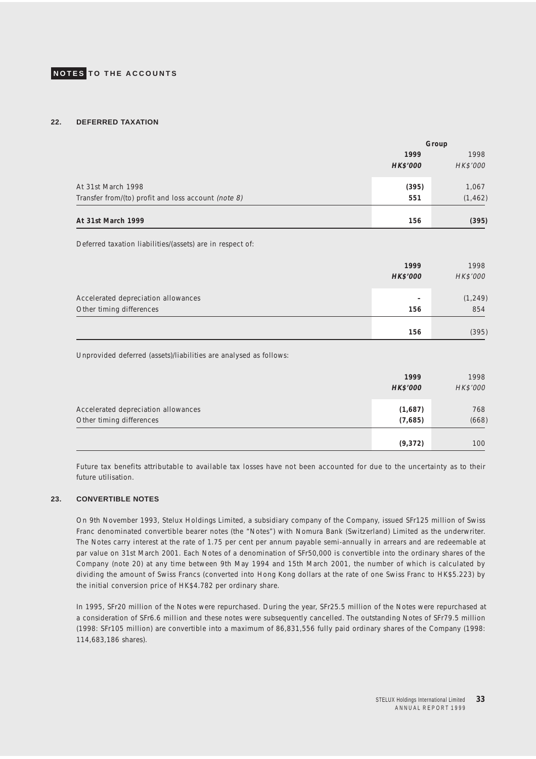# NOTES TO THE ACCOUNTS

## 22. DEFERRED TAXATION

| | Group | |
|---|---|---|
| | **1999** | 1998 |
| | ***HK$'000*** | *HK$'000* |
| At 31st March 1998 | **(395)** | 1,067 |
| Transfer from/(to) profit and loss account *(note 8)* | **551** | (1,462) |
| **At 31st March 1999** | **156** | **(395)** |

Deferred taxation liabilities/(assets) are in respect of:

| | **1999** | 1998 |
|---|---|---|
| | ***HK$'000*** | *HK$'000* |
| Accelerated depreciation allowances | **–** | (1,249) |
| Other timing differences | **156** | 854 |
| | **156** | (395) |

Unprovided deferred (assets)/liabilities are analysed as follows:

| | **1999** | 1998 |
|---|---|---|
| | ***HK$'000*** | *HK$'000* |
| Accelerated depreciation allowances | **(1,687)** | 768 |
| Other timing differences | **(7,685)** | (668) |
| | **(9,372)** | 100 |

Future tax benefits attributable to available tax losses have not been accounted for due to the uncertainty as to their future utilisation.

## 23. CONVERTIBLE NOTES

On 9th November 1993, Stelux Holdings Limited, a subsidiary company of the Company, issued SFr125 million of Swiss Franc denominated convertible bearer notes (the "Notes") with Nomura Bank (Switzerland) Limited as the underwriter. The Notes carry interest at the rate of 1.75 per cent per annum payable semi-annually in arrears and are redeemable at par value on 31st March 2001. Each Notes of a denomination of SFr50,000 is convertible into the ordinary shares of the Company (note 20) at any time between 9th May 1994 and 15th March 2001, the number of which is calculated by dividing the amount of Swiss Francs (converted into Hong Kong dollars at the rate of one Swiss Franc to HK$5.223) by the initial conversion price of HK$4.782 per ordinary share.

In 1995, SFr20 million of the Notes were repurchased. During the year, SFr25.5 million of the Notes were repurchased at a consideration of SFr6.6 million and these notes were subsequently cancelled. The outstanding Notes of SFr79.5 million (1998: SFr105 million) are convertible into a maximum of 86,831,556 fully paid ordinary shares of the Company (1998: 114,683,186 shares).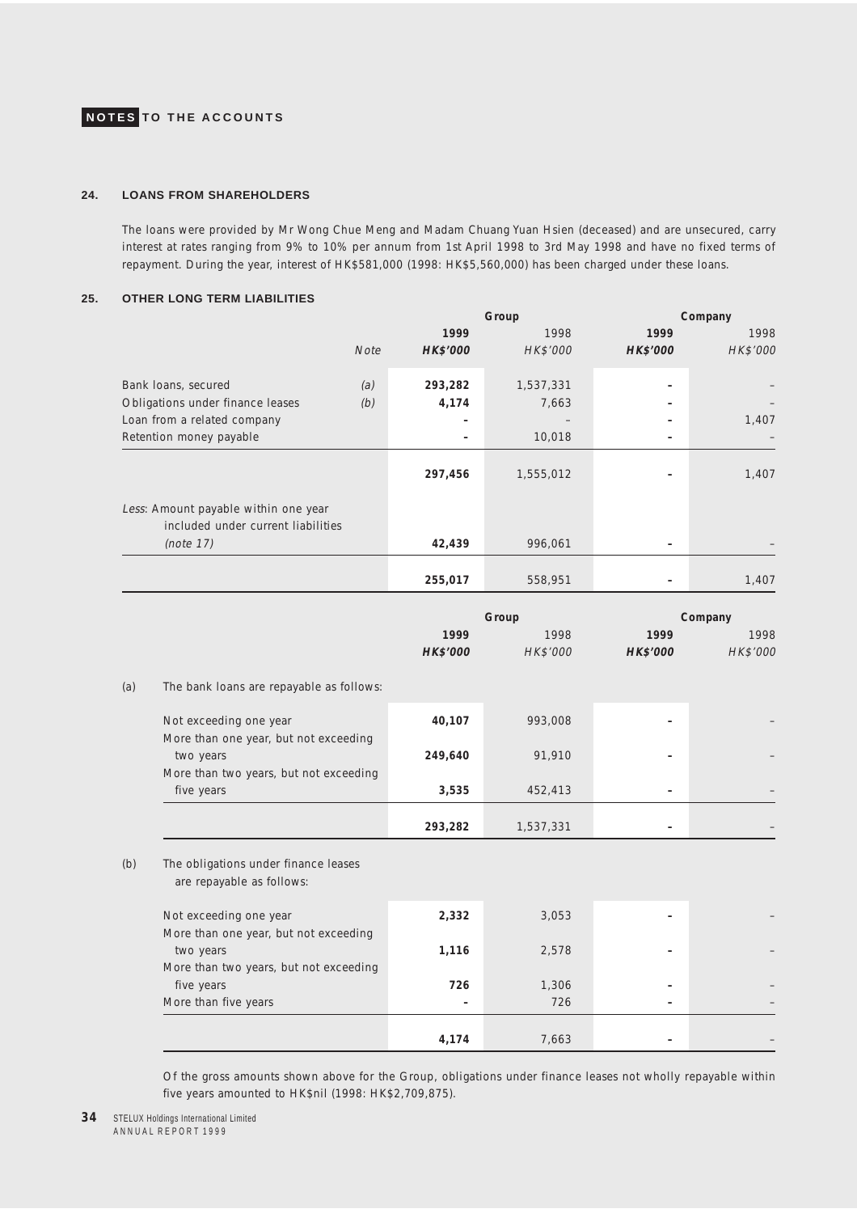## NOTES TO THE ACCOUNTS

### 24. LOANS FROM SHAREHOLDERS

The loans were provided by Mr Wong Chue Meng and Madam Chuang Yuan Hsien (deceased) and are unsecured, carry interest at rates ranging from 9% to 10% per annum from 1st April 1998 to 3rd May 1998 and have no fixed terms of repayment. During the year, interest of HK$581,000 (1998: HK$5,560,000) has been charged under these loans.

### 25. OTHER LONG TERM LIABILITIES

| | | Group | | Company | |
|---|---|---|---|---|---|
| | Note | **1999** | 1998 | **1999** | 1998 |
| | | ***HK$'000*** | *HK$'000* | ***HK$'000*** | *HK$'000* |
| Bank loans, secured | *(a)* | **293,282** | 1,537,331 | **–** | – |
| Obligations under finance leases | *(b)* | **4,174** | 7,663 | **–** | – |
| Loan from a related company | | **–** | – | **–** | 1,407 |
| Retention money payable | | **–** | 10,018 | **–** | – |
| | | **297,456** | 1,555,012 | **–** | 1,407 |
| *Less*: Amount payable within one year included under current liabilities *(note 17)* | | **42,439** | 996,061 | **–** | – |
| | | **255,017** | 558,951 | **–** | 1,407 |

| | Group | | Company | |
|---|---|---|---|---|
| | **1999** | 1998 | **1999** | 1998 |
| | ***HK$'000*** | *HK$'000* | ***HK$'000*** | *HK$'000* |
| **(a) The bank loans are repayable as follows:** | | | | |
| Not exceeding one year | **40,107** | 993,008 | **–** | – |
| More than one year, but not exceeding two years | **249,640** | 91,910 | **–** | – |
| More than two years, but not exceeding five years | **3,535** | 452,413 | **–** | – |
| | **293,282** | 1,537,331 | **–** | – |
| **(b) The obligations under finance leases are repayable as follows:** | | | | |
| Not exceeding one year | **2,332** | 3,053 | **–** | – |
| More than one year, but not exceeding two years | **1,116** | 2,578 | **–** | – |
| More than two years, but not exceeding five years | **726** | 1,306 | **–** | – |
| More than five years | **–** | 726 | **–** | – |
| | **4,174** | 7,663 | **–** | – |

Of the gross amounts shown above for the Group, obligations under finance leases not wholly repayable within five years amounted to HK$nil (1998: HK$2,709,875).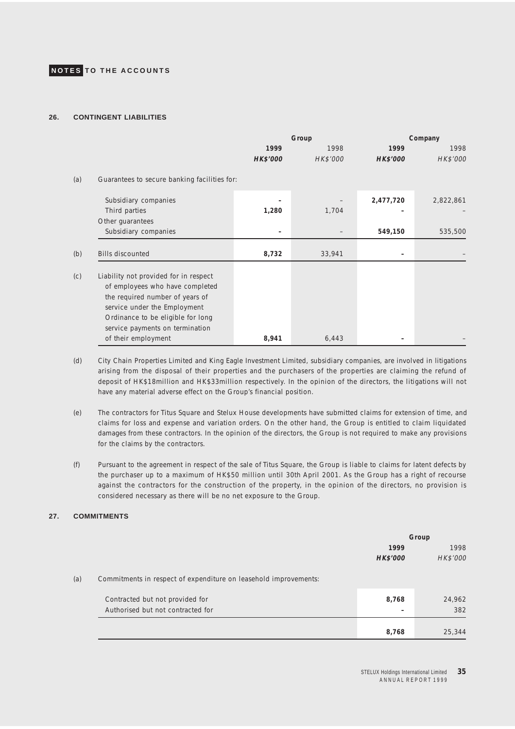**NOTES TO THE ACCOUNTS**

## 26. CONTINGENT LIABILITIES

| | | Group | | Company | |
|---|---|---|---|---|---|
| | | **1999** | 1998 | **1999** | 1998 |
| | | **HK$'000** | HK$'000 | **HK$'000** | HK$'000 |
| (a) | Guarantees to secure banking facilities for: | | | | |
| | Subsidiary companies | **–** | – | **2,477,720** | 2,822,861 |
| | Third parties | **1,280** | 1,704 | **–** | – |
| | Other guarantees | | | | |
| | Subsidiary companies | **–** | – | **549,150** | 535,500 |
| (b) | Bills discounted | **8,732** | 33,941 | **–** | – |
| (c) | Liability not provided for in respect of employees who have completed the required number of years of service under the Employment Ordinance to be eligible for long service payments on termination of their employment | **8,941** | 6,443 | **–** | – |

(d) City Chain Properties Limited and King Eagle Investment Limited, subsidiary companies, are involved in litigations arising from the disposal of their properties and the purchasers of the properties are claiming the refund of deposit of HK$18million and HK$33million respectively. In the opinion of the directors, the litigations will not have any material adverse effect on the Group's financial position.

(e) The contractors for Titus Square and Stelux House developments have submitted claims for extension of time, and claims for loss and expense and variation orders. On the other hand, the Group is entitled to claim liquidated damages from these contractors. In the opinion of the directors, the Group is not required to make any provisions for the claims by the contractors.

(f) Pursuant to the agreement in respect of the sale of Titus Square, the Group is liable to claims for latent defects by the purchaser up to a maximum of HK$50 million until 30th April 2001. As the Group has a right of recourse against the contractors for the construction of the property, in the opinion of the directors, no provision is considered necessary as there will be no net exposure to the Group.

## 27. COMMITMENTS

| | | Group | |
|---|---|---|---|
| | | **1999** | 1998 |
| | | **HK$'000** | HK$'000 |
| (a) | Commitments in respect of expenditure on leasehold improvements: | | |
| | Contracted but not provided for | **8,768** | 24,962 |
| | Authorised but not contracted for | **–** | 382 |
| | | **8,768** | 25,344 |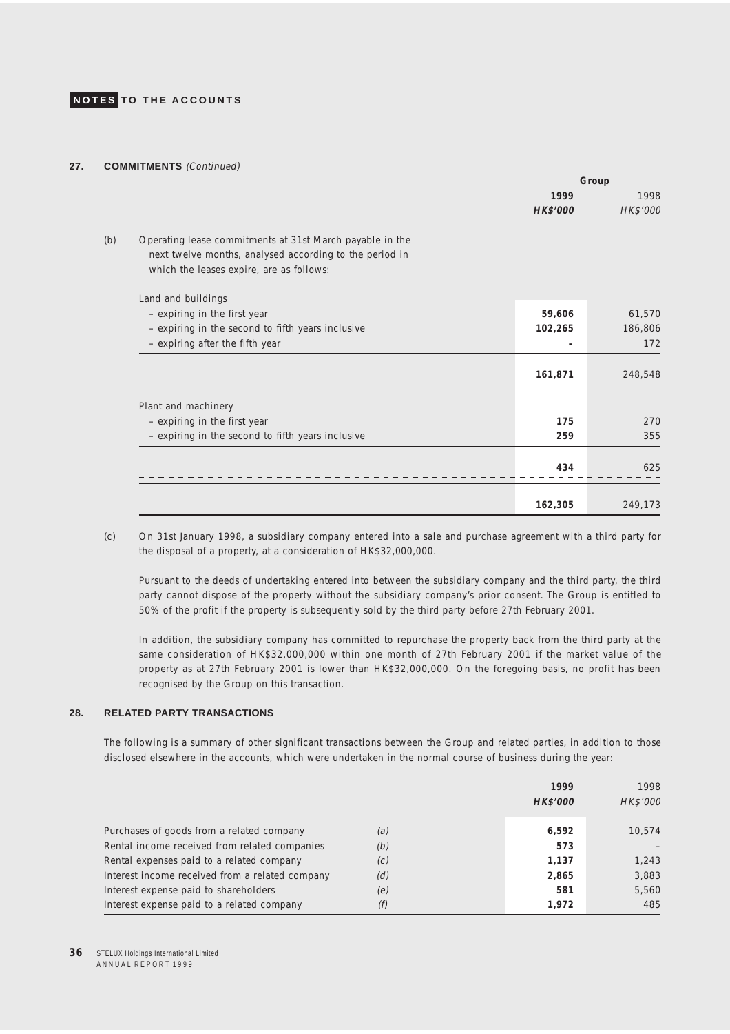# NOTES TO THE ACCOUNTS

## 27. COMMITMENTS *(Continued)*

(b) Operating lease commitments at 31st March payable in the next twelve months, analysed according to the period in which the leases expire, are as follows:

| | Group 1999 HK$'000 | Group 1998 HK$'000 |
|---|---|---|
| **Land and buildings** | | |
| – expiring in the first year | **59,606** | 61,570 |
| – expiring in the second to fifth years inclusive | **102,265** | 186,806 |
| – expiring after the fifth year | **–** | 172 |
| | **161,871** | 248,548 |
| **Plant and machinery** | | |
| – expiring in the first year | **175** | 270 |
| – expiring in the second to fifth years inclusive | **259** | 355 |
| | **434** | 625 |
| | **162,305** | 249,173 |

(c) On 31st January 1998, a subsidiary company entered into a sale and purchase agreement with a third party for the disposal of a property, at a consideration of HK$32,000,000.

Pursuant to the deeds of undertaking entered into between the subsidiary company and the third party, the third party cannot dispose of the property without the subsidiary company's prior consent. The Group is entitled to 50% of the profit if the property is subsequently sold by the third party before 27th February 2001.

In addition, the subsidiary company has committed to repurchase the property back from the third party at the same consideration of HK$32,000,000 within one month of 27th February 2001 if the market value of the property as at 27th February 2001 is lower than HK$32,000,000. On the foregoing basis, no profit has been recognised by the Group on this transaction.

## 28. RELATED PARTY TRANSACTIONS

The following is a summary of other significant transactions between the Group and related parties, in addition to those disclosed elsewhere in the accounts, which were undertaken in the normal course of business during the year:

| | | 1999 HK$'000 | 1998 HK$'000 |
|---|---|---|---|
| Purchases of goods from a related company | *(a)* | **6,592** | 10,574 |
| Rental income received from related companies | *(b)* | **573** | – |
| Rental expenses paid to a related company | *(c)* | **1,137** | 1,243 |
| Interest income received from a related company | *(d)* | **2,865** | 3,883 |
| Interest expense paid to shareholders | *(e)* | **581** | 5,560 |
| Interest expense paid to a related company | *(f)* | **1,972** | 485 |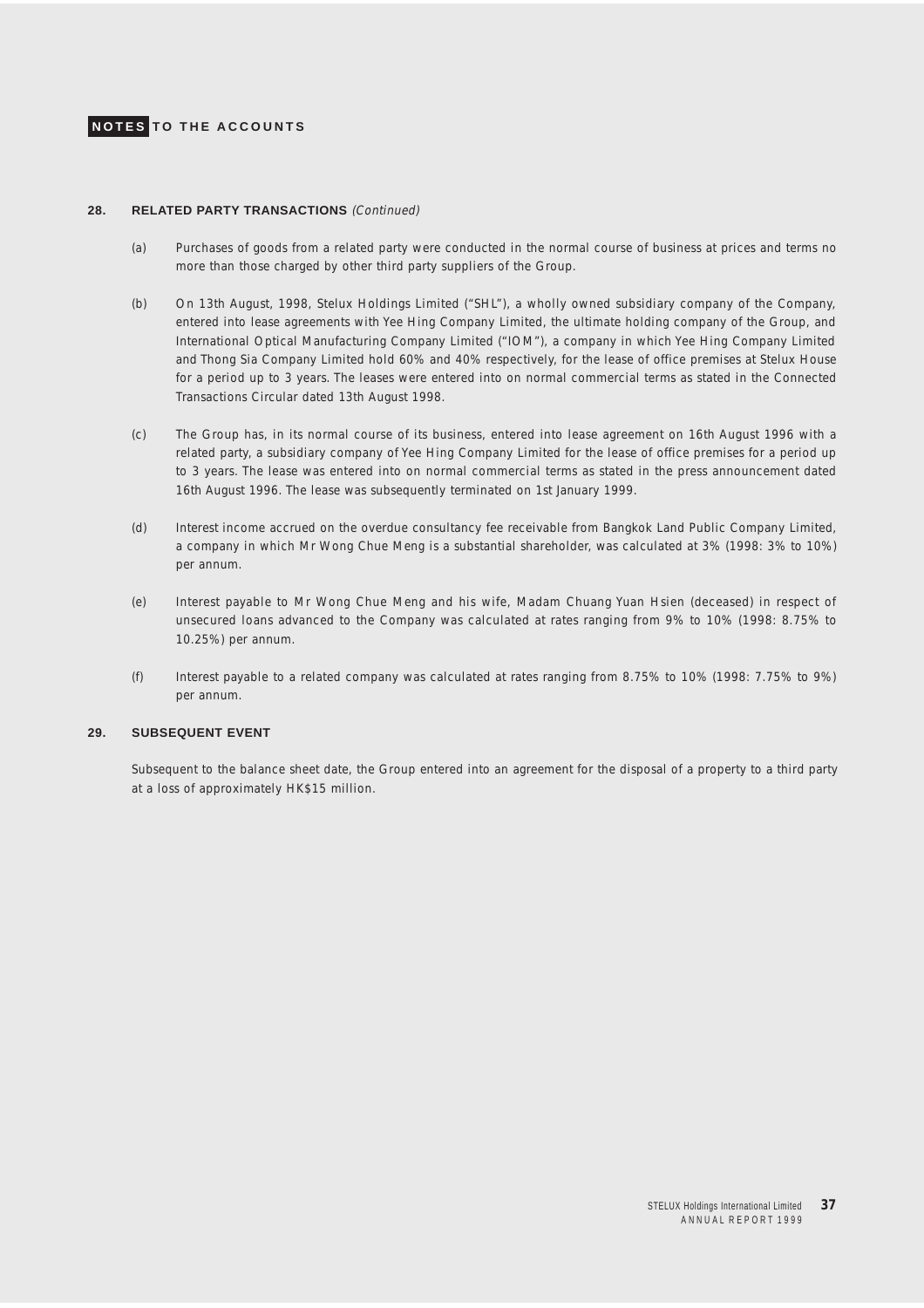# NOTES TO THE ACCOUNTS

## 28. RELATED PARTY TRANSACTIONS *(Continued)*

(a) Purchases of goods from a related party were conducted in the normal course of business at prices and terms no more than those charged by other third party suppliers of the Group.

(b) On 13th August, 1998, Stelux Holdings Limited ("SHL"), a wholly owned subsidiary company of the Company, entered into lease agreements with Yee Hing Company Limited, the ultimate holding company of the Group, and International Optical Manufacturing Company Limited ("IOM"), a company in which Yee Hing Company Limited and Thong Sia Company Limited hold 60% and 40% respectively, for the lease of office premises at Stelux House for a period up to 3 years. The leases were entered into on normal commercial terms as stated in the Connected Transactions Circular dated 13th August 1998.

(c) The Group has, in its normal course of its business, entered into lease agreement on 16th August 1996 with a related party, a subsidiary company of Yee Hing Company Limited for the lease of office premises for a period up to 3 years. The lease was entered into on normal commercial terms as stated in the press announcement dated 16th August 1996. The lease was subsequently terminated on 1st January 1999.

(d) Interest income accrued on the overdue consultancy fee receivable from Bangkok Land Public Company Limited, a company in which Mr Wong Chue Meng is a substantial shareholder, was calculated at 3% (1998: 3% to 10%) per annum.

(e) Interest payable to Mr Wong Chue Meng and his wife, Madam Chuang Yuan Hsien (deceased) in respect of unsecured loans advanced to the Company was calculated at rates ranging from 9% to 10% (1998: 8.75% to 10.25%) per annum.

(f) Interest payable to a related company was calculated at rates ranging from 8.75% to 10% (1998: 7.75% to 9%) per annum.

## 29. SUBSEQUENT EVENT

Subsequent to the balance sheet date, the Group entered into an agreement for the disposal of a property to a third party at a loss of approximately HK$15 million.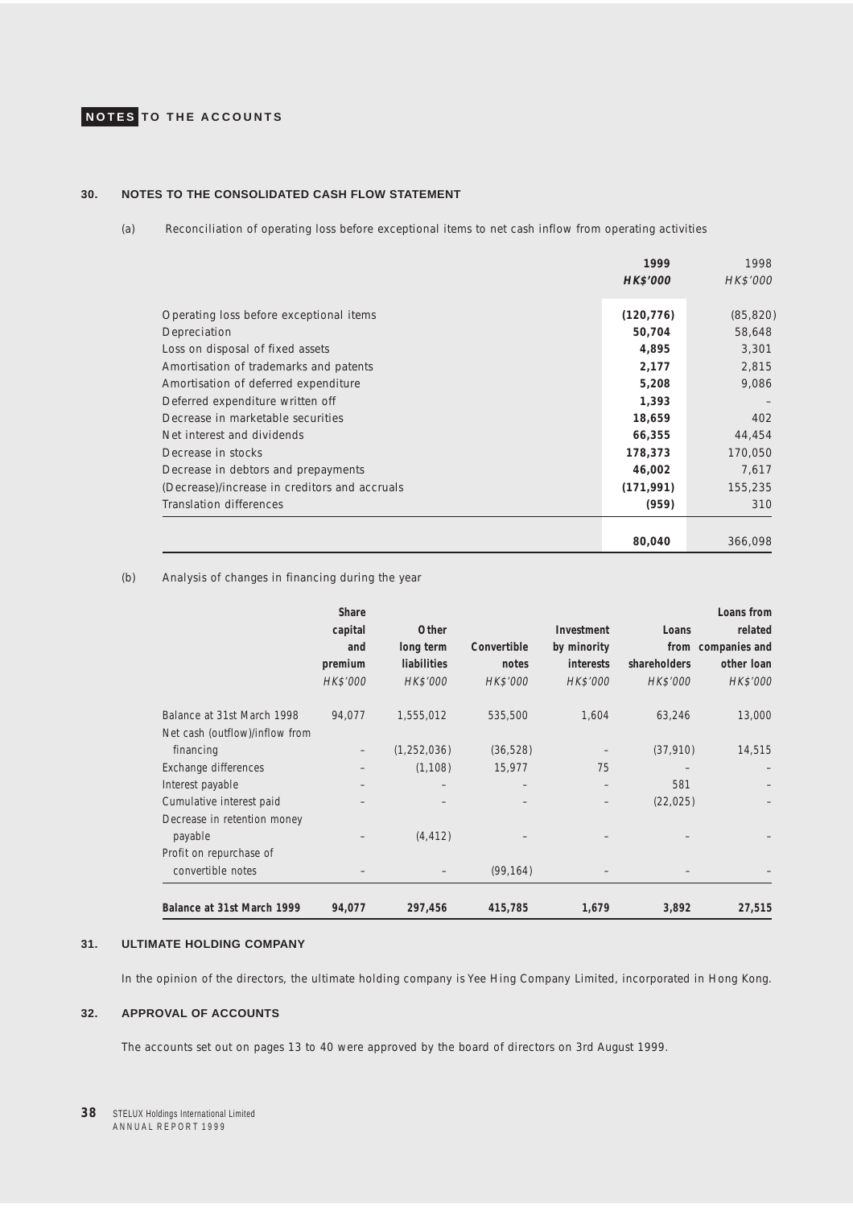## NOTES TO THE ACCOUNTS

### 30. NOTES TO THE CONSOLIDATED CASH FLOW STATEMENT

(a) Reconciliation of operating loss before exceptional items to net cash inflow from operating activities

| | **1999** | 1998 |
|---|---|---|
| | ***HK$'000*** | *HK$'000* |
| Operating loss before exceptional items | **(120,776)** | (85,820) |
| Depreciation | **50,704** | 58,648 |
| Loss on disposal of fixed assets | **4,895** | 3,301 |
| Amortisation of trademarks and patents | **2,177** | 2,815 |
| Amortisation of deferred expenditure | **5,208** | 9,086 |
| Deferred expenditure written off | **1,393** | – |
| Decrease in marketable securities | **18,659** | 402 |
| Net interest and dividends | **66,355** | 44,454 |
| Decrease in stocks | **178,373** | 170,050 |
| Decrease in debtors and prepayments | **46,002** | 7,617 |
| (Decrease)/increase in creditors and accruals | **(171,991)** | 155,235 |
| Translation differences | **(959)** | 310 |
| | **80,040** | 366,098 |

(b) Analysis of changes in financing during the year

| | **Share capital and premium** | **Other long term liabilities** | **Convertible notes** | **Investment by minority interests** | **Loans from shareholders** | **Loans from related companies and other loan** |
|---|---|---|---|---|---|---|
| | *HK$'000* | *HK$'000* | *HK$'000* | *HK$'000* | *HK$'000* | *HK$'000* |
| Balance at 31st March 1998 | 94,077 | 1,555,012 | 535,500 | 1,604 | 63,246 | 13,000 |
| Net cash (outflow)/inflow from financing | – | (1,252,036) | (36,528) | – | (37,910) | 14,515 |
| Exchange differences | – | (1,108) | 15,977 | 75 | – | – |
| Interest payable | – | – | – | – | 581 | – |
| Cumulative interest paid | – | – | – | – | (22,025) | – |
| Decrease in retention money payable | – | (4,412) | – | – | – | – |
| Profit on repurchase of convertible notes | – | – | (99,164) | – | – | – |
| **Balance at 31st March 1999** | **94,077** | **297,456** | **415,785** | **1,679** | **3,892** | **27,515** |

### 31. ULTIMATE HOLDING COMPANY

In the opinion of the directors, the ultimate holding company is Yee Hing Company Limited, incorporated in Hong Kong.

### 32. APPROVAL OF ACCOUNTS

The accounts set out on pages 13 to 40 were approved by the board of directors on 3rd August 1999.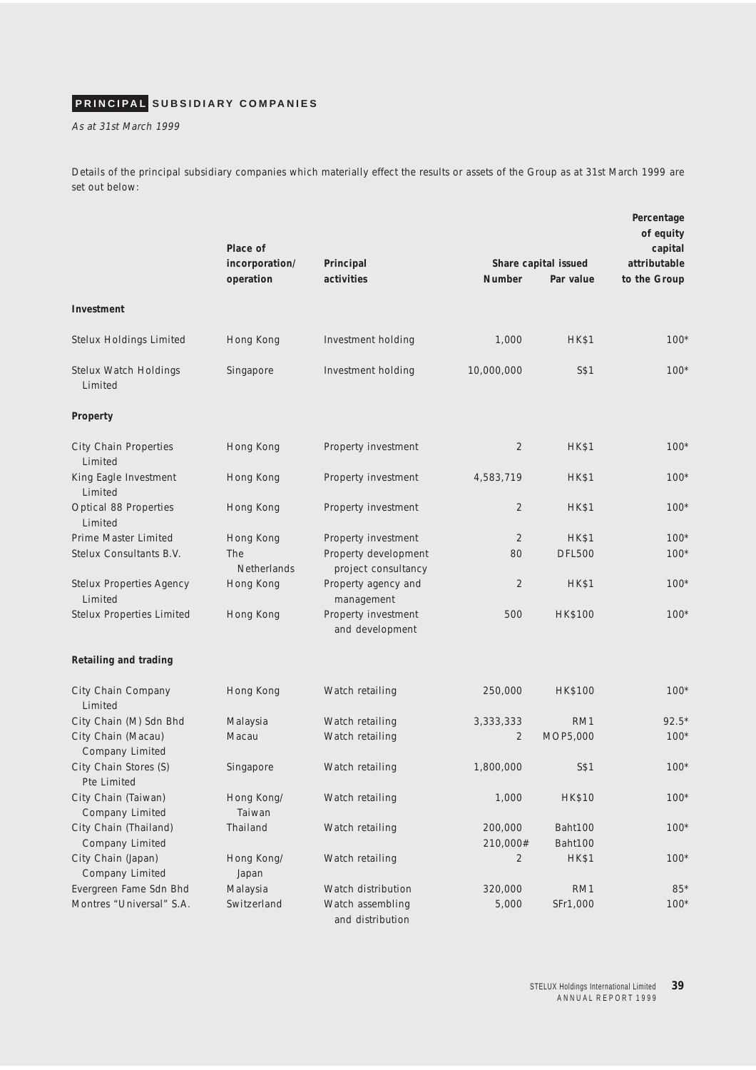## PRINCIPAL SUBSIDIARY COMPANIES

*As at 31st March 1999*

Details of the principal subsidiary companies which materially effect the results or assets of the Group as at 31st March 1999 are set out below:

| | Place of incorporation/ operation | Principal activities | Share capital issued | | Percentage of equity capital attributable to the Group |
|---|---|---|---|---|---|
| | | | Number | Par value | |
| **Investment** | | | | | |
| Stelux Holdings Limited | Hong Kong | Investment holding | 1,000 | HK$1 | 100* |
| Stelux Watch Holdings Limited | Singapore | Investment holding | 10,000,000 | S$1 | 100* |
| **Property** | | | | | |
| City Chain Properties Limited | Hong Kong | Property investment | 2 | HK$1 | 100* |
| King Eagle Investment Limited | Hong Kong | Property investment | 4,583,719 | HK$1 | 100* |
| Optical 88 Properties Limited | Hong Kong | Property investment | 2 | HK$1 | 100* |
| Prime Master Limited | Hong Kong | Property investment | 2 | HK$1 | 100* |
| Stelux Consultants B.V. | The Netherlands | Property development project consultancy | 80 | DFL500 | 100* |
| Stelux Properties Agency Limited | Hong Kong | Property agency and management | 2 | HK$1 | 100* |
| Stelux Properties Limited | Hong Kong | Property investment and development | 500 | HK$100 | 100* |
| **Retailing and trading** | | | | | |
| City Chain Company Limited | Hong Kong | Watch retailing | 250,000 | HK$100 | 100* |
| City Chain (M) Sdn Bhd | Malaysia | Watch retailing | 3,333,333 | RM1 | 92.5* |
| City Chain (Macau) Company Limited | Macau | Watch retailing | 2 | MOP5,000 | 100* |
| City Chain Stores (S) Pte Limited | Singapore | Watch retailing | 1,800,000 | S$1 | 100* |
| City Chain (Taiwan) Company Limited | Hong Kong/ Taiwan | Watch retailing | 1,000 | HK$10 | 100* |
| City Chain (Thailand) Company Limited | Thailand | Watch retailing | 200,000<br>210,000# | Baht100<br>Baht100 | 100* |
| City Chain (Japan) Company Limited | Hong Kong/ Japan | Watch retailing | 2 | HK$1 | 100* |
| Evergreen Fame Sdn Bhd | Malaysia | Watch distribution | 320,000 | RM1 | 85* |
| Montres "Universal" S.A. | Switzerland | Watch assembling and distribution | 5,000 | SFr1,000 | 100* |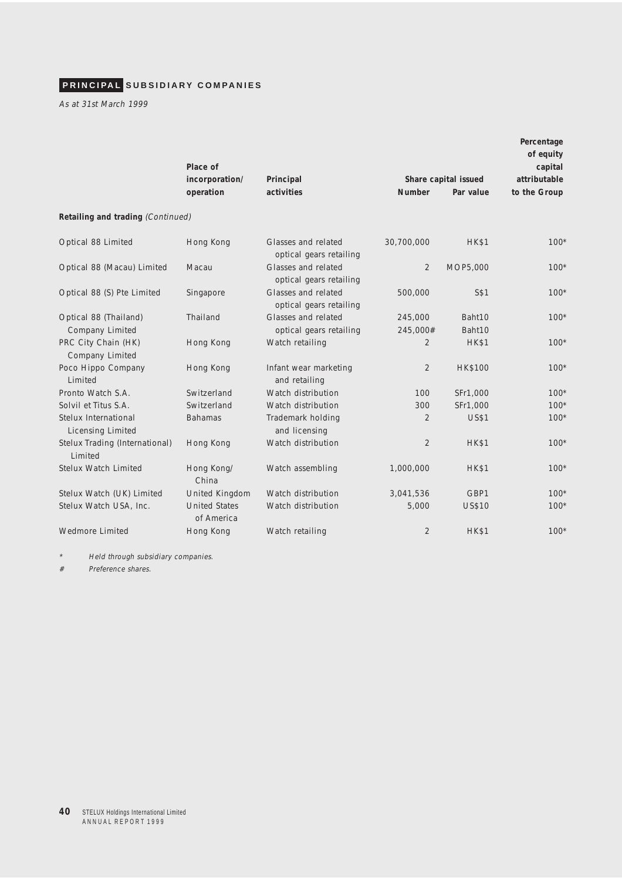## PRINCIPAL SUBSIDIARY COMPANIES

*As at 31st March 1999*

| | Place of incorporation/ operation | Principal activities | Share capital issued | | Percentage of equity capital attributable to the Group |
|---|---|---|---|---|---|
| | | | Number | Par value | |
| **Retailing and trading** *(Continued)* | | | | | |
| Optical 88 Limited | Hong Kong | Glasses and related optical gears retailing | 30,700,000 | HK$1 | 100* |
| Optical 88 (Macau) Limited | Macau | Glasses and related optical gears retailing | 2 | MOP5,000 | 100* |
| Optical 88 (S) Pte Limited | Singapore | Glasses and related optical gears retailing | 500,000 | S$1 | 100* |
| Optical 88 (Thailand) Company Limited | Thailand | Glasses and related optical gears retailing | 245,000<br>245,000# | Baht10<br>Baht10 | 100* |
| PRC City Chain (HK) Company Limited | Hong Kong | Watch retailing | 2 | HK$1 | 100* |
| Poco Hippo Company Limited | Hong Kong | Infant wear marketing and retailing | 2 | HK$100 | 100* |
| Pronto Watch S.A. | Switzerland | Watch distribution | 100 | SFr1,000 | 100* |
| Solvil et Titus S.A. | Switzerland | Watch distribution | 300 | SFr1,000 | 100* |
| Stelux International Licensing Limited | Bahamas | Trademark holding and licensing | 2 | US$1 | 100* |
| Stelux Trading (International) Limited | Hong Kong | Watch distribution | 2 | HK$1 | 100* |
| Stelux Watch Limited | Hong Kong/ China | Watch assembling | 1,000,000 | HK$1 | 100* |
| Stelux Watch (UK) Limited | United Kingdom | Watch distribution | 3,041,536 | GBP1 | 100* |
| Stelux Watch USA, Inc. | United States of America | Watch distribution | 5,000 | US$10 | 100* |
| Wedmore Limited | Hong Kong | Watch retailing | 2 | HK$1 | 100* |

\* *Held through subsidiary companies.*

\# *Preference shares.*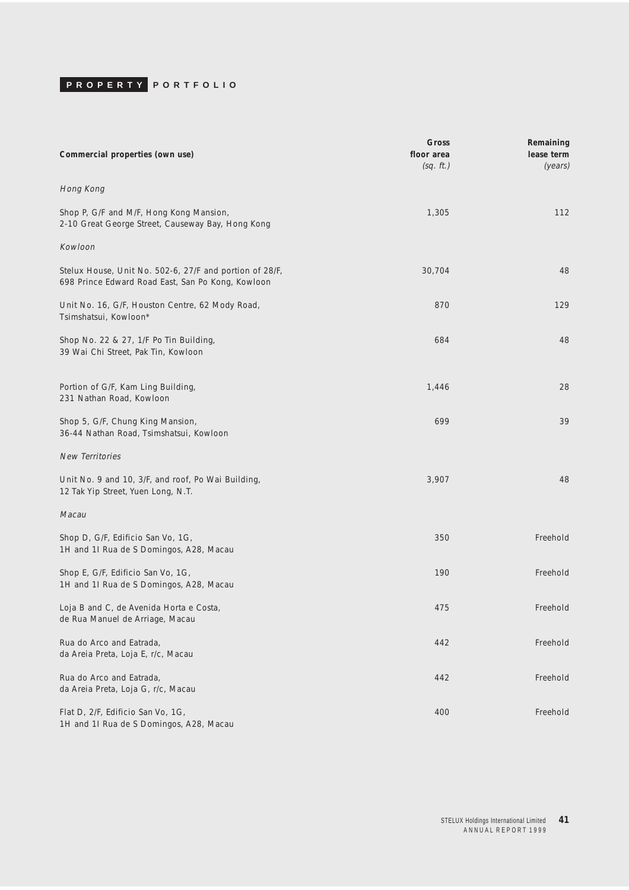# PROPERTY PORTFOLIO

| Commercial properties (own use) | Gross floor area (sq. ft.) | Remaining lease term (years) |
|---|---|---|
| *Hong Kong* | | |
| Shop P, G/F and M/F, Hong Kong Mansion, 2-10 Great George Street, Causeway Bay, Hong Kong | 1,305 | 112 |
| *Kowloon* | | |
| Stelux House, Unit No. 502-6, 27/F and portion of 28/F, 698 Prince Edward Road East, San Po Kong, Kowloon | 30,704 | 48 |
| Unit No. 16, G/F, Houston Centre, 62 Mody Road, Tsimshatsui, Kowloon* | 870 | 129 |
| Shop No. 22 & 27, 1/F Po Tin Building, 39 Wai Chi Street, Pak Tin, Kowloon | 684 | 48 |
| Portion of G/F, Kam Ling Building, 231 Nathan Road, Kowloon | 1,446 | 28 |
| Shop 5, G/F, Chung King Mansion, 36-44 Nathan Road, Tsimshatsui, Kowloon | 699 | 39 |
| *New Territories* | | |
| Unit No. 9 and 10, 3/F, and roof, Po Wai Building, 12 Tak Yip Street, Yuen Long, N.T. | 3,907 | 48 |
| *Macau* | | |
| Shop D, G/F, Edificio San Vo, 1G, 1H and 1I Rua de S Domingos, A28, Macau | 350 | Freehold |
| Shop E, G/F, Edificio San Vo, 1G, 1H and 1I Rua de S Domingos, A28, Macau | 190 | Freehold |
| Loja B and C, de Avenida Horta e Costa, de Rua Manuel de Arriage, Macau | 475 | Freehold |
| Rua do Arco and Eatrada, da Areia Preta, Loja E, r/c, Macau | 442 | Freehold |
| Rua do Arco and Eatrada, da Areia Preta, Loja G, r/c, Macau | 442 | Freehold |
| Flat D, 2/F, Edificio San Vo, 1G, 1H and 1I Rua de S Domingos, A28, Macau | 400 | Freehold |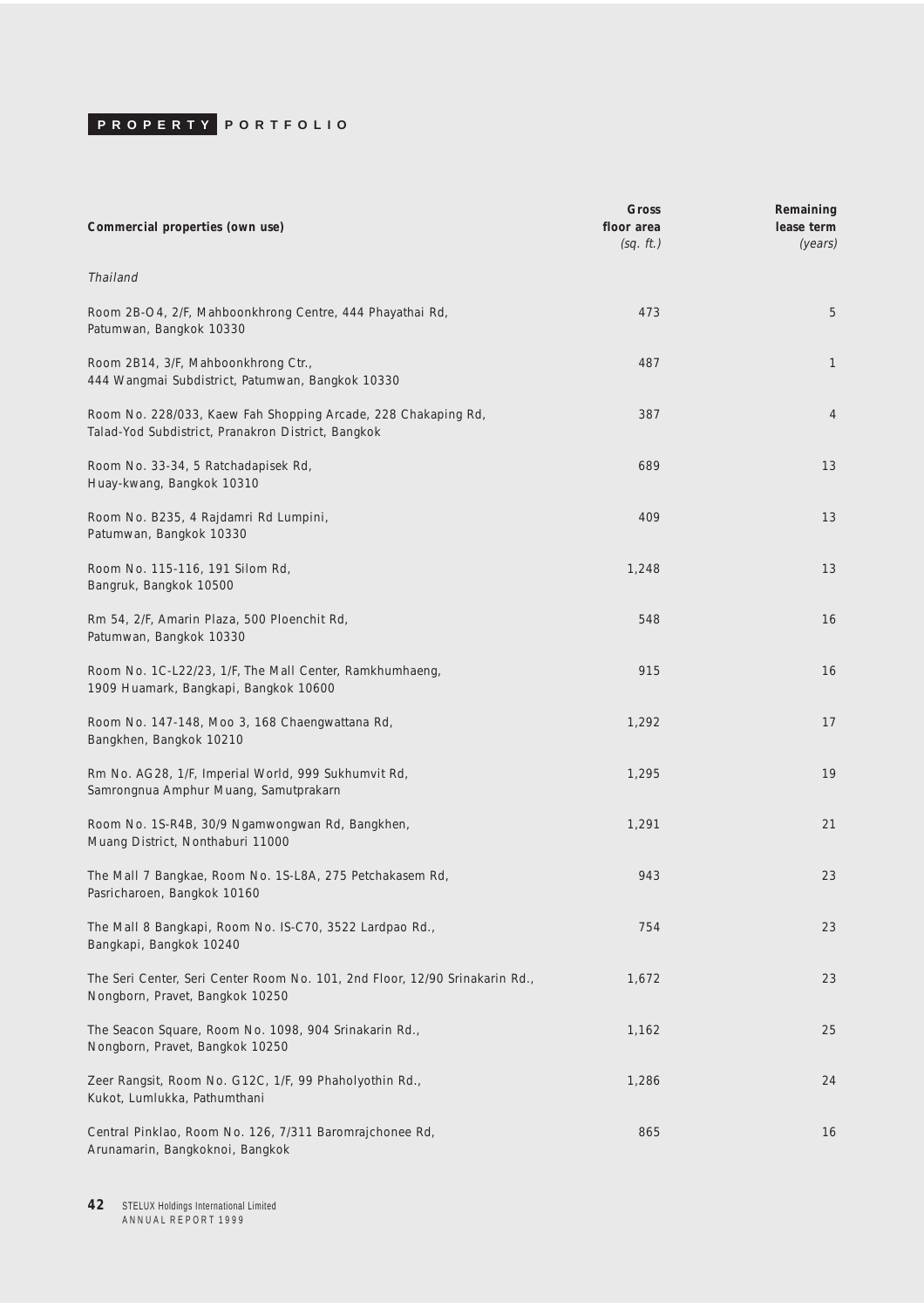## PROPERTY PORTFOLIO

| Commercial properties (own use) | Gross floor area *(sq. ft.)* | Remaining lease term *(years)* |
|---|---|---|
| *Thailand* | | |
| Room 2B-O4, 2/F, Mahboonkhrong Centre, 444 Phayathai Rd, Patumwan, Bangkok 10330 | 473 | 5 |
| Room 2B14, 3/F, Mahboonkhrong Ctr., 444 Wangmai Subdistrict, Patumwan, Bangkok 10330 | 487 | 1 |
| Room No. 228/033, Kaew Fah Shopping Arcade, 228 Chakaping Rd, Talad-Yod Subdistrict, Pranakron District, Bangkok | 387 | 4 |
| Room No. 33-34, 5 Ratchadapisek Rd, Huay-kwang, Bangkok 10310 | 689 | 13 |
| Room No. B235, 4 Rajdamri Rd Lumpini, Patumwan, Bangkok 10330 | 409 | 13 |
| Room No. 115-116, 191 Silom Rd, Bangruk, Bangkok 10500 | 1,248 | 13 |
| Rm 54, 2/F, Amarin Plaza, 500 Ploenchit Rd, Patumwan, Bangkok 10330 | 548 | 16 |
| Room No. 1C-L22/23, 1/F, The Mall Center, Ramkhumhaeng, 1909 Huamark, Bangkapi, Bangkok 10600 | 915 | 16 |
| Room No. 147-148, Moo 3, 168 Chaengwattana Rd, Bangkhen, Bangkok 10210 | 1,292 | 17 |
| Rm No. AG28, 1/F, Imperial World, 999 Sukhumvit Rd, Samrongnua Amphur Muang, Samutprakarn | 1,295 | 19 |
| Room No. 1S-R4B, 30/9 Ngamwongwan Rd, Bangkhen, Muang District, Nonthaburi 11000 | 1,291 | 21 |
| The Mall 7 Bangkae, Room No. 1S-L8A, 275 Petchakasem Rd, Pasricharoen, Bangkok 10160 | 943 | 23 |
| The Mall 8 Bangkapi, Room No. IS-C70, 3522 Lardpao Rd., Bangkapi, Bangkok 10240 | 754 | 23 |
| The Seri Center, Seri Center Room No. 101, 2nd Floor, 12/90 Srinakarin Rd., Nongborn, Pravet, Bangkok 10250 | 1,672 | 23 |
| The Seacon Square, Room No. 1098, 904 Srinakarin Rd., Nongborn, Pravet, Bangkok 10250 | 1,162 | 25 |
| Zeer Rangsit, Room No. G12C, 1/F, 99 Phaholyothin Rd., Kukot, Lumlukka, Pathumthani | 1,286 | 24 |
| Central Pinklao, Room No. 126, 7/311 Baromrajchonee Rd, Arunamarin, Bangkoknoi, Bangkok | 865 | 16 |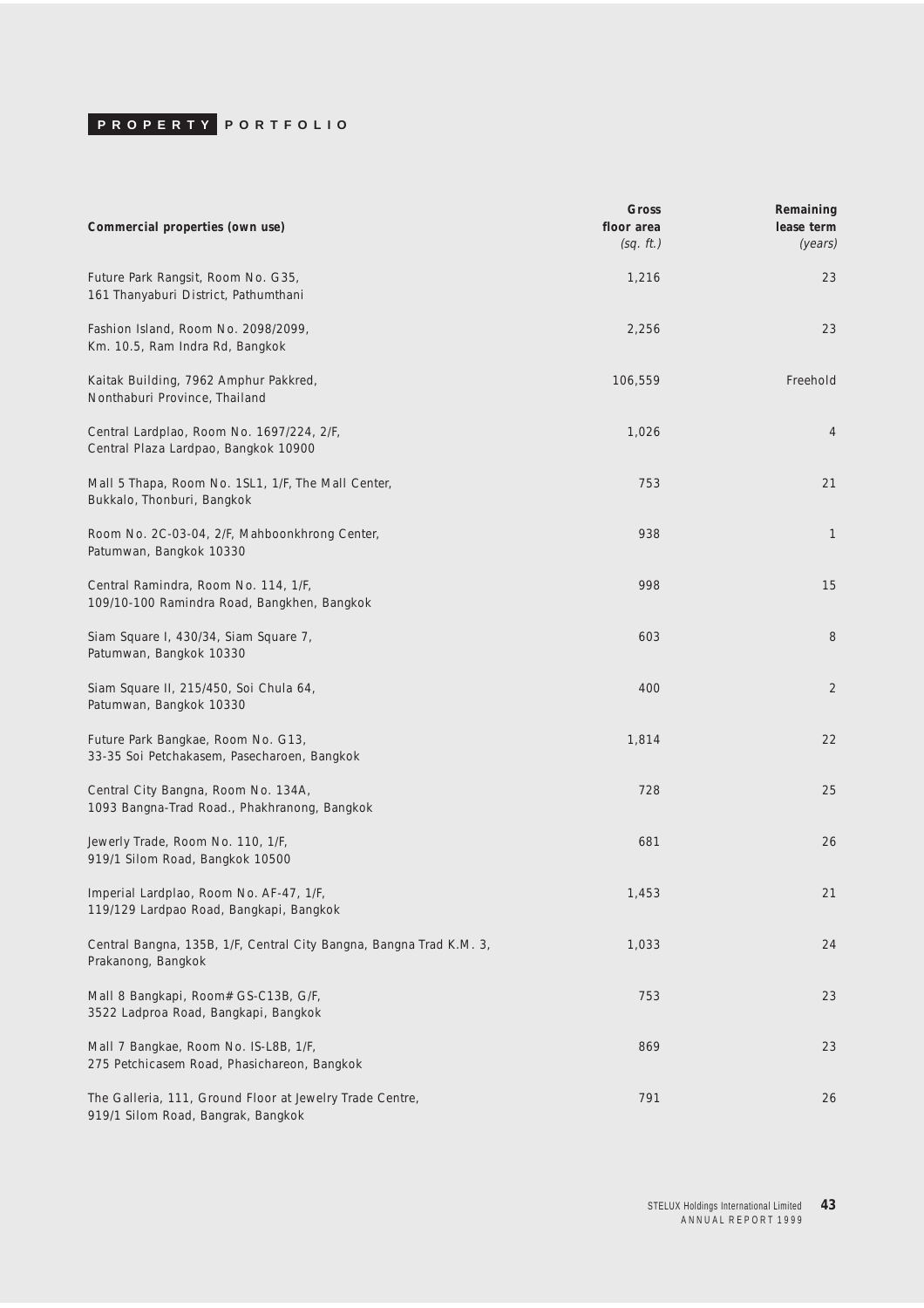## PROPERTY PORTFOLIO

| Commercial properties (own use) | Gross floor area *(sq. ft.)* | Remaining lease term *(years)* |
|---|---|---|
| Future Park Rangsit, Room No. G35, 161 Thanyaburi District, Pathumthani | 1,216 | 23 |
| Fashion Island, Room No. 2098/2099, Km. 10.5, Ram Indra Rd, Bangkok | 2,256 | 23 |
| Kaitak Building, 7962 Amphur Pakkred, Nonthaburi Province, Thailand | 106,559 | Freehold |
| Central Lardplao, Room No. 1697/224, 2/F, Central Plaza Lardpao, Bangkok 10900 | 1,026 | 4 |
| Mall 5 Thapa, Room No. 1SL1, 1/F, The Mall Center, Bukkalo, Thonburi, Bangkok | 753 | 21 |
| Room No. 2C-03-04, 2/F, Mahboonkhrong Center, Patumwan, Bangkok 10330 | 938 | 1 |
| Central Ramindra, Room No. 114, 1/F, 109/10-100 Ramindra Road, Bangkhen, Bangkok | 998 | 15 |
| Siam Square I, 430/34, Siam Square 7, Patumwan, Bangkok 10330 | 603 | 8 |
| Siam Square II, 215/450, Soi Chula 64, Patumwan, Bangkok 10330 | 400 | 2 |
| Future Park Bangkae, Room No. G13, 33-35 Soi Petchakasem, Pasecharoen, Bangkok | 1,814 | 22 |
| Central City Bangna, Room No. 134A, 1093 Bangna-Trad Road., Phakhranong, Bangkok | 728 | 25 |
| Jewerly Trade, Room No. 110, 1/F, 919/1 Silom Road, Bangkok 10500 | 681 | 26 |
| Imperial Lardplao, Room No. AF-47, 1/F, 119/129 Lardpao Road, Bangkapi, Bangkok | 1,453 | 21 |
| Central Bangna, 135B, 1/F, Central City Bangna, Bangna Trad K.M. 3, Prakanong, Bangkok | 1,033 | 24 |
| Mall 8 Bangkapi, Room# GS-C13B, G/F, 3522 Ladproa Road, Bangkapi, Bangkok | 753 | 23 |
| Mall 7 Bangkae, Room No. IS-L8B, 1/F, 275 Petchicasem Road, Phasichareon, Bangkok | 869 | 23 |
| The Galleria, 111, Ground Floor at Jewelry Trade Centre, 919/1 Silom Road, Bangrak, Bangkok | 791 | 26 |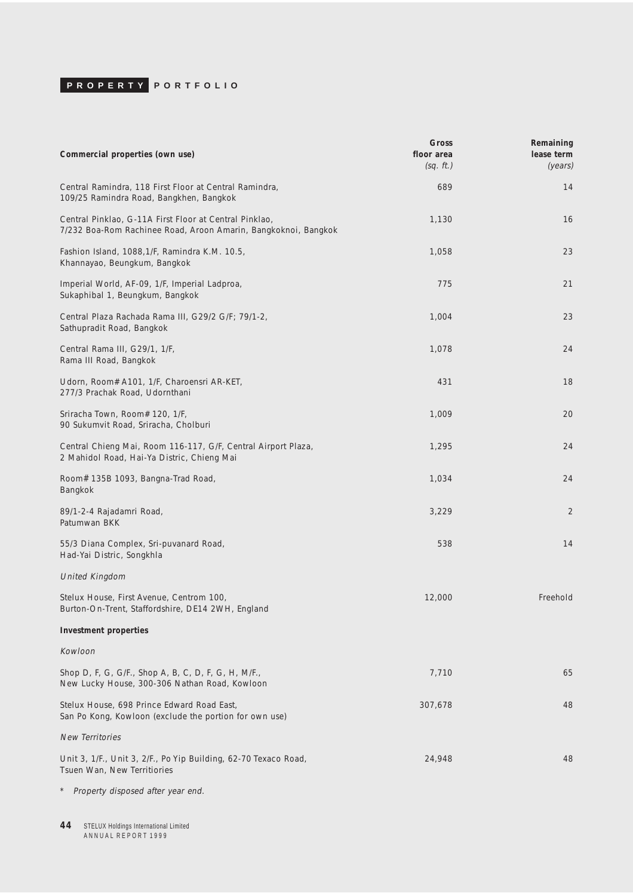# PROPERTY PORTFOLIO

| Commercial properties (own use) | Gross floor area *(sq. ft.)* | Remaining lease term *(years)* |
|---|---|---|
| Central Ramindra, 118 First Floor at Central Ramindra, 109/25 Ramindra Road, Bangkhen, Bangkok | 689 | 14 |
| Central Pinklao, G-11A First Floor at Central Pinklao, 7/232 Boa-Rom Rachinee Road, Aroon Amarin, Bangkoknoi, Bangkok | 1,130 | 16 |
| Fashion Island, 1088,1/F, Ramindra K.M. 10.5, Khannayao, Beungkum, Bangkok | 1,058 | 23 |
| Imperial World, AF-09, 1/F, Imperial Ladproa, Sukaphibal 1, Beungkum, Bangkok | 775 | 21 |
| Central Plaza Rachada Rama III, G29/2 G/F; 79/1-2, Sathupradit Road, Bangkok | 1,004 | 23 |
| Central Rama III, G29/1, 1/F, Rama III Road, Bangkok | 1,078 | 24 |
| Udorn, Room# A101, 1/F, Charoensri AR-KET, 277/3 Prachak Road, Udornthani | 431 | 18 |
| Sriracha Town, Room# 120, 1/F, 90 Sukumvit Road, Sriracha, Cholburi | 1,009 | 20 |
| Central Chieng Mai, Room 116-117, G/F, Central Airport Plaza, 2 Mahidol Road, Hai-Ya Distric, Chieng Mai | 1,295 | 24 |
| Room# 135B 1093, Bangna-Trad Road, Bangkok | 1,034 | 24 |
| 89/1-2-4 Rajadamri Road, Patumwan BKK | 3,229 | 2 |
| 55/3 Diana Complex, Sri-puvanard Road, Had-Yai Distric, Songkhla | 538 | 14 |
| *United Kingdom* | | |
| Stelux House, First Avenue, Centrom 100, Burton-On-Trent, Staffordshire, DE14 2WH, England | 12,000 | Freehold |
| **Investment properties** | | |
| *Kowloon* | | |
| Shop D, F, G, G/F., Shop A, B, C, D, F, G, H, M/F., New Lucky House, 300-306 Nathan Road, Kowloon | 7,710 | 65 |
| Stelux House, 698 Prince Edward Road East, San Po Kong, Kowloon (exclude the portion for own use) | 307,678 | 48 |
| *New Territories* | | |
| Unit 3, 1/F., Unit 3, 2/F., Po Yip Building, 62-70 Texaco Road, Tsuen Wan, New Territiories | 24,948 | 48 |

\* *Property disposed after year end.*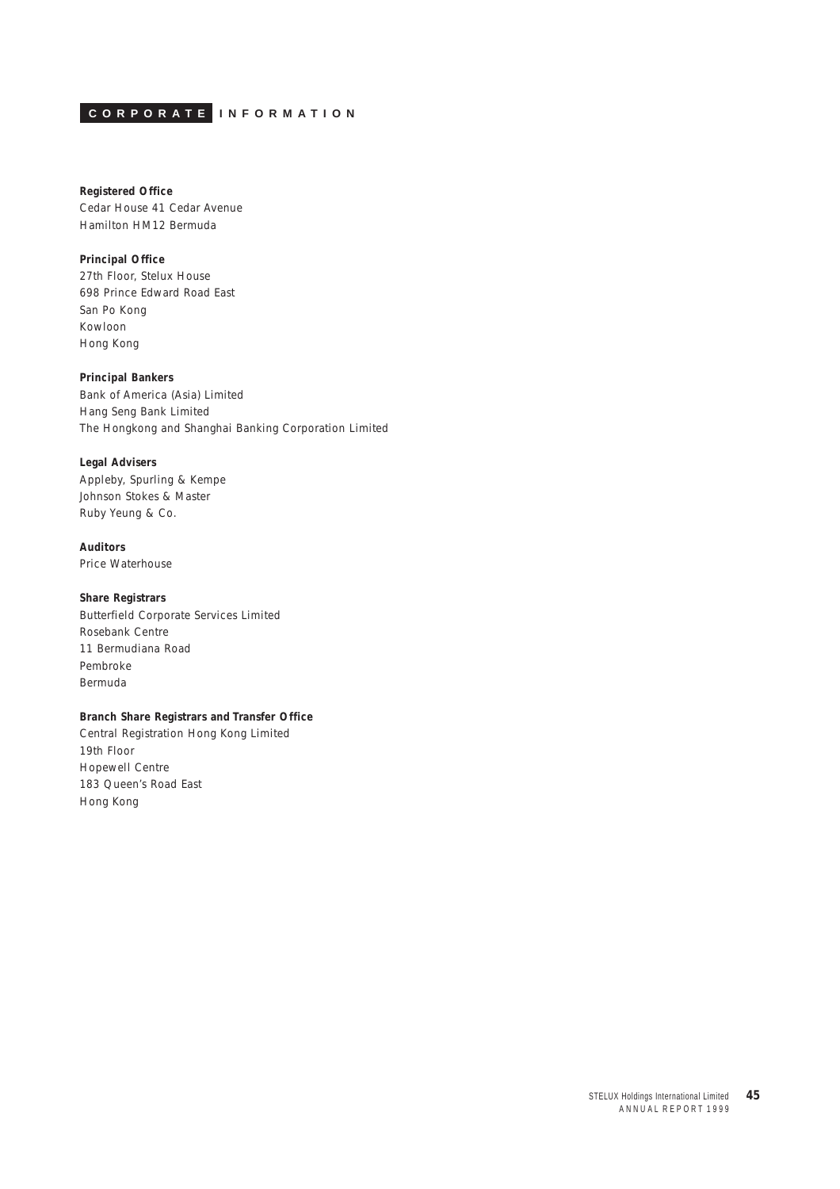# CORPORATE INFORMATION

**Registered Office**
Cedar House 41 Cedar Avenue
Hamilton HM12 Bermuda

**Principal Office**
27th Floor, Stelux House
698 Prince Edward Road East
San Po Kong
Kowloon
Hong Kong

**Principal Bankers**
Bank of America (Asia) Limited
Hang Seng Bank Limited
The Hongkong and Shanghai Banking Corporation Limited

**Legal Advisers**
Appleby, Spurling & Kempe
Johnson Stokes & Master
Ruby Yeung & Co.

**Auditors**
Price Waterhouse

**Share Registrars**
Butterfield Corporate Services Limited
Rosebank Centre
11 Bermudiana Road
Pembroke
Bermuda

**Branch Share Registrars and Transfer Office**
Central Registration Hong Kong Limited
19th Floor
Hopewell Centre
183 Queen's Road East
Hong Kong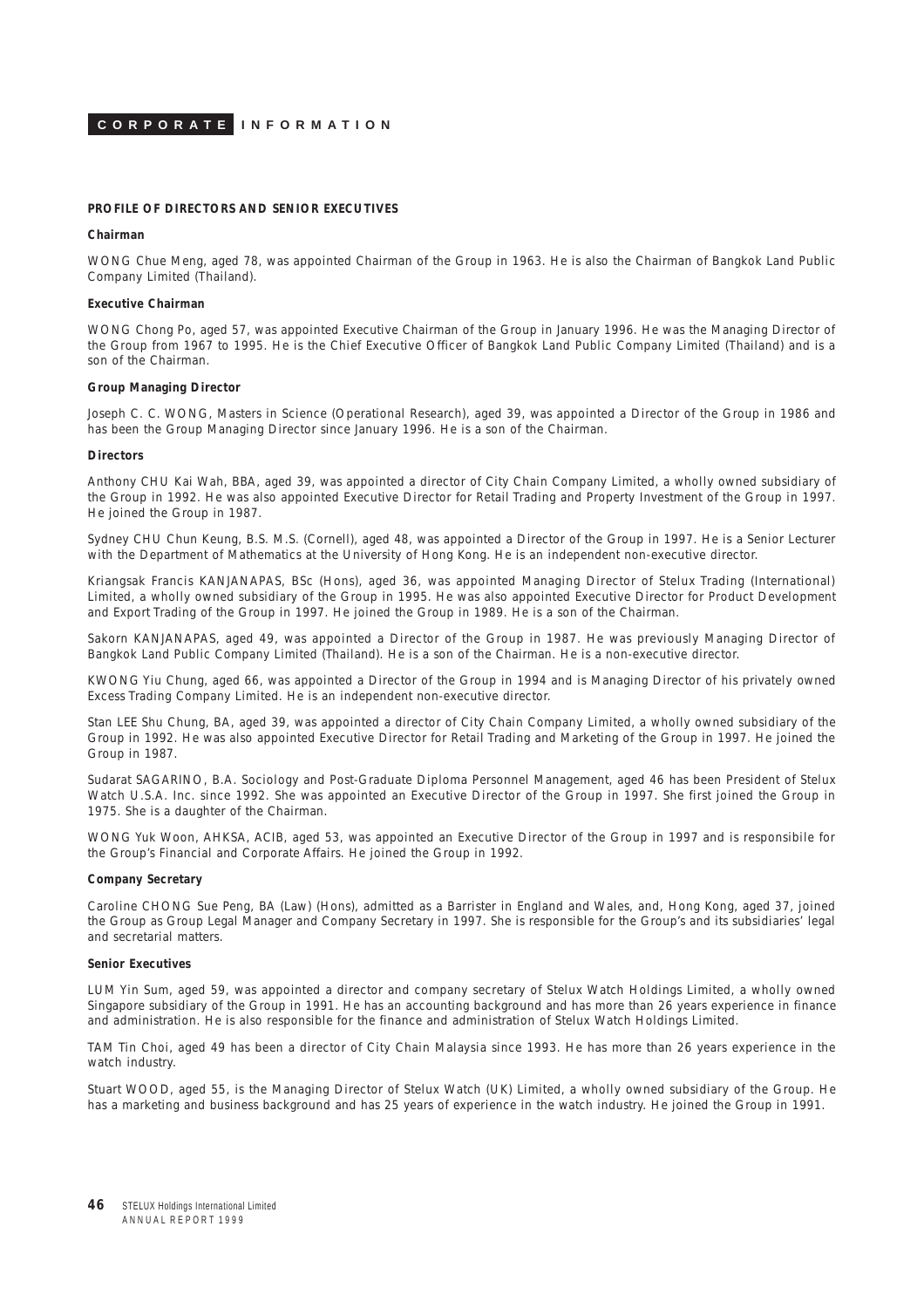# CORPORATE INFORMATION

## PROFILE OF DIRECTORS AND SENIOR EXECUTIVES

### Chairman

WONG Chue Meng, aged 78, was appointed Chairman of the Group in 1963. He is also the Chairman of Bangkok Land Public Company Limited (Thailand).

### Executive Chairman

WONG Chong Po, aged 57, was appointed Executive Chairman of the Group in January 1996. He was the Managing Director of the Group from 1967 to 1995. He is the Chief Executive Officer of Bangkok Land Public Company Limited (Thailand) and is a son of the Chairman.

### Group Managing Director

Joseph C. C. WONG, Masters in Science (Operational Research), aged 39, was appointed a Director of the Group in 1986 and has been the Group Managing Director since January 1996. He is a son of the Chairman.

### Directors

Anthony CHU Kai Wah, BBA, aged 39, was appointed a director of City Chain Company Limited, a wholly owned subsidiary of the Group in 1992. He was also appointed Executive Director for Retail Trading and Property Investment of the Group in 1997. He joined the Group in 1987.

Sydney CHU Chun Keung, B.S. M.S. (Cornell), aged 48, was appointed a Director of the Group in 1997. He is a Senior Lecturer with the Department of Mathematics at the University of Hong Kong. He is an independent non-executive director.

Kriangsak Francis KANJANAPAS, BSc (Hons), aged 36, was appointed Managing Director of Stelux Trading (International) Limited, a wholly owned subsidiary of the Group in 1995. He was also appointed Executive Director for Product Development and Export Trading of the Group in 1997. He joined the Group in 1989. He is a son of the Chairman.

Sakorn KANJANAPAS, aged 49, was appointed a Director of the Group in 1987. He was previously Managing Director of Bangkok Land Public Company Limited (Thailand). He is a son of the Chairman. He is a non-executive director.

KWONG Yiu Chung, aged 66, was appointed a Director of the Group in 1994 and is Managing Director of his privately owned Excess Trading Company Limited. He is an independent non-executive director.

Stan LEE Shu Chung, BA, aged 39, was appointed a director of City Chain Company Limited, a wholly owned subsidiary of the Group in 1992. He was also appointed Executive Director for Retail Trading and Marketing of the Group in 1997. He joined the Group in 1987.

Sudarat SAGARINO, B.A. Sociology and Post-Graduate Diploma Personnel Management, aged 46 has been President of Stelux Watch U.S.A. Inc. since 1992. She was appointed an Executive Director of the Group in 1997. She first joined the Group in 1975. She is a daughter of the Chairman.

WONG Yuk Woon, AHKSA, ACIB, aged 53, was appointed an Executive Director of the Group in 1997 and is responsibile for the Group's Financial and Corporate Affairs. He joined the Group in 1992.

### Company Secretary

Caroline CHONG Sue Peng, BA (Law) (Hons), admitted as a Barrister in England and Wales, and, Hong Kong, aged 37, joined the Group as Group Legal Manager and Company Secretary in 1997. She is responsible for the Group's and its subsidiaries' legal and secretarial matters.

### Senior Executives

LUM Yin Sum, aged 59, was appointed a director and company secretary of Stelux Watch Holdings Limited, a wholly owned Singapore subsidiary of the Group in 1991. He has an accounting background and has more than 26 years experience in finance and administration. He is also responsible for the finance and administration of Stelux Watch Holdings Limited.

TAM Tin Choi, aged 49 has been a director of City Chain Malaysia since 1993. He has more than 26 years experience in the watch industry.

Stuart WOOD, aged 55, is the Managing Director of Stelux Watch (UK) Limited, a wholly owned subsidiary of the Group. He has a marketing and business background and has 25 years of experience in the watch industry. He joined the Group in 1991.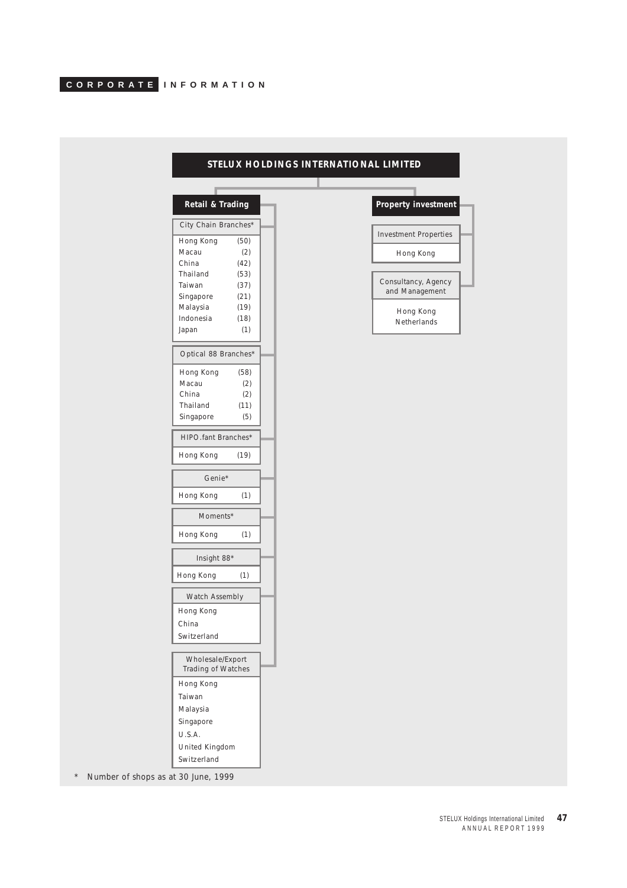# CORPORATE INFORMATION

## STELUX HOLDINGS INTERNATIONAL LIMITED

### Retail & Trading

**City Chain Branches***

| Location | Shops |
|---|---|
| Hong Kong | (50) |
| Macau | (2) |
| China | (42) |
| Thailand | (53) |
| Taiwan | (37) |
| Singapore | (21) |
| Malaysia | (19) |
| Indonesia | (18) |
| Japan | (1) |

**Optical 88 Branches***

| Location | Shops |
|---|---|
| Hong Kong | (58) |
| Macau | (2) |
| China | (2) |
| Thailand | (11) |
| Singapore | (5) |

**HIPO.fant Branches***

| Location | Shops |
|---|---|
| Hong Kong | (19) |

**Genie***

| Location | Shops |
|---|---|
| Hong Kong | (1) |

**Moments***

| Location | Shops |
|---|---|
| Hong Kong | (1) |

**Insight 88***

| Location | Shops |
|---|---|
| Hong Kong | (1) |

**Watch Assembly**

- Hong Kong
- China
- Switzerland

**Wholesale/Export Trading of Watches**

- Hong Kong
- Taiwan
- Malaysia
- Singapore
- U.S.A.
- United Kingdom
- Switzerland

### Property investment

**Investment Properties**

- Hong Kong

**Consultancy, Agency and Management**

- Hong Kong
- Netherlands

\* Number of shops as at 30 June, 1999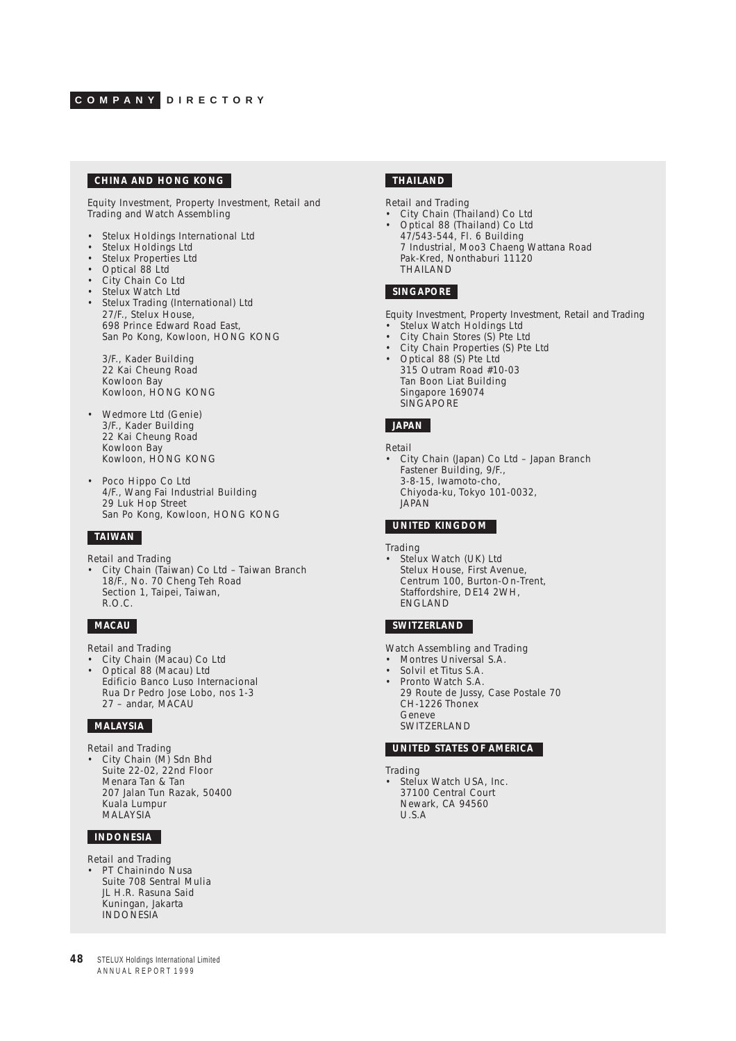# COMPANY DIRECTORY

## CHINA AND HONG KONG

Equity Investment, Property Investment, Retail and Trading and Watch Assembling

- Stelux Holdings International Ltd
- Stelux Holdings Ltd
- Stelux Properties Ltd
- Optical 88 Ltd
- City Chain Co Ltd
- Stelux Watch Ltd
- Stelux Trading (International) Ltd
  27/F., Stelux House,
  698 Prince Edward Road East,
  San Po Kong, Kowloon, HONG KONG

  3/F., Kader Building
  22 Kai Cheung Road
  Kowloon Bay
  Kowloon, HONG KONG

- Wedmore Ltd (Genie)
  3/F., Kader Building
  22 Kai Cheung Road
  Kowloon Bay
  Kowloon, HONG KONG

- Poco Hippo Co Ltd
  4/F., Wang Fai Industrial Building
  29 Luk Hop Street
  San Po Kong, Kowloon, HONG KONG

## TAIWAN

Retail and Trading

- City Chain (Taiwan) Co Ltd – Taiwan Branch
  18/F., No. 70 Cheng Teh Road
  Section 1, Taipei, Taiwan,
  R.O.C.

## MACAU

Retail and Trading

- City Chain (Macau) Co Ltd
- Optical 88 (Macau) Ltd
  Edificio Banco Luso Internacional
  Rua Dr Pedro Jose Lobo, nos 1-3
  27 – andar, MACAU

## MALAYSIA

Retail and Trading

- City Chain (M) Sdn Bhd
  Suite 22-02, 22nd Floor
  Menara Tan & Tan
  207 Jalan Tun Razak, 50400
  Kuala Lumpur
  MALAYSIA

## INDONESIA

Retail and Trading

- PT Chainindo Nusa
  Suite 708 Sentral Mulia
  JL H.R. Rasuna Said
  Kuningan, Jakarta
  INDONESIA

## THAILAND

Retail and Trading

- City Chain (Thailand) Co Ltd
- Optical 88 (Thailand) Co Ltd
  47/543-544, Fl. 6 Building
  7 Industrial, Moo3 Chaeng Wattana Road
  Pak-Kred, Nonthaburi 11120
  THAILAND

## SINGAPORE

Equity Investment, Property Investment, Retail and Trading

- Stelux Watch Holdings Ltd
- City Chain Stores (S) Pte Ltd
- City Chain Properties (S) Pte Ltd
- Optical 88 (S) Pte Ltd
  315 Outram Road #10-03
  Tan Boon Liat Building
  Singapore 169074
  SINGAPORE

## JAPAN

Retail

- City Chain (Japan) Co Ltd – Japan Branch
  Fastener Building, 9/F.,
  3-8-15, Iwamoto-cho,
  Chiyoda-ku, Tokyo 101-0032,
  JAPAN

## UNITED KINGDOM

Trading

- Stelux Watch (UK) Ltd
  Stelux House, First Avenue,
  Centrum 100, Burton-On-Trent,
  Staffordshire, DE14 2WH,
  ENGLAND

## SWITZERLAND

Watch Assembling and Trading

- Montres Universal S.A.
- Solvil et Titus S.A.
- Pronto Watch S.A.
  29 Route de Jussy, Case Postale 70
  CH-1226 Thonex
  Geneve
  SWITZERLAND

## UNITED STATES OF AMERICA

Trading

- Stelux Watch USA, Inc.
  37100 Central Court
  Newark, CA 94560
  U.S.A